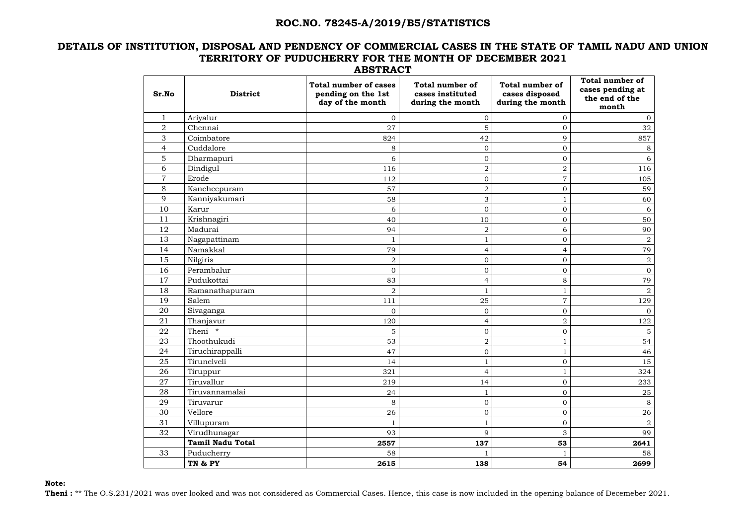# ROC.NO. 78245-A/2019/B5/STATISTICS

## DETAILS OF INSTITUTION, DISPOSAL AND PENDENCY OF COMMERCIAL CASES IN THE STATE OF TAMIL NADU AND UNION TERRITORY OF PUDUCHERRY FOR THE MONTH OF DECEMBER 2021

### ABSTRACT

| Sr.No | District | Total number of cases pending on the 1st day of the month | Total number of cases instituted during the month | Total number of cases disposed during the month | Total number of cases pending at the end of the month |
|---|---|---|---|---|---|
| 1 | Ariyalur | 0 | 0 | 0 | 0 |
| 2 | Chennai | 27 | 5 | 0 | 32 |
| 3 | Coimbatore | 824 | 42 | 9 | 857 |
| 4 | Cuddalore | 8 | 0 | 0 | 8 |
| 5 | Dharmapuri | 6 | 0 | 0 | 6 |
| 6 | Dindigul | 116 | 2 | 2 | 116 |
| 7 | Erode | 112 | 0 | 7 | 105 |
| 8 | Kancheepuram | 57 | 2 | 0 | 59 |
| 9 | Kanniyakumari | 58 | 3 | 1 | 60 |
| 10 | Karur | 6 | 0 | 0 | 6 |
| 11 | Krishnagiri | 40 | 10 | 0 | 50 |
| 12 | Madurai | 94 | 2 | 6 | 90 |
| 13 | Nagapattinam | 1 | 1 | 0 | 2 |
| 14 | Namakkal | 79 | 4 | 4 | 79 |
| 15 | Nilgiris | 2 | 0 | 0 | 2 |
| 16 | Perambalur | 0 | 0 | 0 | 0 |
| 17 | Pudukottai | 83 | 4 | 8 | 79 |
| 18 | Ramanathapuram | 2 | 1 | 1 | 2 |
| 19 | Salem | 111 | 25 | 7 | 129 |
| 20 | Sivaganga | 0 | 0 | 0 | 0 |
| 21 | Thanjavur | 120 | 4 | 2 | 122 |
| 22 | Theni * | 5 | 0 | 0 | 5 |
| 23 | Thoothukudi | 53 | 2 | 1 | 54 |
| 24 | Tiruchirappalli | 47 | 0 | 1 | 46 |
| 25 | Tirunelveli | 14 | 1 | 0 | 15 |
| 26 | Tiruppur | 321 | 4 | 1 | 324 |
| 27 | Tiruvallur | 219 | 14 | 0 | 233 |
| 28 | Tiruvannamalai | 24 | 1 | 0 | 25 |
| 29 | Tiruvarur | 8 | 0 | 0 | 8 |
| 30 | Vellore | 26 | 0 | 0 | 26 |
| 31 | Villupuram | 1 | 1 | 0 | 2 |
| 32 | Virudhunagar | 93 | 9 | 3 | 99 |
| | **Tamil Nadu Total** | **2557** | **137** | **53** | **2641** |
| 33 | Puducherry | 58 | 1 | 1 | 58 |
| | **TN & PY** | **2615** | **138** | **54** | **2699** |

**Note:**

**Theni :** ** The O.S.231/2021 was over looked and was not considered as Commercial Cases. Hence, this case is now included in the opening balance of Decemeber 2021.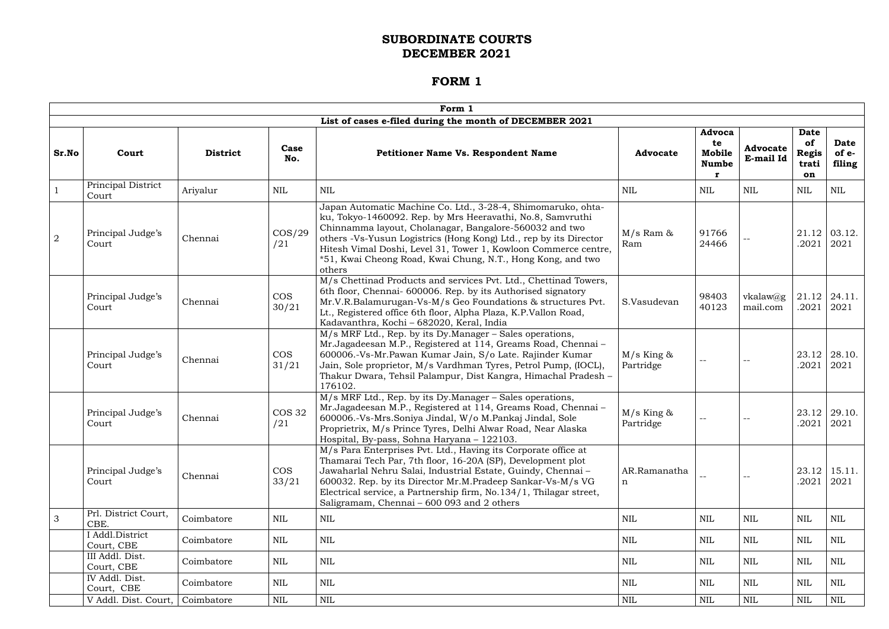# SUBORDINATE COURTS
# DECEMBER 2021

## FORM 1

| Form 1 | | | | | | | | | |
|---|---|---|---|---|---|---|---|---|---|
| **List of cases e-filed during the month of DECEMBER 2021** | | | | | | | | | |
| **Sr.No** | **Court** | **District** | **Case No.** | **Petitioner Name Vs. Respondent Name** | **Advocate** | **Advocate Mobile Number** | **Advocate E-mail Id** | **Date of Registration** | **Date of e-filing** |
| 1 | Principal District Court | Ariyalur | NIL | NIL | NIL | NIL | NIL | NIL | NIL |
| 2 | Principal Judge's Court | Chennai | COS/29/21 | Japan Automatic Machine Co. Ltd., 3-28-4, Shimomaruko, ohta-ku, Tokyo-1460092. Rep. by Mrs Heeravathi, No.8, Samvruthi Chinnamma layout, Cholanagar, Bangalore-560032 and two others -Vs-Yusun Logistrics (Hong Kong) Ltd., rep by its Director Hitesh Vimal Doshi, Level 31, Tower 1, Kowloon Commerce centre, *51, Kwai Cheong Road, Kwai Chung, N.T., Hong Kong, and two others | M/s Ram & Ram | 91766 24466 | -- | 21.12.2021 | 03.12.2021 |
| | Principal Judge's Court | Chennai | COS 30/21 | M/s Chettinad Products and services Pvt. Ltd., Chettinad Towers, 6th floor, Chennai- 600006. Rep. by its Authorised signatory Mr.V.R.Balamurugan-Vs-M/s Geo Foundations & structures Pvt. Lt., Registered office 6th floor, Alpha Plaza, K.P.Vallon Road, Kadavanthra, Kochi – 682020, Keral, India | S.Vasudevan | 98403 40123 | vkalaw@gmail.com | 21.12.2021 | 24.11.2021 |
| | Principal Judge's Court | Chennai | COS 31/21 | M/s MRF Ltd., Rep. by its Dy.Manager – Sales operations, Mr.Jagadeesan M.P., Registered at 114, Greams Road, Chennai – 600006.-Vs-Mr.Pawan Kumar Jain, S/o Late. Rajinder Kumar Jain, Sole proprietor, M/s Vardhman Tyres, Petrol Pump, (IOCL), Thakur Dwara, Tehsil Palampur, Dist Kangra, Himachal Pradesh – 176102. | M/s King & Partridge | -- | -- | 23.12.2021 | 28.10.2021 |
| | Principal Judge's Court | Chennai | COS 32/21 | M/s MRF Ltd., Rep. by its Dy.Manager – Sales operations, Mr.Jagadeesan M.P., Registered at 114, Greams Road, Chennai – 600006.-Vs-Mrs.Soniya Jindal, W/o M.Pankaj Jindal, Sole Proprietrix, M/s Prince Tyres, Delhi Alwar Road, Near Alaska Hospital, By-pass, Sohna Haryana – 122103. | M/s King & Partridge | -- | -- | 23.12.2021 | 29.10.2021 |
| | Principal Judge's Court | Chennai | COS 33/21 | M/s Para Enterprises Pvt. Ltd., Having its Corporate office at Thamarai Tech Par, 7th floor, 16-20A (SP), Development plot Jawaharlal Nehru Salai, Industrial Estate, Guindy, Chennai – 600032. Rep. by its Director Mr.M.Pradeep Sankar-Vs-M/s VG Electrical service, a Partnership firm, No.134/1, Thilagar street, Saligramam, Chennai – 600 093 and 2 others | AR.Ramanathan | -- | -- | 23.12.2021 | 15.11.2021 |
| 3 | Prl. District Court, CBE. | Coimbatore | NIL | NIL | NIL | NIL | NIL | NIL | NIL |
| | I Addl.District Court, CBE | Coimbatore | NIL | NIL | NIL | NIL | NIL | NIL | NIL |
| | III Addl. Dist. Court, CBE | Coimbatore | NIL | NIL | NIL | NIL | NIL | NIL | NIL |
| | IV Addl. Dist. Court, CBE | Coimbatore | NIL | NIL | NIL | NIL | NIL | NIL | NIL |
| | V Addl. Dist. Court, | Coimbatore | NIL | NIL | NIL | NIL | NIL | NIL | NIL |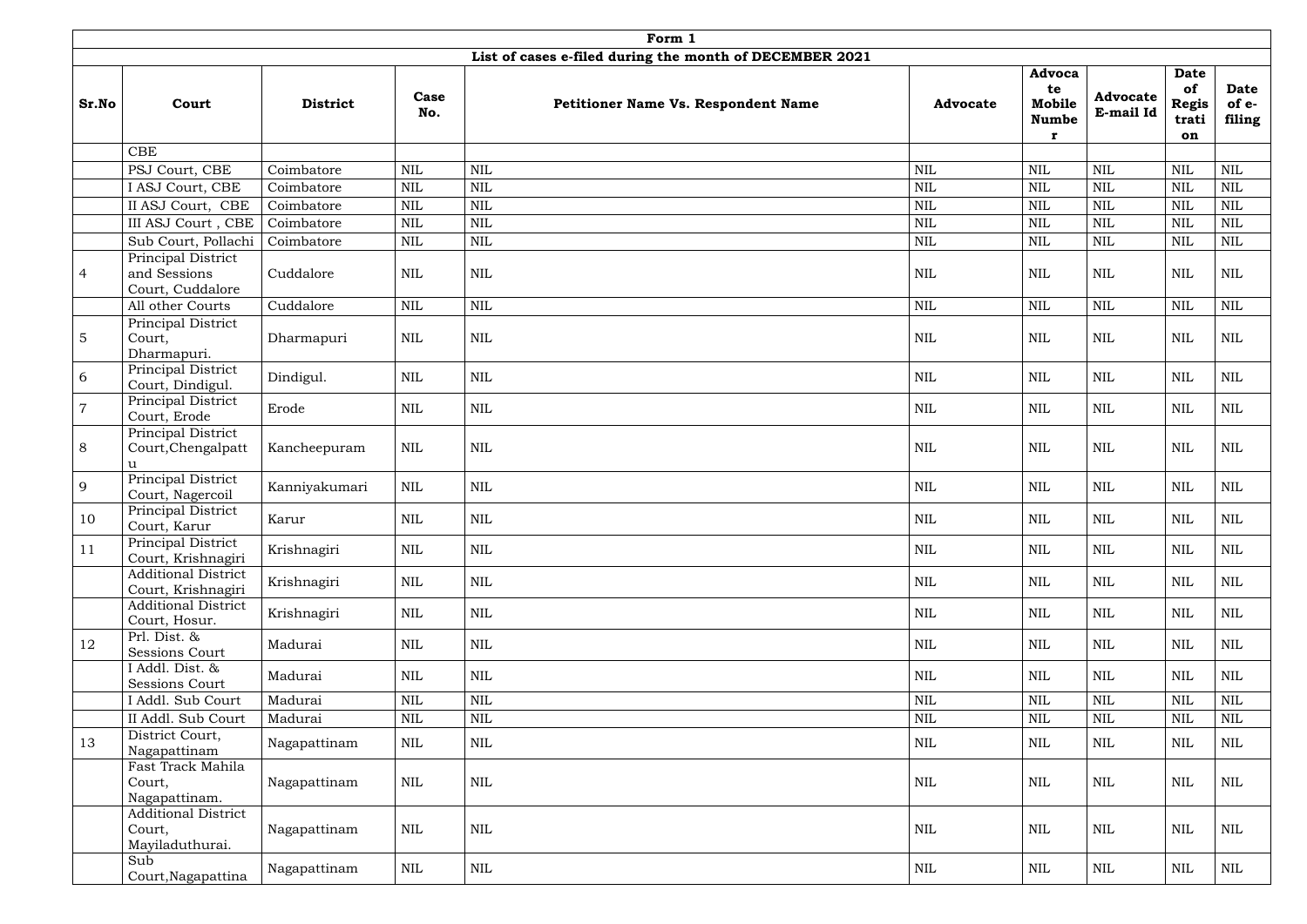| Form 1 | | | | | | | | | |
|---|---|---|---|---|---|---|---|---|---|
| List of cases e-filed during the month of DECEMBER 2021 | | | | | | | | | |
| **Sr.No** | **Court** | **District** | **Case No.** | **Petitioner Name Vs. Respondent Name** | **Advocate** | **Advocate Mobile Number** | **Advocate E-mail Id** | **Date of Registration** | **Date of e-filing** |
| | CBE | | | | | | | | |
| | PSJ Court, CBE | Coimbatore | NIL | NIL | NIL | NIL | NIL | NIL | NIL |
| | I ASJ Court, CBE | Coimbatore | NIL | NIL | NIL | NIL | NIL | NIL | NIL |
| | II ASJ Court, CBE | Coimbatore | NIL | NIL | NIL | NIL | NIL | NIL | NIL |
| | III ASJ Court , CBE | Coimbatore | NIL | NIL | NIL | NIL | NIL | NIL | NIL |
| | Sub Court, Pollachi | Coimbatore | NIL | NIL | NIL | NIL | NIL | NIL | NIL |
| 4 | Principal District and Sessions Court, Cuddalore | Cuddalore | NIL | NIL | NIL | NIL | NIL | NIL | NIL |
| | All other Courts | Cuddalore | NIL | NIL | NIL | NIL | NIL | NIL | NIL |
| 5 | Principal District Court, Dharmapuri. | Dharmapuri | NIL | NIL | NIL | NIL | NIL | NIL | NIL |
| 6 | Principal District Court, Dindigul. | Dindigul. | NIL | NIL | NIL | NIL | NIL | NIL | NIL |
| 7 | Principal District Court, Erode | Erode | NIL | NIL | NIL | NIL | NIL | NIL | NIL |
| 8 | Principal District Court,Chengalpattu | Kancheepuram | NIL | NIL | NIL | NIL | NIL | NIL | NIL |
| 9 | Principal District Court, Nagercoil | Kanniyakumari | NIL | NIL | NIL | NIL | NIL | NIL | NIL |
| 10 | Principal District Court, Karur | Karur | NIL | NIL | NIL | NIL | NIL | NIL | NIL |
| 11 | Principal District Court, Krishnagiri | Krishnagiri | NIL | NIL | NIL | NIL | NIL | NIL | NIL |
| | Additional District Court, Krishnagiri | Krishnagiri | NIL | NIL | NIL | NIL | NIL | NIL | NIL |
| | Additional District Court, Hosur. | Krishnagiri | NIL | NIL | NIL | NIL | NIL | NIL | NIL |
| 12 | Prl. Dist. & Sessions Court | Madurai | NIL | NIL | NIL | NIL | NIL | NIL | NIL |
| | I Addl. Dist. & Sessions Court | Madurai | NIL | NIL | NIL | NIL | NIL | NIL | NIL |
| | I Addl. Sub Court | Madurai | NIL | NIL | NIL | NIL | NIL | NIL | NIL |
| | II Addl. Sub Court | Madurai | NIL | NIL | NIL | NIL | NIL | NIL | NIL |
| 13 | District Court, Nagapattinam | Nagapattinam | NIL | NIL | NIL | NIL | NIL | NIL | NIL |
| | Fast Track Mahila Court, Nagapattinam. | Nagapattinam | NIL | NIL | NIL | NIL | NIL | NIL | NIL |
| | Additional District Court, Mayiladuthurai. | Nagapattinam | NIL | NIL | NIL | NIL | NIL | NIL | NIL |
| | Sub Court,Nagapattina | Nagapattinam | NIL | NIL | NIL | NIL | NIL | NIL | NIL |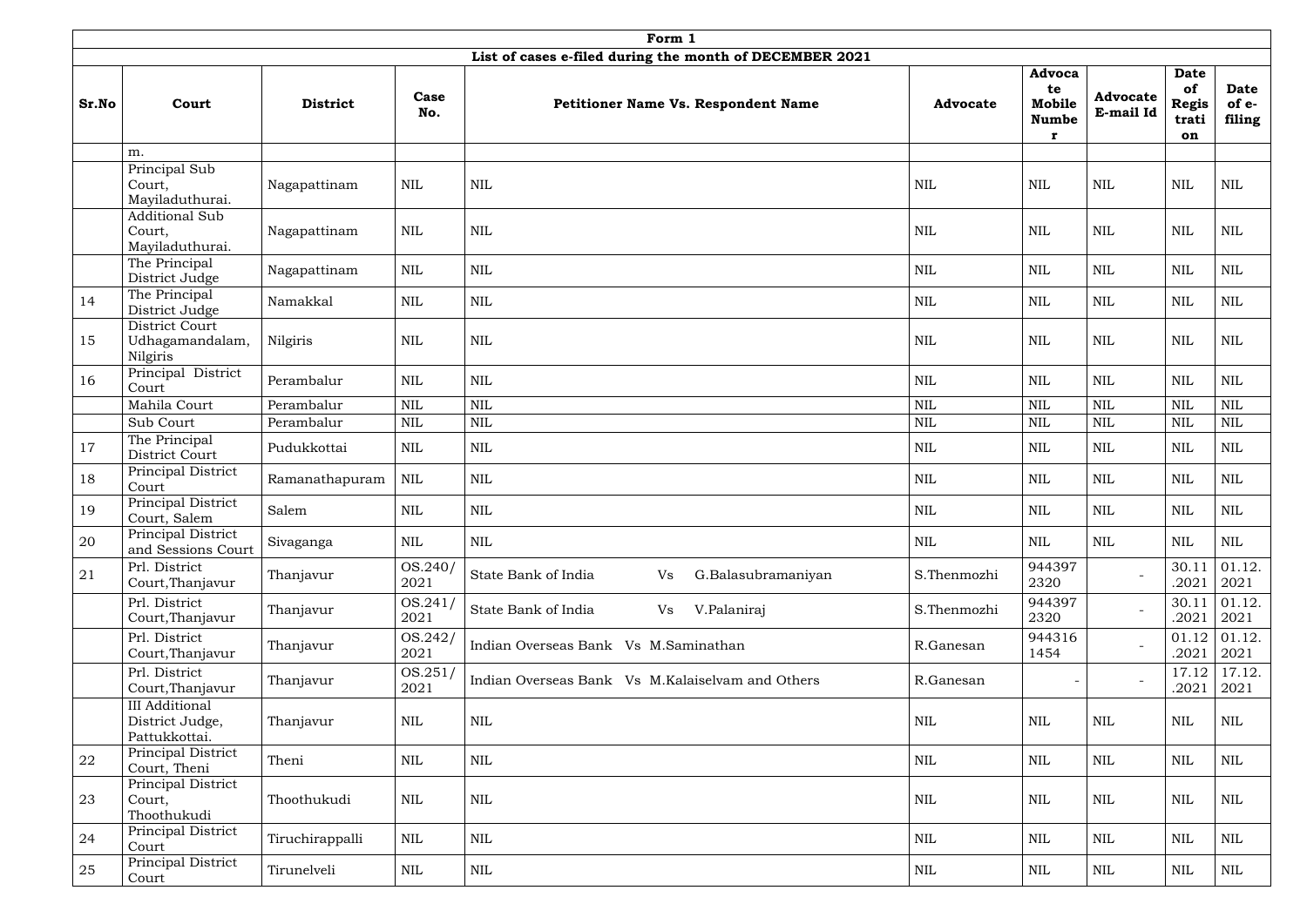| Form 1 | | | | | | | | | |
|---|---|---|---|---|---|---|---|---|---|
| **List of cases e-filed during the month of DECEMBER 2021** | | | | | | | | | |
| **Sr.No** | **Court** | **District** | **Case No.** | **Petitioner Name Vs. Respondent Name** | **Advocate** | **Advocate Mobile Number** | **Advocate E-mail Id** | **Date of Registration** | **Date of e-filing** |
| | m. | | | | | | | | |
| | Principal Sub Court, Mayiladuthurai. | Nagapattinam | NIL | NIL | NIL | NIL | NIL | NIL | NIL |
| | Additional Sub Court, Mayiladuthurai. | Nagapattinam | NIL | NIL | NIL | NIL | NIL | NIL | NIL |
| | The Principal District Judge | Nagapattinam | NIL | NIL | NIL | NIL | NIL | NIL | NIL |
| 14 | The Principal District Judge | Namakkal | NIL | NIL | NIL | NIL | NIL | NIL | NIL |
| 15 | District Court Udhagamandalam, Nilgiris | Nilgiris | NIL | NIL | NIL | NIL | NIL | NIL | NIL |
| 16 | Principal District Court | Perambalur | NIL | NIL | NIL | NIL | NIL | NIL | NIL |
| | Mahila Court | Perambalur | NIL | NIL | NIL | NIL | NIL | NIL | NIL |
| | Sub Court | Perambalur | NIL | NIL | NIL | NIL | NIL | NIL | NIL |
| 17 | The Principal District Court | Pudukkottai | NIL | NIL | NIL | NIL | NIL | NIL | NIL |
| 18 | Principal District Court | Ramanathapuram | NIL | NIL | NIL | NIL | NIL | NIL | NIL |
| 19 | Principal District Court, Salem | Salem | NIL | NIL | NIL | NIL | NIL | NIL | NIL |
| 20 | Principal District and Sessions Court | Sivaganga | NIL | NIL | NIL | NIL | NIL | NIL | NIL |
| 21 | Prl. District Court,Thanjavur | Thanjavur | OS.240/2021 | State Bank of India Vs G.Balasubramaniyan | S.Thenmozhi | 9443972320 | - | 30.11.2021 | 01.12.2021 |
| | Prl. District Court,Thanjavur | Thanjavur | OS.241/2021 | State Bank of India Vs V.Palaniraj | S.Thenmozhi | 9443972320 | - | 30.11.2021 | 01.12.2021 |
| | Prl. District Court,Thanjavur | Thanjavur | OS.242/2021 | Indian Overseas Bank Vs M.Saminathan | R.Ganesan | 9443161454 | - | 01.12.2021 | 01.12.2021 |
| | Prl. District Court,Thanjavur | Thanjavur | OS.251/2021 | Indian Overseas Bank Vs M.Kalaiselvam and Others | R.Ganesan | - | - | 17.12.2021 | 17.12.2021 |
| | III Additional District Judge, Pattukkottai. | Thanjavur | NIL | NIL | NIL | NIL | NIL | NIL | NIL |
| 22 | Principal District Court, Theni | Theni | NIL | NIL | NIL | NIL | NIL | NIL | NIL |
| 23 | Principal District Court, Thoothukudi | Thoothukudi | NIL | NIL | NIL | NIL | NIL | NIL | NIL |
| 24 | Principal District Court | Tiruchirappalli | NIL | NIL | NIL | NIL | NIL | NIL | NIL |
| 25 | Principal District Court | Tirunelveli | NIL | NIL | NIL | NIL | NIL | NIL | NIL |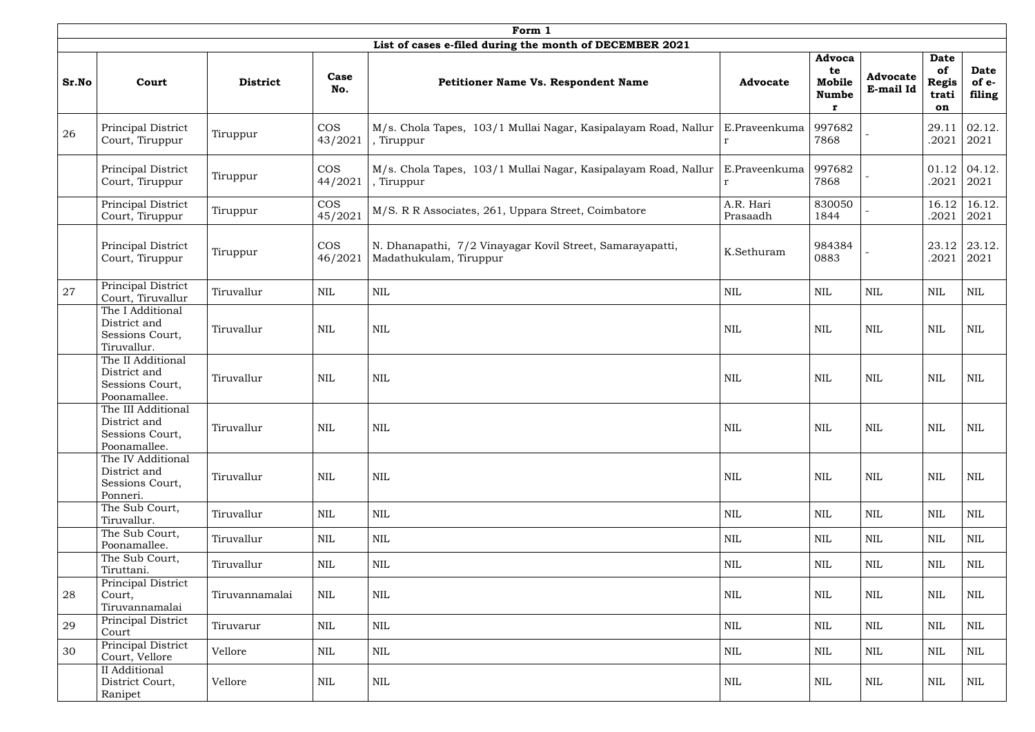**Form 1**

**List of cases e-filed during the month of DECEMBER 2021**

| Sr.No | Court | District | Case No. | Petitioner Name Vs. Respondent Name | Advocate | Advocate Mobile Number | Advocate E-mail Id | Date of Registration | Date of e-filing |
|---|---|---|---|---|---|---|---|---|---|
| 26 | Principal District Court, Tiruppur | Tiruppur | COS 43/2021 | M/s. Chola Tapes, 103/1 Mullai Nagar, Kasipalayam Road, Nallur , Tiruppur | E.Praveenkumar | 9976827868 | - | 29.11.2021 | 02.12.2021 |
| | Principal District Court, Tiruppur | Tiruppur | COS 44/2021 | M/s. Chola Tapes, 103/1 Mullai Nagar, Kasipalayam Road, Nallur , Tiruppur | E.Praveenkumar | 9976827868 | - | 01.12.2021 | 04.12.2021 |
| | Principal District Court, Tiruppur | Tiruppur | COS 45/2021 | M/S. R R Associates, 261, Uppara Street, Coimbatore | A.R. Hari Prasaadh | 8300501844 | - | 16.12.2021 | 16.12.2021 |
| | Principal District Court, Tiruppur | Tiruppur | COS 46/2021 | N. Dhanapathi, 7/2 Vinayagar Kovil Street, Samarayapatti, Madathukulam, Tiruppur | K.Sethuram | 9843840883 | - | 23.12.2021 | 23.12.2021 |
| 27 | Principal District Court, Tiruvallur | Tiruvallur | NIL | NIL | NIL | NIL | NIL | NIL | NIL |
| | The I Additional District and Sessions Court, Tiruvallur. | Tiruvallur | NIL | NIL | NIL | NIL | NIL | NIL | NIL |
| | The II Additional District and Sessions Court, Poonamallee. | Tiruvallur | NIL | NIL | NIL | NIL | NIL | NIL | NIL |
| | The III Additional District and Sessions Court, Poonamallee. | Tiruvallur | NIL | NIL | NIL | NIL | NIL | NIL | NIL |
| | The IV Additional District and Sessions Court, Ponneri. | Tiruvallur | NIL | NIL | NIL | NIL | NIL | NIL | NIL |
| | The Sub Court, Tiruvallur. | Tiruvallur | NIL | NIL | NIL | NIL | NIL | NIL | NIL |
| | The Sub Court, Poonamallee. | Tiruvallur | NIL | NIL | NIL | NIL | NIL | NIL | NIL |
| | The Sub Court, Tiruttani. | Tiruvallur | NIL | NIL | NIL | NIL | NIL | NIL | NIL |
| 28 | Principal District Court, Tiruvannamalai | Tiruvannamalai | NIL | NIL | NIL | NIL | NIL | NIL | NIL |
| 29 | Principal District Court | Tiruvarur | NIL | NIL | NIL | NIL | NIL | NIL | NIL |
| 30 | Principal District Court, Vellore | Vellore | NIL | NIL | NIL | NIL | NIL | NIL | NIL |
| | II Additional District Court, Ranipet | Vellore | NIL | NIL | NIL | NIL | NIL | NIL | NIL |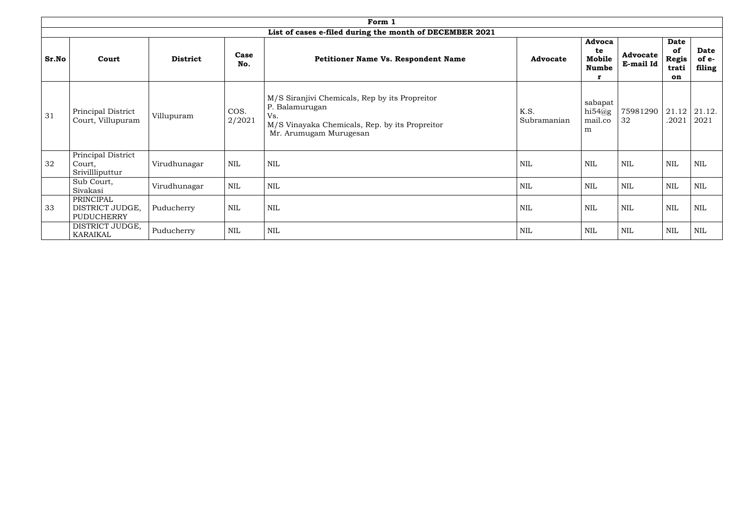| Form 1 | | | | | | | | | |
|---|---|---|---|---|---|---|---|---|---|
| **List of cases e-filed during the month of DECEMBER 2021** | | | | | | | | | |
| **Sr.No** | **Court** | **District** | **Case No.** | **Petitioner Name Vs. Respondent Name** | **Advocate** | **Advocate Mobile Number** | **Advocate E-mail Id** | **Date of Registration** | **Date of e-filing** |
| 31 | Principal District Court, Villupuram | Villupuram | COS. 2/2021 | M/S Siranjivi Chemicals, Rep by its Propreitor P. Balamurugan Vs. M/S Vinayaka Chemicals, Rep. by its Propreitor Mr. Arumugam Murugesan | K.S. Subramanian | sabapathi54@gmail.com | 7598129032 | 21.12.2021 | 21.12.2021 |
| 32 | Principal District Court, Srivillliputtur | Virudhunagar | NIL | NIL | NIL | NIL | NIL | NIL | NIL |
| | Sub Court, Sivakasi | Virudhunagar | NIL | NIL | NIL | NIL | NIL | NIL | NIL |
| 33 | PRINCIPAL DISTRICT JUDGE, PUDUCHERRY | Puducherry | NIL | NIL | NIL | NIL | NIL | NIL | NIL |
| | DISTRICT JUDGE, KARAIKAL | Puducherry | NIL | NIL | NIL | NIL | NIL | NIL | NIL |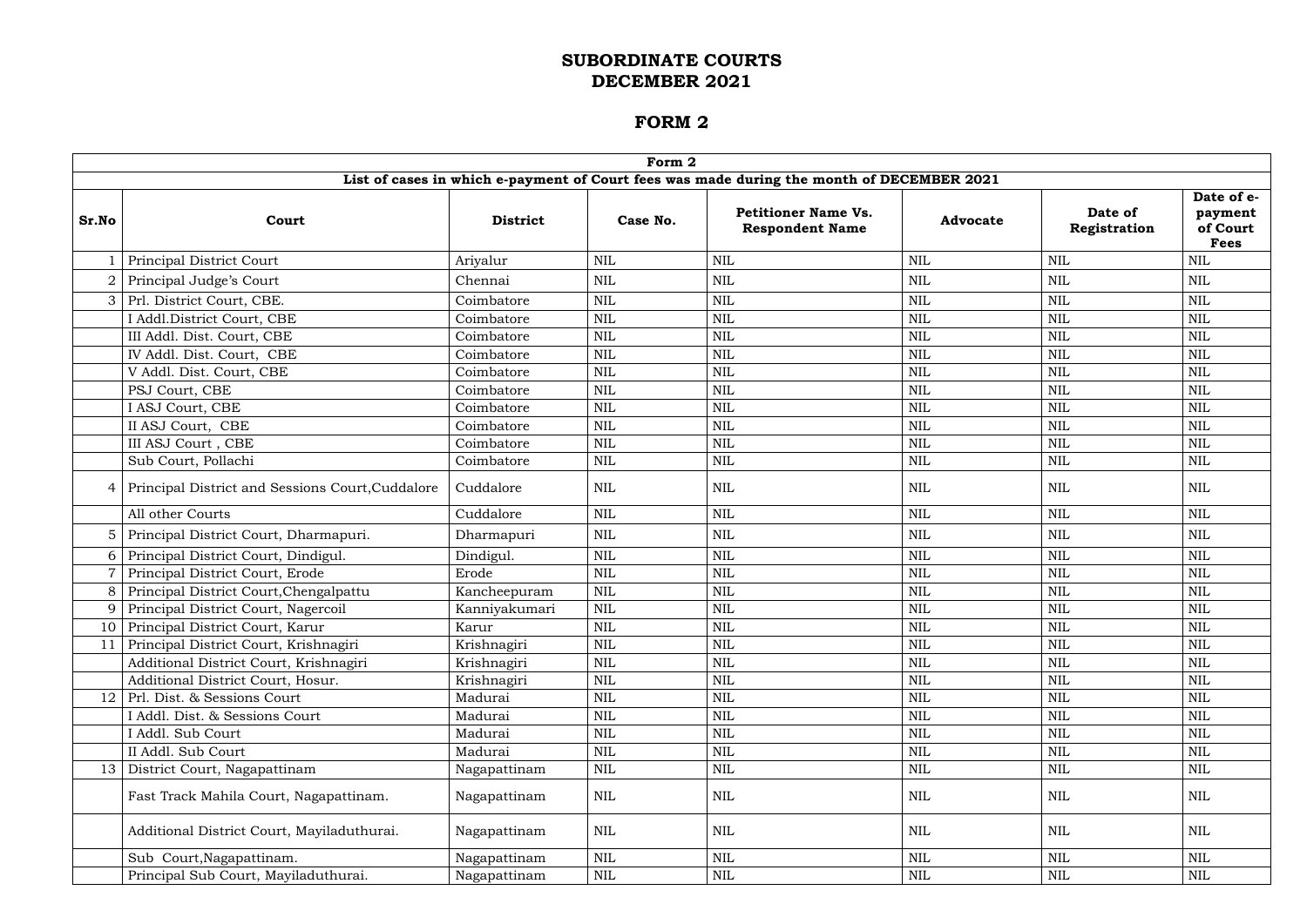# SUBORDINATE COURTS
# DECEMBER 2021

## FORM 2

| Form 2 | | | | | | | |
|---|---|---|---|---|---|---|---|
| **List of cases in which e-payment of Court fees was made during the month of DECEMBER 2021** | | | | | | | |
| **Sr.No** | **Court** | **District** | **Case No.** | **Petitioner Name Vs. Respondent Name** | **Advocate** | **Date of Registration** | **Date of e-payment of Court Fees** |
| 1 | Principal District Court | Ariyalur | NIL | NIL | NIL | NIL | NIL |
| 2 | Principal Judge's Court | Chennai | NIL | NIL | NIL | NIL | NIL |
| 3 | Prl. District Court, CBE. | Coimbatore | NIL | NIL | NIL | NIL | NIL |
| | I Addl.District Court, CBE | Coimbatore | NIL | NIL | NIL | NIL | NIL |
| | III Addl. Dist. Court, CBE | Coimbatore | NIL | NIL | NIL | NIL | NIL |
| | IV Addl. Dist. Court, CBE | Coimbatore | NIL | NIL | NIL | NIL | NIL |
| | V Addl. Dist. Court, CBE | Coimbatore | NIL | NIL | NIL | NIL | NIL |
| | PSJ Court, CBE | Coimbatore | NIL | NIL | NIL | NIL | NIL |
| | I ASJ Court, CBE | Coimbatore | NIL | NIL | NIL | NIL | NIL |
| | II ASJ Court, CBE | Coimbatore | NIL | NIL | NIL | NIL | NIL |
| | III ASJ Court , CBE | Coimbatore | NIL | NIL | NIL | NIL | NIL |
| | Sub Court, Pollachi | Coimbatore | NIL | NIL | NIL | NIL | NIL |
| 4 | Principal District and Sessions Court,Cuddalore | Cuddalore | NIL | NIL | NIL | NIL | NIL |
| | All other Courts | Cuddalore | NIL | NIL | NIL | NIL | NIL |
| 5 | Principal District Court, Dharmapuri. | Dharmapuri | NIL | NIL | NIL | NIL | NIL |
| 6 | Principal District Court, Dindigul. | Dindigul. | NIL | NIL | NIL | NIL | NIL |
| 7 | Principal District Court, Erode | Erode | NIL | NIL | NIL | NIL | NIL |
| 8 | Principal District Court,Chengalpattu | Kancheepuram | NIL | NIL | NIL | NIL | NIL |
| 9 | Principal District Court, Nagercoil | Kanniyakumari | NIL | NIL | NIL | NIL | NIL |
| 10 | Principal District Court, Karur | Karur | NIL | NIL | NIL | NIL | NIL |
| 11 | Principal District Court, Krishnagiri | Krishnagiri | NIL | NIL | NIL | NIL | NIL |
| | Additional District Court, Krishnagiri | Krishnagiri | NIL | NIL | NIL | NIL | NIL |
| | Additional District Court, Hosur. | Krishnagiri | NIL | NIL | NIL | NIL | NIL |
| 12 | Prl. Dist. & Sessions Court | Madurai | NIL | NIL | NIL | NIL | NIL |
| | I Addl. Dist. & Sessions Court | Madurai | NIL | NIL | NIL | NIL | NIL |
| | I Addl. Sub Court | Madurai | NIL | NIL | NIL | NIL | NIL |
| | II Addl. Sub Court | Madurai | NIL | NIL | NIL | NIL | NIL |
| 13 | District Court, Nagapattinam | Nagapattinam | NIL | NIL | NIL | NIL | NIL |
| | Fast Track Mahila Court, Nagapattinam. | Nagapattinam | NIL | NIL | NIL | NIL | NIL |
| | Additional District Court, Mayiladuthurai. | Nagapattinam | NIL | NIL | NIL | NIL | NIL |
| | Sub Court,Nagapattinam. | Nagapattinam | NIL | NIL | NIL | NIL | NIL |
| | Principal Sub Court, Mayiladuthurai. | Nagapattinam | NIL | NIL | NIL | NIL | NIL |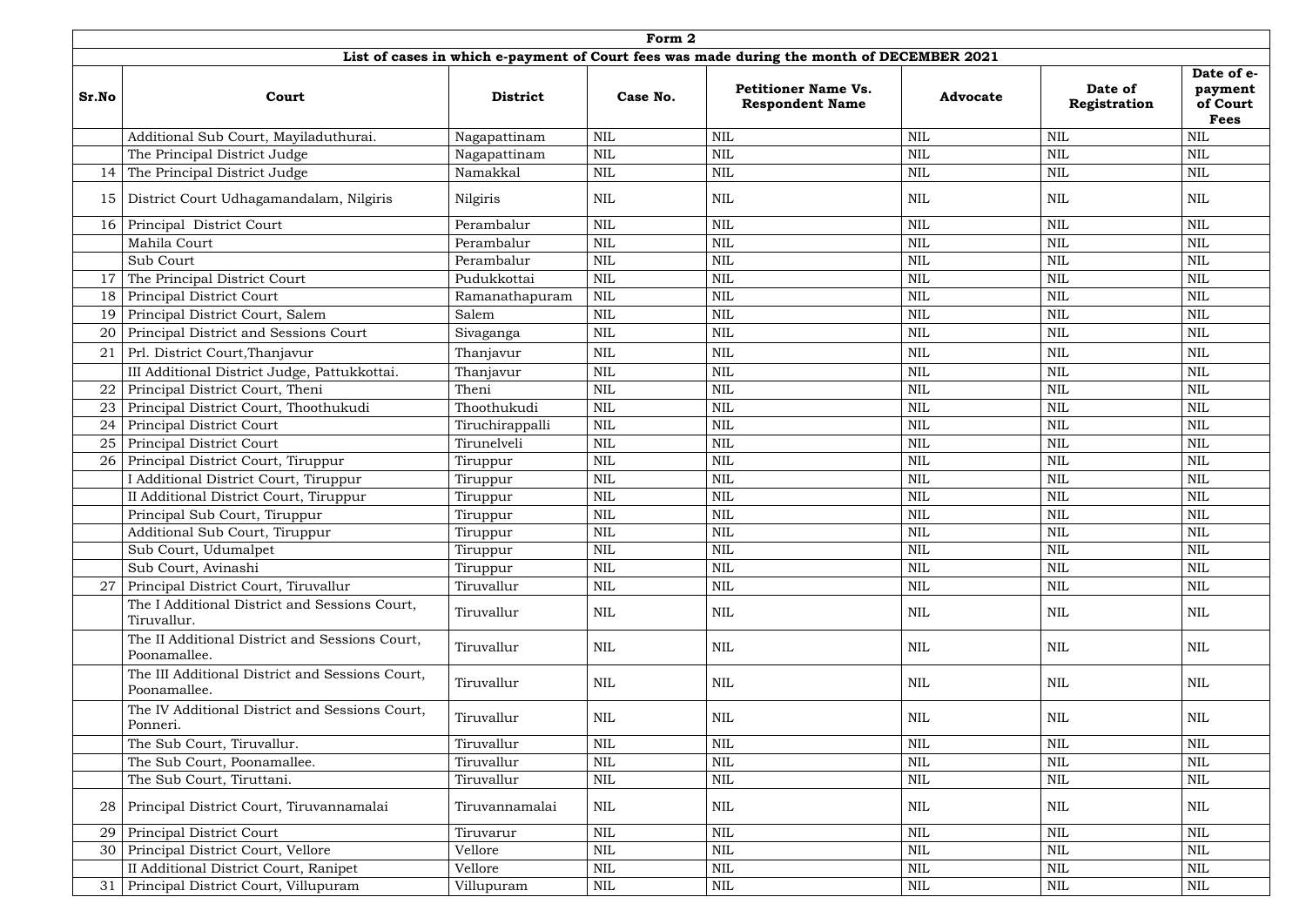| Form 2 | | | | | | | |
|---|---|---|---|---|---|---|---|
| **List of cases in which e-payment of Court fees was made during the month of DECEMBER 2021** | | | | | | | |
| **Sr.No** | **Court** | **District** | **Case No.** | **Petitioner Name Vs. Respondent Name** | **Advocate** | **Date of Registration** | **Date of e-payment of Court Fees** |
| | Additional Sub Court, Mayiladuthurai. | Nagapattinam | NIL | NIL | NIL | NIL | NIL |
| | The Principal District Judge | Nagapattinam | NIL | NIL | NIL | NIL | NIL |
| 14 | The Principal District Judge | Namakkal | NIL | NIL | NIL | NIL | NIL |
| 15 | District Court Udhagamandalam, Nilgiris | Nilgiris | NIL | NIL | NIL | NIL | NIL |
| 16 | Principal District Court | Perambalur | NIL | NIL | NIL | NIL | NIL |
| | Mahila Court | Perambalur | NIL | NIL | NIL | NIL | NIL |
| | Sub Court | Perambalur | NIL | NIL | NIL | NIL | NIL |
| 17 | The Principal District Court | Pudukkottai | NIL | NIL | NIL | NIL | NIL |
| 18 | Principal District Court | Ramanathapuram | NIL | NIL | NIL | NIL | NIL |
| 19 | Principal District Court, Salem | Salem | NIL | NIL | NIL | NIL | NIL |
| 20 | Principal District and Sessions Court | Sivaganga | NIL | NIL | NIL | NIL | NIL |
| 21 | Prl. District Court,Thanjavur | Thanjavur | NIL | NIL | NIL | NIL | NIL |
| | III Additional District Judge, Pattukkottai. | Thanjavur | NIL | NIL | NIL | NIL | NIL |
| 22 | Principal District Court, Theni | Theni | NIL | NIL | NIL | NIL | NIL |
| 23 | Principal District Court, Thoothukudi | Thoothukudi | NIL | NIL | NIL | NIL | NIL |
| 24 | Principal District Court | Tiruchirappalli | NIL | NIL | NIL | NIL | NIL |
| 25 | Principal District Court | Tirunelveli | NIL | NIL | NIL | NIL | NIL |
| 26 | Principal District Court, Tiruppur | Tiruppur | NIL | NIL | NIL | NIL | NIL |
| | I Additional District Court, Tiruppur | Tiruppur | NIL | NIL | NIL | NIL | NIL |
| | II Additional District Court, Tiruppur | Tiruppur | NIL | NIL | NIL | NIL | NIL |
| | Principal Sub Court, Tiruppur | Tiruppur | NIL | NIL | NIL | NIL | NIL |
| | Additional Sub Court, Tiruppur | Tiruppur | NIL | NIL | NIL | NIL | NIL |
| | Sub Court, Udumalpet | Tiruppur | NIL | NIL | NIL | NIL | NIL |
| | Sub Court, Avinashi | Tiruppur | NIL | NIL | NIL | NIL | NIL |
| 27 | Principal District Court, Tiruvallur | Tiruvallur | NIL | NIL | NIL | NIL | NIL |
| | The I Additional District and Sessions Court, Tiruvallur. | Tiruvallur | NIL | NIL | NIL | NIL | NIL |
| | The II Additional District and Sessions Court, Poonamallee. | Tiruvallur | NIL | NIL | NIL | NIL | NIL |
| | The III Additional District and Sessions Court, Poonamallee. | Tiruvallur | NIL | NIL | NIL | NIL | NIL |
| | The IV Additional District and Sessions Court, Ponneri. | Tiruvallur | NIL | NIL | NIL | NIL | NIL |
| | The Sub Court, Tiruvallur. | Tiruvallur | NIL | NIL | NIL | NIL | NIL |
| | The Sub Court, Poonamallee. | Tiruvallur | NIL | NIL | NIL | NIL | NIL |
| | The Sub Court, Tiruttani. | Tiruvallur | NIL | NIL | NIL | NIL | NIL |
| 28 | Principal District Court, Tiruvannamalai | Tiruvannamalai | NIL | NIL | NIL | NIL | NIL |
| 29 | Principal District Court | Tiruvarur | NIL | NIL | NIL | NIL | NIL |
| 30 | Principal District Court, Vellore | Vellore | NIL | NIL | NIL | NIL | NIL |
| | II Additional District Court, Ranipet | Vellore | NIL | NIL | NIL | NIL | NIL |
| 31 | Principal District Court, Villupuram | Villupuram | NIL | NIL | NIL | NIL | NIL |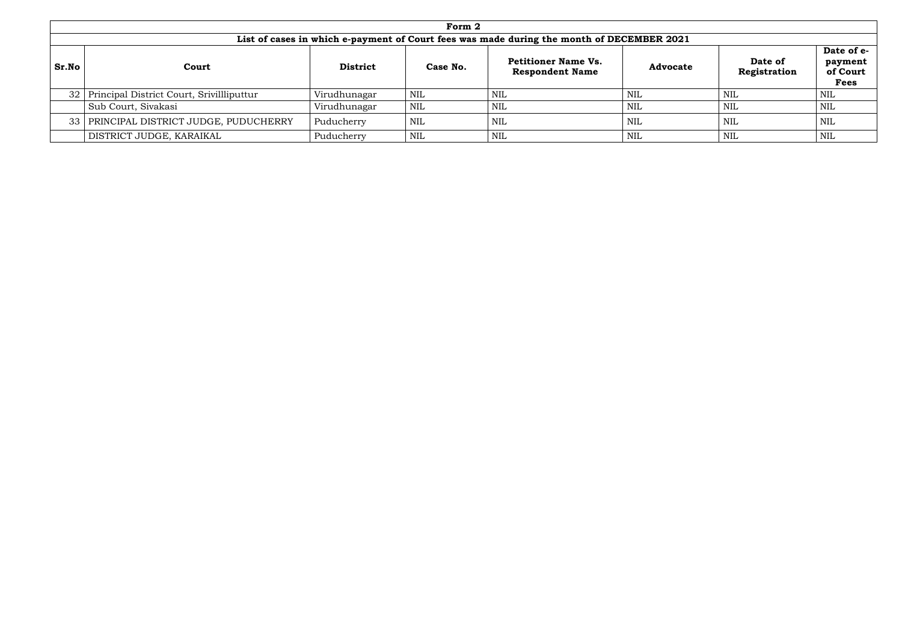| Form 2 | | | | | | | |
|---|---|---|---|---|---|---|---|
| **List of cases in which e-payment of Court fees was made during the month of DECEMBER 2021** | | | | | | | |
| **Sr.No** | **Court** | **District** | **Case No.** | **Petitioner Name Vs. Respondent Name** | **Advocate** | **Date of Registration** | **Date of e-payment of Court Fees** |
| 32 | Principal District Court, Srivillliputtur | Virudhunagar | NIL | NIL | NIL | NIL | NIL |
| | Sub Court, Sivakasi | Virudhunagar | NIL | NIL | NIL | NIL | NIL |
| 33 | PRINCIPAL DISTRICT JUDGE, PUDUCHERRY | Puducherry | NIL | NIL | NIL | NIL | NIL |
| | DISTRICT JUDGE, KARAIKAL | Puducherry | NIL | NIL | NIL | NIL | NIL |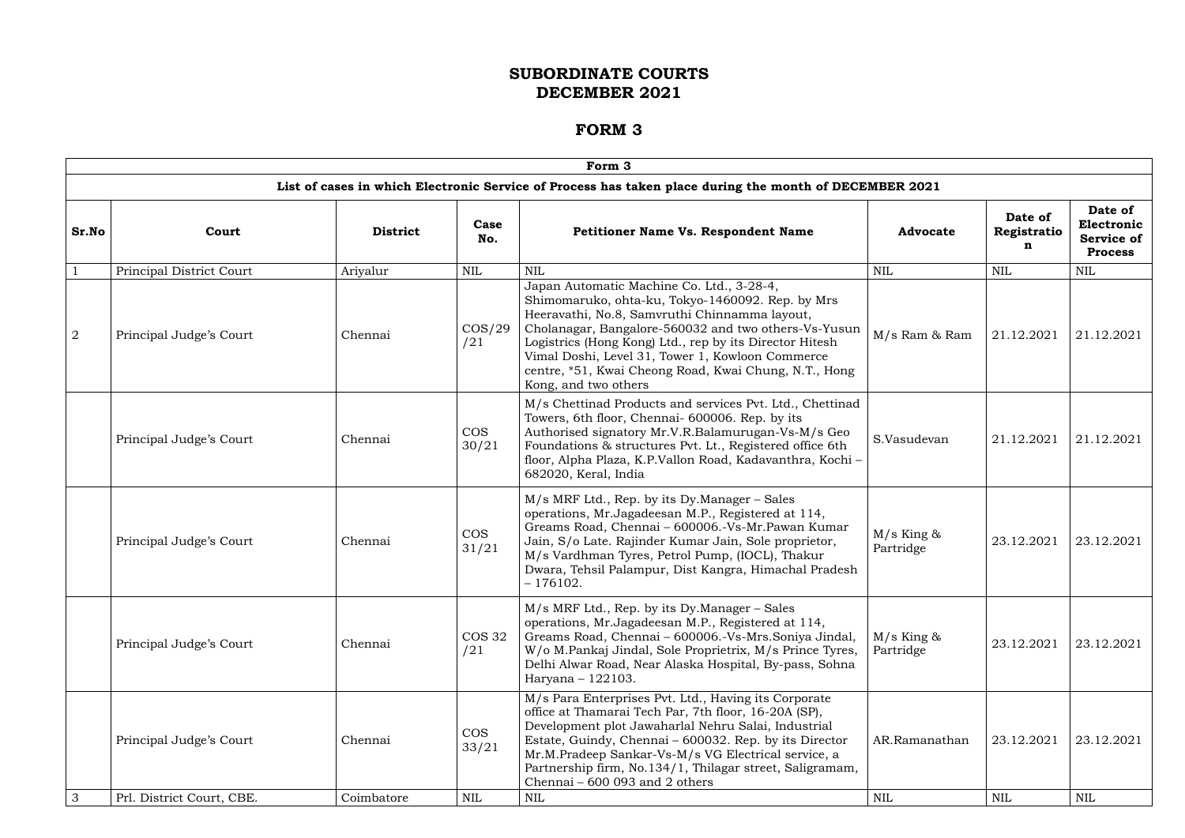# SUBORDINATE COURTS
# DECEMBER 2021

## FORM 3

| Form 3 | | | | | | | |
|---|---|---|---|---|---|---|---|
| **List of cases in which Electronic Service of Process has taken place during the month of DECEMBER 2021** | | | | | | | |
| **Sr.No** | **Court** | **District** | **Case No.** | **Petitioner Name Vs. Respondent Name** | **Advocate** | **Date of Registration** | **Date of Electronic Service of Process** |
| 1 | Principal District Court | Ariyalur | NIL | NIL | NIL | NIL | NIL |
| 2 | Principal Judge's Court | Chennai | COS/29/21 | Japan Automatic Machine Co. Ltd., 3-28-4, Shimomaruko, ohta-ku, Tokyo-1460092. Rep. by Mrs Heeravathi, No.8, Samvruthi Chinnamma layout, Cholanagar, Bangalore-560032 and two others-Vs-Yusun Logistrics (Hong Kong) Ltd., rep by its Director Hitesh Vimal Doshi, Level 31, Tower 1, Kowloon Commerce centre, *51, Kwai Cheong Road, Kwai Chung, N.T., Hong Kong, and two others | M/s Ram & Ram | 21.12.2021 | 21.12.2021 |
| | Principal Judge's Court | Chennai | COS 30/21 | M/s Chettinad Products and services Pvt. Ltd., Chettinad Towers, 6th floor, Chennai- 600006. Rep. by its Authorised signatory Mr.V.R.Balamurugan-Vs-M/s Geo Foundations & structures Pvt. Lt., Registered office 6th floor, Alpha Plaza, K.P.Vallon Road, Kadavanthra, Kochi – 682020, Keral, India | S.Vasudevan | 21.12.2021 | 21.12.2021 |
| | Principal Judge's Court | Chennai | COS 31/21 | M/s MRF Ltd., Rep. by its Dy.Manager – Sales operations, Mr.Jagadeesan M.P., Registered at 114, Greams Road, Chennai – 600006.-Vs-Mr.Pawan Kumar Jain, S/o Late. Rajinder Kumar Jain, Sole proprietor, M/s Vardhman Tyres, Petrol Pump, (IOCL), Thakur Dwara, Tehsil Palampur, Dist Kangra, Himachal Pradesh – 176102. | M/s King & Partridge | 23.12.2021 | 23.12.2021 |
| | Principal Judge's Court | Chennai | COS 32/21 | M/s MRF Ltd., Rep. by its Dy.Manager – Sales operations, Mr.Jagadeesan M.P., Registered at 114, Greams Road, Chennai – 600006.-Vs-Mrs.Soniya Jindal, W/o M.Pankaj Jindal, Sole Proprietrix, M/s Prince Tyres, Delhi Alwar Road, Near Alaska Hospital, By-pass, Sohna Haryana – 122103. | M/s King & Partridge | 23.12.2021 | 23.12.2021 |
| | Principal Judge's Court | Chennai | COS 33/21 | M/s Para Enterprises Pvt. Ltd., Having its Corporate office at Thamarai Tech Par, 7th floor, 16-20A (SP), Development plot Jawaharlal Nehru Salai, Industrial Estate, Guindy, Chennai – 600032. Rep. by its Director Mr.M.Pradeep Sankar-Vs-M/s VG Electrical service, a Partnership firm, No.134/1, Thilagar street, Saligramam, Chennai – 600 093 and 2 others | AR.Ramanathan | 23.12.2021 | 23.12.2021 |
| 3 | Prl. District Court, CBE. | Coimbatore | NIL | NIL | NIL | NIL | NIL |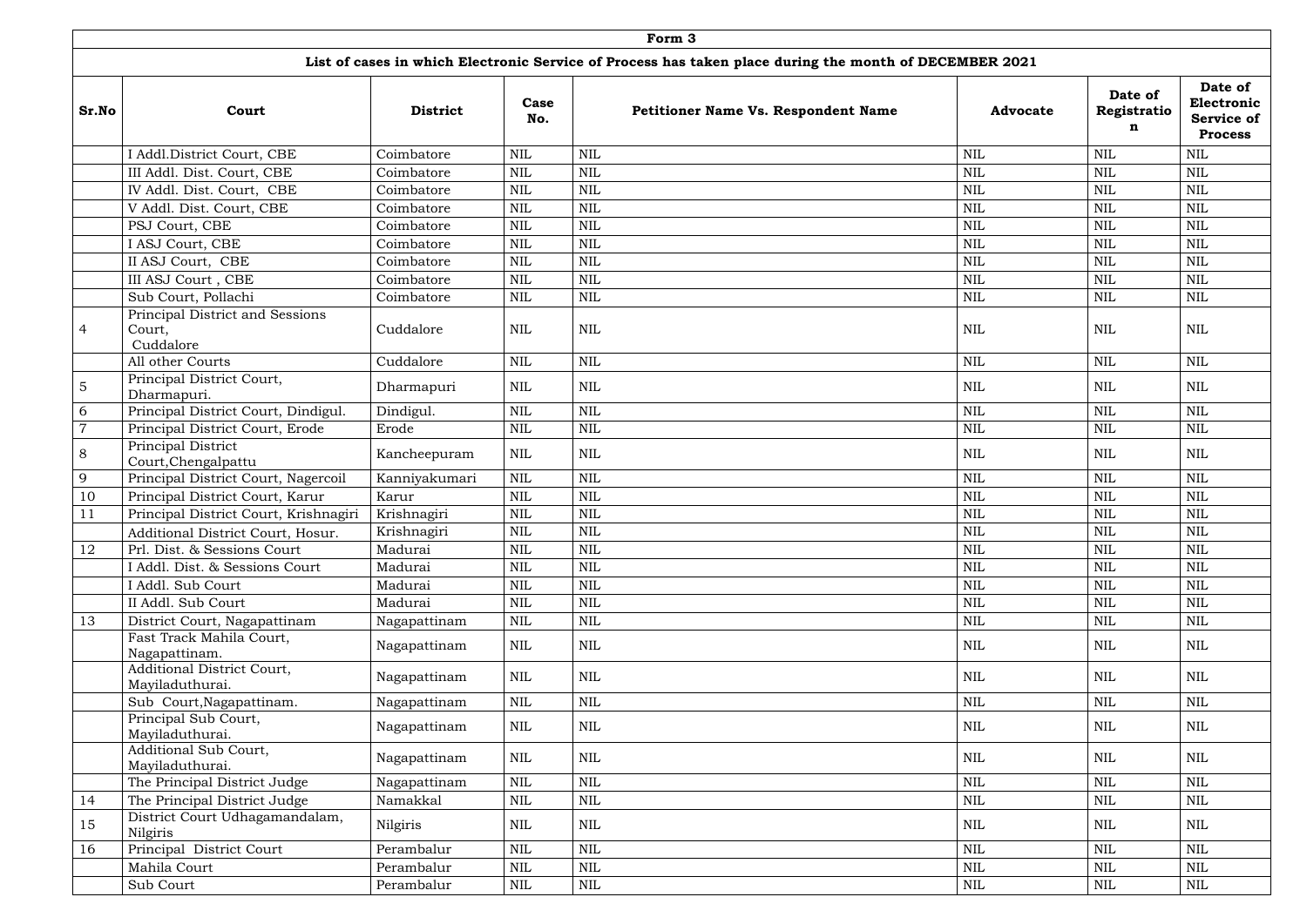| Form 3 | | | | | | | |
|---|---|---|---|---|---|---|---|
| **List of cases in which Electronic Service of Process has taken place during the month of DECEMBER 2021** | | | | | | | |
| **Sr.No** | **Court** | **District** | **Case No.** | **Petitioner Name Vs. Respondent Name** | **Advocate** | **Date of Registration** | **Date of Electronic Service of Process** |
| | I Addl.District Court, CBE | Coimbatore | NIL | NIL | NIL | NIL | NIL |
| | III Addl. Dist. Court, CBE | Coimbatore | NIL | NIL | NIL | NIL | NIL |
| | IV Addl. Dist. Court, CBE | Coimbatore | NIL | NIL | NIL | NIL | NIL |
| | V Addl. Dist. Court, CBE | Coimbatore | NIL | NIL | NIL | NIL | NIL |
| | PSJ Court, CBE | Coimbatore | NIL | NIL | NIL | NIL | NIL |
| | I ASJ Court, CBE | Coimbatore | NIL | NIL | NIL | NIL | NIL |
| | II ASJ Court, CBE | Coimbatore | NIL | NIL | NIL | NIL | NIL |
| | III ASJ Court , CBE | Coimbatore | NIL | NIL | NIL | NIL | NIL |
| | Sub Court, Pollachi | Coimbatore | NIL | NIL | NIL | NIL | NIL |
| 4 | Principal District and Sessions Court, Cuddalore | Cuddalore | NIL | NIL | NIL | NIL | NIL |
| | All other Courts | Cuddalore | NIL | NIL | NIL | NIL | NIL |
| 5 | Principal District Court, Dharmapuri. | Dharmapuri | NIL | NIL | NIL | NIL | NIL |
| 6 | Principal District Court, Dindigul. | Dindigul. | NIL | NIL | NIL | NIL | NIL |
| 7 | Principal District Court, Erode | Erode | NIL | NIL | NIL | NIL | NIL |
| 8 | Principal District Court,Chengalpattu | Kancheepuram | NIL | NIL | NIL | NIL | NIL |
| 9 | Principal District Court, Nagercoil | Kanniyakumari | NIL | NIL | NIL | NIL | NIL |
| 10 | Principal District Court, Karur | Karur | NIL | NIL | NIL | NIL | NIL |
| 11 | Principal District Court, Krishnagiri | Krishnagiri | NIL | NIL | NIL | NIL | NIL |
| | Additional District Court, Hosur. | Krishnagiri | NIL | NIL | NIL | NIL | NIL |
| 12 | Prl. Dist. & Sessions Court | Madurai | NIL | NIL | NIL | NIL | NIL |
| | I Addl. Dist. & Sessions Court | Madurai | NIL | NIL | NIL | NIL | NIL |
| | I Addl. Sub Court | Madurai | NIL | NIL | NIL | NIL | NIL |
| | II Addl. Sub Court | Madurai | NIL | NIL | NIL | NIL | NIL |
| 13 | District Court, Nagapattinam | Nagapattinam | NIL | NIL | NIL | NIL | NIL |
| | Fast Track Mahila Court, Nagapattinam. | Nagapattinam | NIL | NIL | NIL | NIL | NIL |
| | Additional District Court, Mayiladuthurai. | Nagapattinam | NIL | NIL | NIL | NIL | NIL |
| | Sub Court,Nagapattinam. | Nagapattinam | NIL | NIL | NIL | NIL | NIL |
| | Principal Sub Court, Mayiladuthurai. | Nagapattinam | NIL | NIL | NIL | NIL | NIL |
| | Additional Sub Court, Mayiladuthurai. | Nagapattinam | NIL | NIL | NIL | NIL | NIL |
| | The Principal District Judge | Nagapattinam | NIL | NIL | NIL | NIL | NIL |
| 14 | The Principal District Judge | Namakkal | NIL | NIL | NIL | NIL | NIL |
| 15 | District Court Udhagamandalam, Nilgiris | Nilgiris | NIL | NIL | NIL | NIL | NIL |
| 16 | Principal District Court | Perambalur | NIL | NIL | NIL | NIL | NIL |
| | Mahila Court | Perambalur | NIL | NIL | NIL | NIL | NIL |
| | Sub Court | Perambalur | NIL | NIL | NIL | NIL | NIL |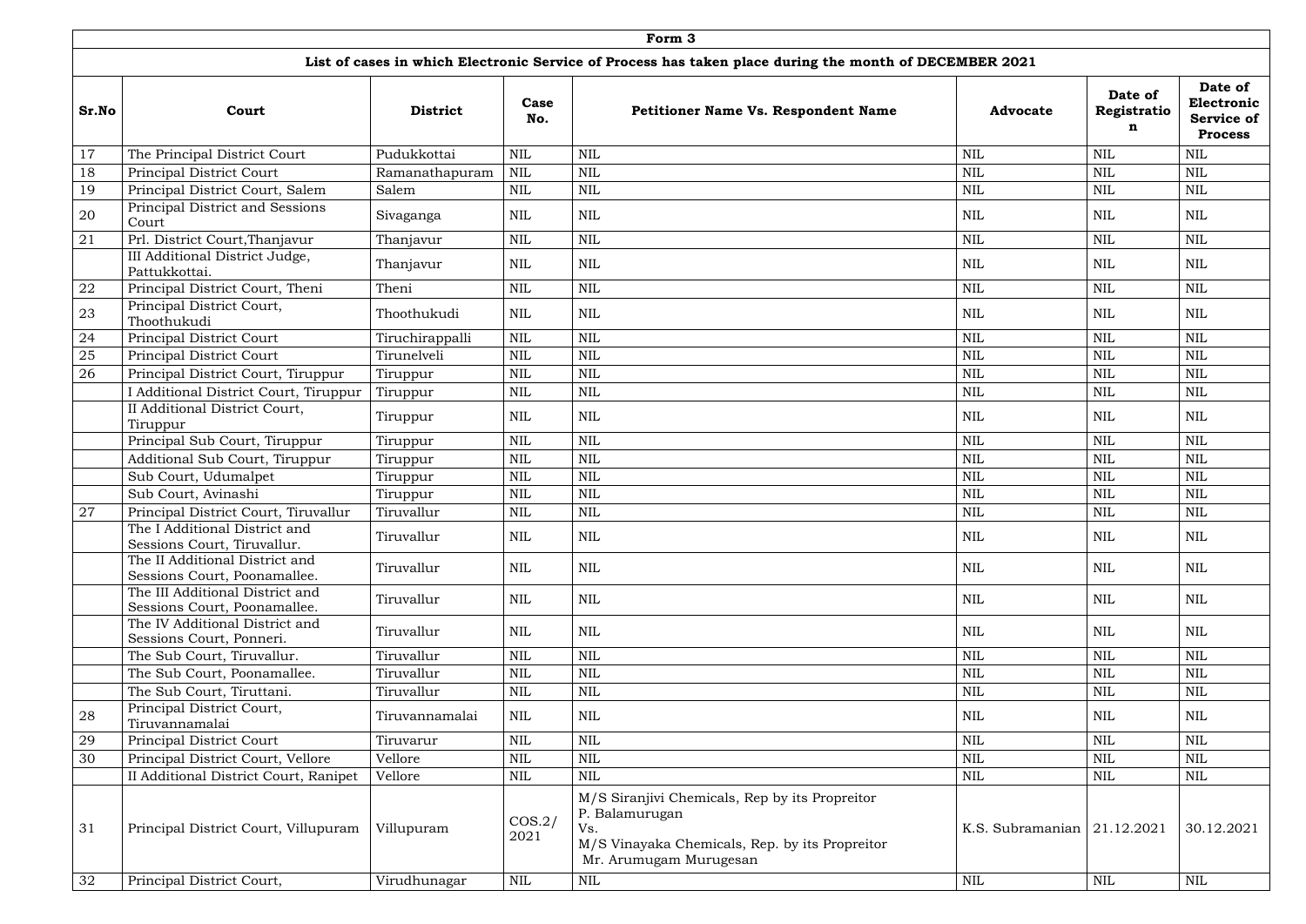| Form 3 | | | | | | | |
|---|---|---|---|---|---|---|---|
| **List of cases in which Electronic Service of Process has taken place during the month of DECEMBER 2021** | | | | | | | |
| **Sr.No** | **Court** | **District** | **Case No.** | **Petitioner Name Vs. Respondent Name** | **Advocate** | **Date of Registration** | **Date of Electronic Service of Process** |
| 17 | The Principal District Court | Pudukkottai | NIL | NIL | NIL | NIL | NIL |
| 18 | Principal District Court | Ramanathapuram | NIL | NIL | NIL | NIL | NIL |
| 19 | Principal District Court, Salem | Salem | NIL | NIL | NIL | NIL | NIL |
| 20 | Principal District and Sessions Court | Sivaganga | NIL | NIL | NIL | NIL | NIL |
| 21 | Prl. District Court,Thanjavur | Thanjavur | NIL | NIL | NIL | NIL | NIL |
| | III Additional District Judge, Pattukkottai. | Thanjavur | NIL | NIL | NIL | NIL | NIL |
| 22 | Principal District Court, Theni | Theni | NIL | NIL | NIL | NIL | NIL |
| 23 | Principal District Court, Thoothukudi | Thoothukudi | NIL | NIL | NIL | NIL | NIL |
| 24 | Principal District Court | Tiruchirappalli | NIL | NIL | NIL | NIL | NIL |
| 25 | Principal District Court | Tirunelveli | NIL | NIL | NIL | NIL | NIL |
| 26 | Principal District Court, Tiruppur | Tiruppur | NIL | NIL | NIL | NIL | NIL |
| | I Additional District Court, Tiruppur | Tiruppur | NIL | NIL | NIL | NIL | NIL |
| | II Additional District Court, Tiruppur | Tiruppur | NIL | NIL | NIL | NIL | NIL |
| | Principal Sub Court, Tiruppur | Tiruppur | NIL | NIL | NIL | NIL | NIL |
| | Additional Sub Court, Tiruppur | Tiruppur | NIL | NIL | NIL | NIL | NIL |
| | Sub Court, Udumalpet | Tiruppur | NIL | NIL | NIL | NIL | NIL |
| | Sub Court, Avinashi | Tiruppur | NIL | NIL | NIL | NIL | NIL |
| 27 | Principal District Court, Tiruvallur | Tiruvallur | NIL | NIL | NIL | NIL | NIL |
| | The I Additional District and Sessions Court, Tiruvallur. | Tiruvallur | NIL | NIL | NIL | NIL | NIL |
| | The II Additional District and Sessions Court, Poonamallee. | Tiruvallur | NIL | NIL | NIL | NIL | NIL |
| | The III Additional District and Sessions Court, Poonamallee. | Tiruvallur | NIL | NIL | NIL | NIL | NIL |
| | The IV Additional District and Sessions Court, Ponneri. | Tiruvallur | NIL | NIL | NIL | NIL | NIL |
| | The Sub Court, Tiruvallur. | Tiruvallur | NIL | NIL | NIL | NIL | NIL |
| | The Sub Court, Poonamallee. | Tiruvallur | NIL | NIL | NIL | NIL | NIL |
| | The Sub Court, Tiruttani. | Tiruvallur | NIL | NIL | NIL | NIL | NIL |
| 28 | Principal District Court, Tiruvannamalai | Tiruvannamalai | NIL | NIL | NIL | NIL | NIL |
| 29 | Principal District Court | Tiruvarur | NIL | NIL | NIL | NIL | NIL |
| 30 | Principal District Court, Vellore | Vellore | NIL | NIL | NIL | NIL | NIL |
| | II Additional District Court, Ranipet | Vellore | NIL | NIL | NIL | NIL | NIL |
| 31 | Principal District Court, Villupuram | Villupuram | COS.2/ 2021 | M/S Siranjivi Chemicals, Rep by its Propreitor P. Balamurugan Vs. M/S Vinayaka Chemicals, Rep. by its Propreitor Mr. Arumugam Murugesan | K.S. Subramanian | 21.12.2021 | 30.12.2021 |
| 32 | Principal District Court, | Virudhunagar | NIL | NIL | NIL | NIL | NIL |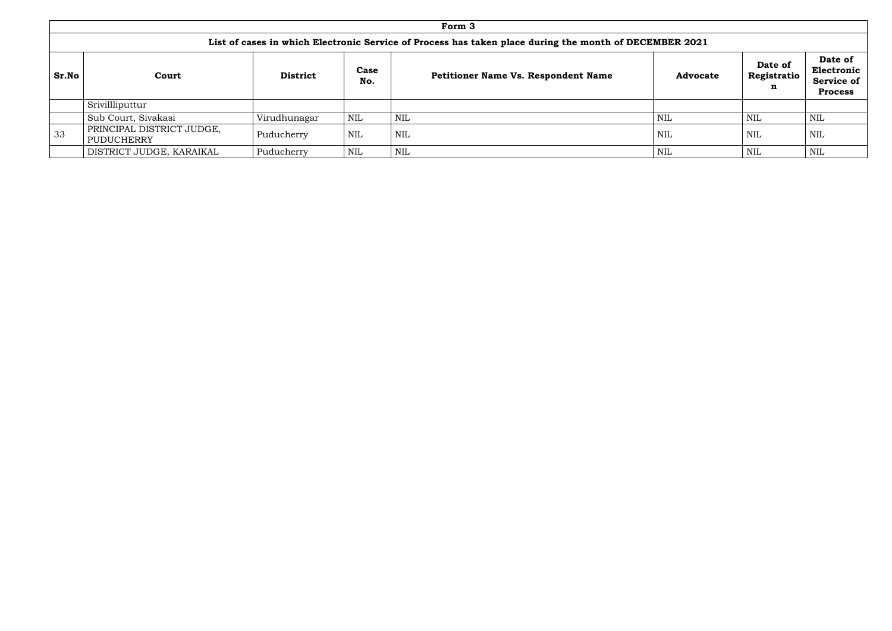| Form 3 | | | | | | | |
|---|---|---|---|---|---|---|---|
| **List of cases in which Electronic Service of Process has taken place during the month of DECEMBER 2021** | | | | | | | |
| **Sr.No** | **Court** | **District** | **Case No.** | **Petitioner Name Vs. Respondent Name** | **Advocate** | **Date of Registration** | **Date of Electronic Service of Process** |
| | Srivillliputtur | | | | | | |
| | Sub Court, Sivakasi | Virudhunagar | NIL | NIL | NIL | NIL | NIL |
| 33 | PRINCIPAL DISTRICT JUDGE, PUDUCHERRY | Puducherry | NIL | NIL | NIL | NIL | NIL |
| | DISTRICT JUDGE, KARAIKAL | Puducherry | NIL | NIL | NIL | NIL | NIL |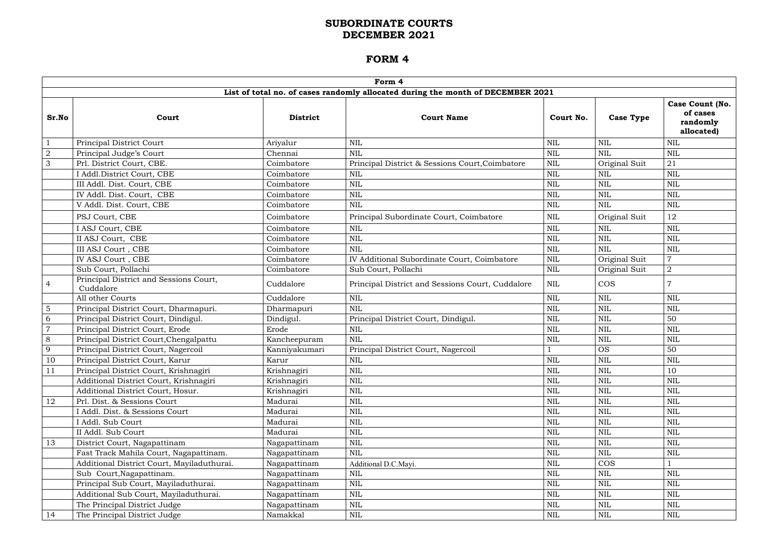# SUBORDINATE COURTS
# DECEMBER 2021

## FORM 4

| Form 4 | | | | | | |
|---|---|---|---|---|---|---|
| List of total no. of cases randomly allocated during the month of DECEMBER 2021 | | | | | | |
| **Sr.No** | **Court** | **District** | **Court Name** | **Court No.** | **Case Type** | **Case Count (No. of cases randomly allocated)** |
| 1 | Principal District Court | Ariyalur | NIL | NIL | NIL | NIL |
| 2 | Principal Judge's Court | Chennai | NIL | NIL | NIL | NIL |
| 3 | Prl. District Court, CBE. | Coimbatore | Principal District & Sessions Court,Coimbatore | NIL | Original Suit | 21 |
| | I Addl.District Court, CBE | Coimbatore | NIL | NIL | NIL | NIL |
| | III Addl. Dist. Court, CBE | Coimbatore | NIL | NIL | NIL | NIL |
| | IV Addl. Dist. Court, CBE | Coimbatore | NIL | NIL | NIL | NIL |
| | V Addl. Dist. Court, CBE | Coimbatore | NIL | NIL | NIL | NIL |
| | PSJ Court, CBE | Coimbatore | Principal Subordinate Court, Coimbatore | NIL | Original Suit | 12 |
| | I ASJ Court, CBE | Coimbatore | NIL | NIL | NIL | NIL |
| | II ASJ Court, CBE | Coimbatore | NIL | NIL | NIL | NIL |
| | III ASJ Court , CBE | Coimbatore | NIL | NIL | NIL | NIL |
| | IV ASJ Court , CBE | Coimbatore | IV Additional Subordinate Court, Coimbatore | NIL | Original Suit | 7 |
| | Sub Court, Pollachi | Coimbatore | Sub Court, Pollachi | NIL | Original Suit | 2 |
| 4 | Principal District and Sessions Court, Cuddalore | Cuddalore | Principal District and Sessions Court, Cuddalore | NIL | COS | 7 |
| | All other Courts | Cuddalore | NIL | NIL | NIL | NIL |
| 5 | Principal District Court, Dharmapuri. | Dharmapuri | NIL | NIL | NIL | NIL |
| 6 | Principal District Court, Dindigul. | Dindigul. | Principal District Court, Dindigul. | NIL | NIL | 50 |
| 7 | Principal District Court, Erode | Erode | NIL | NIL | NIL | NIL |
| 8 | Principal District Court,Chengalpattu | Kancheepuram | NIL | NIL | NIL | NIL |
| 9 | Principal District Court, Nagercoil | Kanniyakumari | Principal District Court, Nagercoil | 1 | OS | 50 |
| 10 | Principal District Court, Karur | Karur | NIL | NIL | NIL | NIL |
| 11 | Principal District Court, Krishnagiri | Krishnagiri | NIL | NIL | NIL | 10 |
| | Additional District Court, Krishnagiri | Krishnagiri | NIL | NIL | NIL | NIL |
| | Additional District Court, Hosur. | Krishnagiri | NIL | NIL | NIL | NIL |
| 12 | Prl. Dist. & Sessions Court | Madurai | NIL | NIL | NIL | NIL |
| | I Addl. Dist. & Sessions Court | Madurai | NIL | NIL | NIL | NIL |
| | I Addl. Sub Court | Madurai | NIL | NIL | NIL | NIL |
| | II Addl. Sub Court | Madurai | NIL | NIL | NIL | NIL |
| 13 | District Court, Nagapattinam | Nagapattinam | NIL | NIL | NIL | NIL |
| | Fast Track Mahila Court, Nagapattinam. | Nagapattinam | NIL | NIL | NIL | NIL |
| | Additional District Court, Mayiladuthurai. | Nagapattinam | Additional D.C.Mayi. | NIL | COS | 1 |
| | Sub Court,Nagapattinam. | Nagapattinam | NIL | NIL | NIL | NIL |
| | Principal Sub Court, Mayiladuthurai. | Nagapattinam | NIL | NIL | NIL | NIL |
| | Additional Sub Court, Mayiladuthurai. | Nagapattinam | NIL | NIL | NIL | NIL |
| | The Principal District Judge | Nagapattinam | NIL | NIL | NIL | NIL |
| 14 | The Principal District Judge | Namakkal | NIL | NIL | NIL | NIL |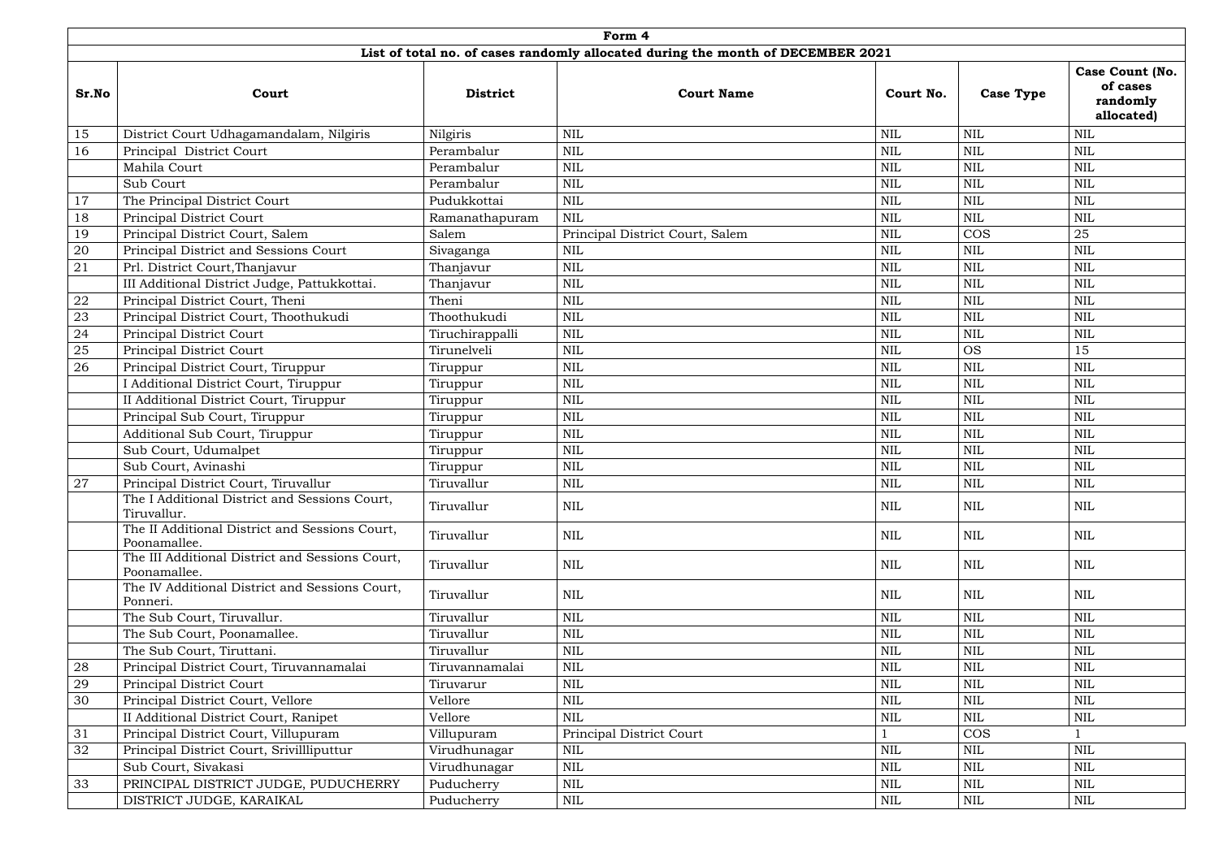| Form 4 | | | | | | |
|---|---|---|---|---|---|---|
| **List of total no. of cases randomly allocated during the month of DECEMBER 2021** | | | | | | |
| **Sr.No** | **Court** | **District** | **Court Name** | **Court No.** | **Case Type** | **Case Count (No. of cases randomly allocated)** |
| 15 | District Court Udhagamandalam, Nilgiris | Nilgiris | NIL | NIL | NIL | NIL |
| 16 | Principal District Court | Perambalur | NIL | NIL | NIL | NIL |
| | Mahila Court | Perambalur | NIL | NIL | NIL | NIL |
| | Sub Court | Perambalur | NIL | NIL | NIL | NIL |
| 17 | The Principal District Court | Pudukkottai | NIL | NIL | NIL | NIL |
| 18 | Principal District Court | Ramanathapuram | NIL | NIL | NIL | NIL |
| 19 | Principal District Court, Salem | Salem | Principal District Court, Salem | NIL | COS | 25 |
| 20 | Principal District and Sessions Court | Sivaganga | NIL | NIL | NIL | NIL |
| 21 | Prl. District Court,Thanjavur | Thanjavur | NIL | NIL | NIL | NIL |
| | III Additional District Judge, Pattukkottai. | Thanjavur | NIL | NIL | NIL | NIL |
| 22 | Principal District Court, Theni | Theni | NIL | NIL | NIL | NIL |
| 23 | Principal District Court, Thoothukudi | Thoothukudi | NIL | NIL | NIL | NIL |
| 24 | Principal District Court | Tiruchirappalli | NIL | NIL | NIL | NIL |
| 25 | Principal District Court | Tirunelveli | NIL | NIL | OS | 15 |
| 26 | Principal District Court, Tiruppur | Tiruppur | NIL | NIL | NIL | NIL |
| | I Additional District Court, Tiruppur | Tiruppur | NIL | NIL | NIL | NIL |
| | II Additional District Court, Tiruppur | Tiruppur | NIL | NIL | NIL | NIL |
| | Principal Sub Court, Tiruppur | Tiruppur | NIL | NIL | NIL | NIL |
| | Additional Sub Court, Tiruppur | Tiruppur | NIL | NIL | NIL | NIL |
| | Sub Court, Udumalpet | Tiruppur | NIL | NIL | NIL | NIL |
| | Sub Court, Avinashi | Tiruppur | NIL | NIL | NIL | NIL |
| 27 | Principal District Court, Tiruvallur | Tiruvallur | NIL | NIL | NIL | NIL |
| | The I Additional District and Sessions Court, Tiruvallur. | Tiruvallur | NIL | NIL | NIL | NIL |
| | The II Additional District and Sessions Court, Poonamallee. | Tiruvallur | NIL | NIL | NIL | NIL |
| | The III Additional District and Sessions Court, Poonamallee. | Tiruvallur | NIL | NIL | NIL | NIL |
| | The IV Additional District and Sessions Court, Ponneri. | Tiruvallur | NIL | NIL | NIL | NIL |
| | The Sub Court, Tiruvallur. | Tiruvallur | NIL | NIL | NIL | NIL |
| | The Sub Court, Poonamallee. | Tiruvallur | NIL | NIL | NIL | NIL |
| | The Sub Court, Tiruttani. | Tiruvallur | NIL | NIL | NIL | NIL |
| 28 | Principal District Court, Tiruvannamalai | Tiruvannamalai | NIL | NIL | NIL | NIL |
| 29 | Principal District Court | Tiruvarur | NIL | NIL | NIL | NIL |
| 30 | Principal District Court, Vellore | Vellore | NIL | NIL | NIL | NIL |
| | II Additional District Court, Ranipet | Vellore | NIL | NIL | NIL | NIL |
| 31 | Principal District Court, Villupuram | Villupuram | Principal District Court | 1 | COS | 1 |
| 32 | Principal District Court, Srivillliputtur | Virudhunagar | NIL | NIL | NIL | NIL |
| | Sub Court, Sivakasi | Virudhunagar | NIL | NIL | NIL | NIL |
| 33 | PRINCIPAL DISTRICT JUDGE, PUDUCHERRY | Puducherry | NIL | NIL | NIL | NIL |
| | DISTRICT JUDGE, KARAIKAL | Puducherry | NIL | NIL | NIL | NIL |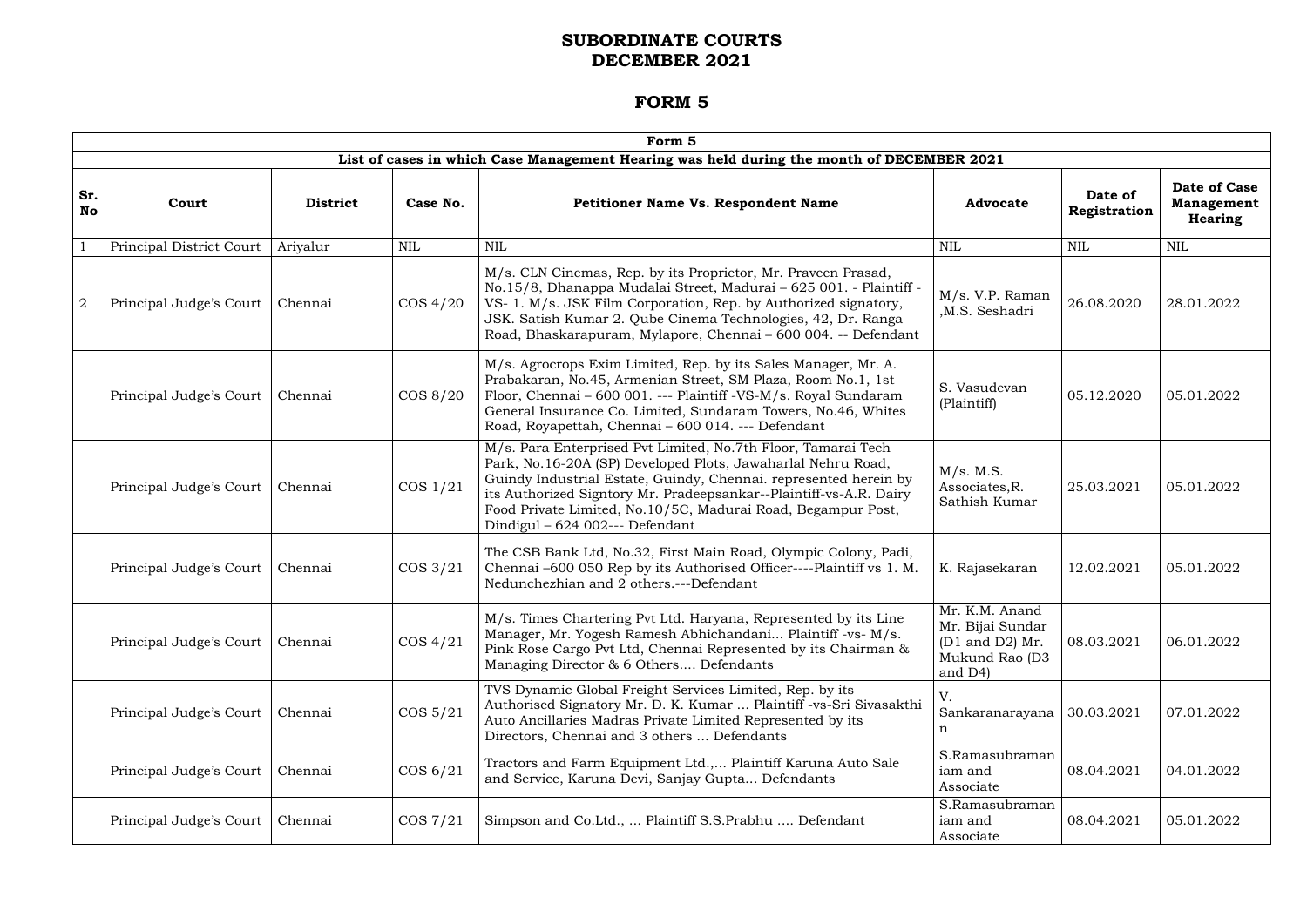# SUBORDINATE COURTS
# DECEMBER 2021

## FORM 5

| Form 5 | | | | | | | |
|---|---|---|---|---|---|---|---|
| **List of cases in which Case Management Hearing was held during the month of DECEMBER 2021** | | | | | | | |
| **Sr. No** | **Court** | **District** | **Case No.** | **Petitioner Name Vs. Respondent Name** | **Advocate** | **Date of Registration** | **Date of Case Management Hearing** |
| 1 | Principal District Court | Ariyalur | NIL | NIL | NIL | NIL | NIL |
| 2 | Principal Judge's Court | Chennai | COS 4/20 | M/s. CLN Cinemas, Rep. by its Proprietor, Mr. Praveen Prasad, No.15/8, Dhanappa Mudalai Street, Madurai – 625 001. - Plaintiff - VS- 1. M/s. JSK Film Corporation, Rep. by Authorized signatory, JSK. Satish Kumar 2. Qube Cinema Technologies, 42, Dr. Ranga Road, Bhaskarapuram, Mylapore, Chennai – 600 004. -- Defendant | M/s. V.P. Raman ,M.S. Seshadri | 26.08.2020 | 28.01.2022 |
| | Principal Judge's Court | Chennai | COS 8/20 | M/s. Agrocrops Exim Limited, Rep. by its Sales Manager, Mr. A. Prabakaran, No.45, Armenian Street, SM Plaza, Room No.1, 1st Floor, Chennai – 600 001. --- Plaintiff -VS-M/s. Royal Sundaram General Insurance Co. Limited, Sundaram Towers, No.46, Whites Road, Royapettah, Chennai – 600 014. --- Defendant | S. Vasudevan (Plaintiff) | 05.12.2020 | 05.01.2022 |
| | Principal Judge's Court | Chennai | COS 1/21 | M/s. Para Enterprised Pvt Limited, No.7th Floor, Tamarai Tech Park, No.16-20A (SP) Developed Plots, Jawaharlal Nehru Road, Guindy Industrial Estate, Guindy, Chennai. represented herein by its Authorized Signtory Mr. Pradeepsankar--Plaintiff-vs-A.R. Dairy Food Private Limited, No.10/5C, Madurai Road, Begampur Post, Dindigul – 624 002--- Defendant | M/s. M.S. Associates,R. Sathish Kumar | 25.03.2021 | 05.01.2022 |
| | Principal Judge's Court | Chennai | COS 3/21 | The CSB Bank Ltd, No.32, First Main Road, Olympic Colony, Padi, Chennai –600 050 Rep by its Authorised Officer----Plaintiff vs 1. M. Nedunchezhian and 2 others.---Defendant | K. Rajasekaran | 12.02.2021 | 05.01.2022 |
| | Principal Judge's Court | Chennai | COS 4/21 | M/s. Times Chartering Pvt Ltd. Haryana, Represented by its Line Manager, Mr. Yogesh Ramesh Abhichandani... Plaintiff -vs- M/s. Pink Rose Cargo Pvt Ltd, Chennai Represented by its Chairman & Managing Director & 6 Others.... Defendants | Mr. K.M. Anand Mr. Bijai Sundar (D1 and D2) Mr. Mukund Rao (D3 and D4) | 08.03.2021 | 06.01.2022 |
| | Principal Judge's Court | Chennai | COS 5/21 | TVS Dynamic Global Freight Services Limited, Rep. by its Authorised Signatory Mr. D. K. Kumar ... Plaintiff -vs-Sri Sivasakthi Auto Ancillaries Madras Private Limited Represented by its Directors, Chennai and 3 others ... Defendants | V. Sankaranarayanan | 30.03.2021 | 07.01.2022 |
| | Principal Judge's Court | Chennai | COS 6/21 | Tractors and Farm Equipment Ltd.,... Plaintiff Karuna Auto Sale and Service, Karuna Devi, Sanjay Gupta... Defendants | S.Ramasubramaniam and Associate | 08.04.2021 | 04.01.2022 |
| | Principal Judge's Court | Chennai | COS 7/21 | Simpson and Co.Ltd., ... Plaintiff S.S.Prabhu .... Defendant | S.Ramasubramaniam and Associate | 08.04.2021 | 05.01.2022 |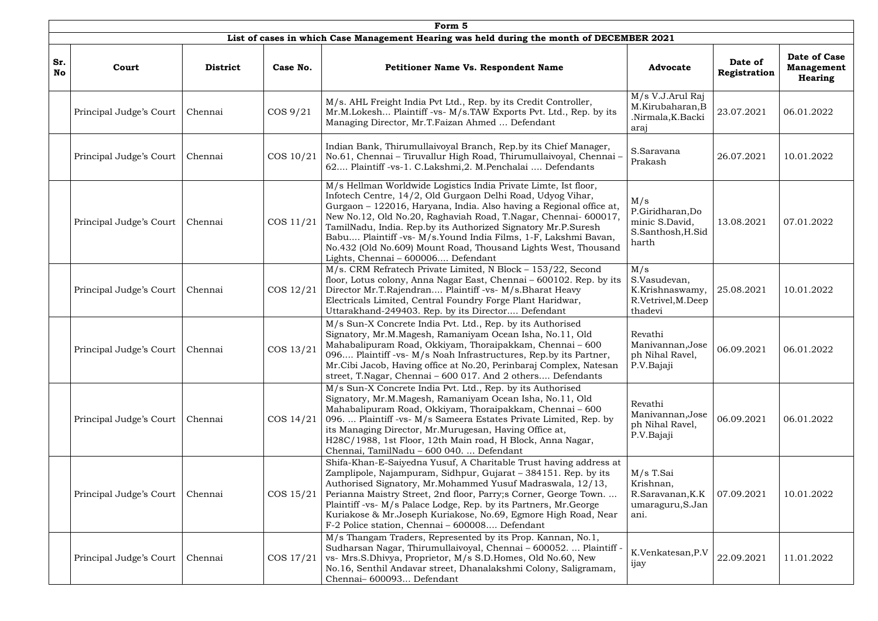**Form 5**

**List of cases in which Case Management Hearing was held during the month of DECEMBER 2021**

| Sr. No | Court | District | Case No. | Petitioner Name Vs. Respondent Name | Advocate | Date of Registration | Date of Case Management Hearing |
|---|---|---|---|---|---|---|---|
| | Principal Judge's Court | Chennai | COS 9/21 | M/s. AHL Freight India Pvt Ltd., Rep. by its Credit Controller, Mr.M.Lokesh... Plaintiff -vs- M/s.TAW Exports Pvt. Ltd., Rep. by its Managing Director, Mr.T.Faizan Ahmed ... Defendant | M/s V.J.Arul Raj M.Kirubaharan,B.Nirmala,K.Backiaraj | 23.07.2021 | 06.01.2022 |
| | Principal Judge's Court | Chennai | COS 10/21 | Indian Bank, Thirumullaivoyal Branch, Rep.by its Chief Manager, No.61, Chennai – Tiruvallur High Road, Thirumullaivoyal, Chennai – 62.... Plaintiff -vs-1. C.Lakshmi,2. M.Penchalai .... Defendants | S.Saravana Prakash | 26.07.2021 | 10.01.2022 |
| | Principal Judge's Court | Chennai | COS 11/21 | M/s Hellman Worldwide Logistics India Private Limte, Ist floor, Infotech Centre, 14/2, Old Gurgaon Delhi Road, Udyog Vihar, Gurgaon – 122016, Haryana, India. Also having a Regional office at, New No.12, Old No.20, Raghaviah Road, T.Nagar, Chennai- 600017, TamilNadu, India. Rep.by its Authorized Signatory Mr.P.Suresh Babu.... Plaintiff -vs- M/s.Yound India Films, 1-F, Lakshmi Bavan, No.432 (Old No.609) Mount Road, Thousand Lights West, Thousand Lights, Chennai – 600006.... Defendant | M/s P.Giridharan,Dominic S.David, S.Santhosh,H.Siddharth | 13.08.2021 | 07.01.2022 |
| | Principal Judge's Court | Chennai | COS 12/21 | M/s. CRM Refratech Private Limited, N Block – 153/22, Second floor, Lotus colony, Anna Nagar East, Chennai – 600102. Rep. by its Director Mr.T.Rajendran.... Plaintiff -vs- M/s.Bharat Heavy Electricals Limited, Central Foundry Forge Plant Haridwar, Uttarakhand-249403. Rep. by its Director.... Defendant | M/s S.Vasudevan, K.Krishnaswamy, R.Vetrivel,M.Deepthadevi | 25.08.2021 | 10.01.2022 |
| | Principal Judge's Court | Chennai | COS 13/21 | M/s Sun-X Concrete India Pvt. Ltd., Rep. by its Authorised Signatory, Mr.M.Magesh, Ramaniyam Ocean Isha, No.11, Old Mahabalipuram Road, Okkiyam, Thoraipakkam, Chennai – 600 096.... Plaintiff -vs- M/s Noah Infrastructures, Rep.by its Partner, Mr.Cibi Jacob, Having office at No.20, Perinbaraj Complex, Natesan street, T.Nagar, Chennai – 600 017. And 2 others.... Defendants | Revathi Manivannan,Joseph Nihal Ravel, P.V.Bajaji | 06.09.2021 | 06.01.2022 |
| | Principal Judge's Court | Chennai | COS 14/21 | M/s Sun-X Concrete India Pvt. Ltd., Rep. by its Authorised Signatory, Mr.M.Magesh, Ramaniyam Ocean Isha, No.11, Old Mahabalipuram Road, Okkiyam, Thoraipakkam, Chennai – 600 096. ... Plaintiff -vs- M/s Sameera Estates Private Limited, Rep. by its Managing Director, Mr.Murugesan, Having Office at, H28C/1988, 1st Floor, 12th Main road, H Block, Anna Nagar, Chennai, TamilNadu – 600 040. ... Defendant | Revathi Manivannan,Joseph Nihal Ravel, P.V.Bajaji | 06.09.2021 | 06.01.2022 |
| | Principal Judge's Court | Chennai | COS 15/21 | Shifa-Khan-E-Saiyedna Yusuf, A Charitable Trust having address at Zamplipole, Najampuram, Sidhpur, Gujarat – 384151. Rep. by its Authorised Signatory, Mr.Mohammed Yusuf Madraswala, 12/13, Perianna Maistry Street, 2nd floor, Parry;s Corner, George Town. ... Plaintiff -vs- M/s Palace Lodge, Rep. by its Partners, Mr.George Kuriakose & Mr.Joseph Kuriakose, No.69, Egmore High Road, Near F-2 Police station, Chennai – 600008.... Defendant | M/s T.Sai Krishnan, R.Saravanan,K.Kumaraguru,S.Janani. | 07.09.2021 | 10.01.2022 |
| | Principal Judge's Court | Chennai | COS 17/21 | M/s Thangam Traders, Represented by its Prop. Kannan, No.1, Sudharsan Nagar, Thirumullaivoyal, Chennai – 600052. ... Plaintiff -vs- Mrs.S.Dhivya, Proprietor, M/s S.D.Homes, Old No.60, New No.16, Senthil Andavar street, Dhanalakshmi Colony, Saligramam, Chennai– 600093... Defendant | K.Venkatesan,P.Vijay | 22.09.2021 | 11.01.2022 |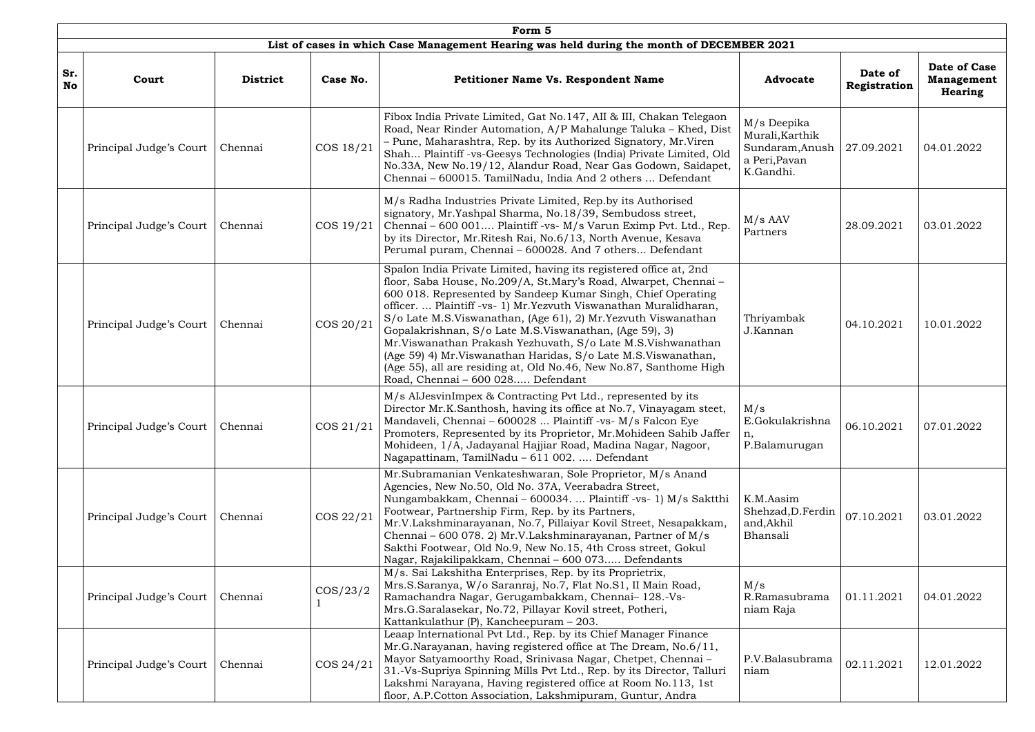**Form 5**

**List of cases in which Case Management Hearing was held during the month of DECEMBER 2021**

| Sr. No | Court | District | Case No. | Petitioner Name Vs. Respondent Name | Advocate | Date of Registration | Date of Case Management Hearing |
|---|---|---|---|---|---|---|---|
| | Principal Judge's Court | Chennai | COS 18/21 | Fibox India Private Limited, Gat No.147, AII & III, Chakan Telegaon Road, Near Rinder Automation, A/P Mahalunge Taluka – Khed, Dist – Pune, Maharashtra, Rep. by its Authorized Signatory, Mr.Viren Shah... Plaintiff -vs-Geesys Technologies (India) Private Limited, Old No.33A, New No.19/12, Alandur Road, Near Gas Godown, Saidapet, Chennai – 600015. TamilNadu, India And 2 others ... Defendant | M/s Deepika Murali,Karthik Sundaram,Anusha Peri,Pavan K.Gandhi. | 27.09.2021 | 04.01.2022 |
| | Principal Judge's Court | Chennai | COS 19/21 | M/s Radha Industries Private Limited, Rep.by its Authorised signatory, Mr.Yashpal Sharma, No.18/39, Sembudoss street, Chennai – 600 001.... Plaintiff -vs- M/s Varun Eximp Pvt. Ltd., Rep. by its Director, Mr.Ritesh Rai, No.6/13, North Avenue, Kesava Perumal puram, Chennai – 600028. And 7 others... Defendant | M/s AAV Partners | 28.09.2021 | 03.01.2022 |
| | Principal Judge's Court | Chennai | COS 20/21 | Spalon India Private Limited, having its registered office at, 2nd floor, Saba House, No.209/A, St.Mary's Road, Alwarpet, Chennai – 600 018. Represented by Sandeep Kumar Singh, Chief Operating officer. ... Plaintiff -vs- 1) Mr.Yezvuth Viswanathan Muralidharan, S/o Late M.S.Viswanathan, (Age 61), 2) Mr.Yezvuth Viswanathan Gopalakrishnan, S/o Late M.S.Viswanathan, (Age 59), 3) Mr.Viswanathan Prakash Yezhuvath, S/o Late M.S.Vishwanathan (Age 59) 4) Mr.Viswanathan Haridas, S/o Late M.S.Viswanathan, (Age 55), all are residing at, Old No.46, New No.87, Santhome High Road, Chennai – 600 028..... Defendant | Thriyambak J.Kannan | 04.10.2021 | 10.01.2022 |
| | Principal Judge's Court | Chennai | COS 21/21 | M/s AIJesvinImpex & Contracting Pvt Ltd., represented by its Director Mr.K.Santhosh, having its office at No.7, Vinayagam steet, Mandaveli, Chennai – 600028 ... Plaintiff -vs- M/s Falcon Eye Promoters, Represented by its Proprietor, Mr.Mohideen Sahib Jaffer Mohideen, 1/A, Jadayanal Hajjiar Road, Madina Nagar, Nagoor, Nagapattinam, TamilNadu – 611 002. .... Defendant | M/s E.Gokulakrishnan, P.Balamurugan | 06.10.2021 | 07.01.2022 |
| | Principal Judge's Court | Chennai | COS 22/21 | Mr.Subramanian Venkateshwaran, Sole Proprietor, M/s Anand Agencies, New No.50, Old No. 37A, Veerabadra Street, Nungambakkam, Chennai – 600034. ... Plaintiff -vs- 1) M/s Saktthi Footwear, Partnership Firm, Rep. by its Partners, Mr.V.Lakshminarayanan, No.7, Pillaiyar Kovil Street, Nesapakkam, Chennai – 600 078. 2) Mr.V.Lakshminarayanan, Partner of M/s Sakthi Footwear, Old No.9, New No.15, 4th Cross street, Gokul Nagar, Rajakilipakkam, Chennai – 600 073..... Defendants | K.M.Aasim Shehzad,D.Ferdin and,Akhil Bhansali | 07.10.2021 | 03.01.2022 |
| | Principal Judge's Court | Chennai | COS/23/21 | M/s. Sai Lakshitha Enterprises, Rep. by its Proprietrix, Mrs.S.Saranya, W/o Saranraj, No.7, Flat No.S1, II Main Road, Ramachandra Nagar, Gerugambakkam, Chennai– 128.-Vs-Mrs.G.Saralasekar, No.72, Pillayar Kovil street, Potheri, Kattankulathur (P), Kancheepuram – 203. | M/s R.Ramasubramaniam Raja | 01.11.2021 | 04.01.2022 |
| | Principal Judge's Court | Chennai | COS 24/21 | Leaap International Pvt Ltd., Rep. by its Chief Manager Finance Mr.G.Narayanan, having registered office at The Dream, No.6/11, Mayor Satyamoorthy Road, Srinivasa Nagar, Chetpet, Chennai – 31.-Vs-Supriya Spinning Mills Pvt Ltd., Rep. by its Director, Talluri Lakshmi Narayana, Having registered office at Room No.113, 1st floor, A.P.Cotton Association, Lakshmipuram, Guntur, Andra | P.V.Balasubramaniam | 02.11.2021 | 12.01.2022 |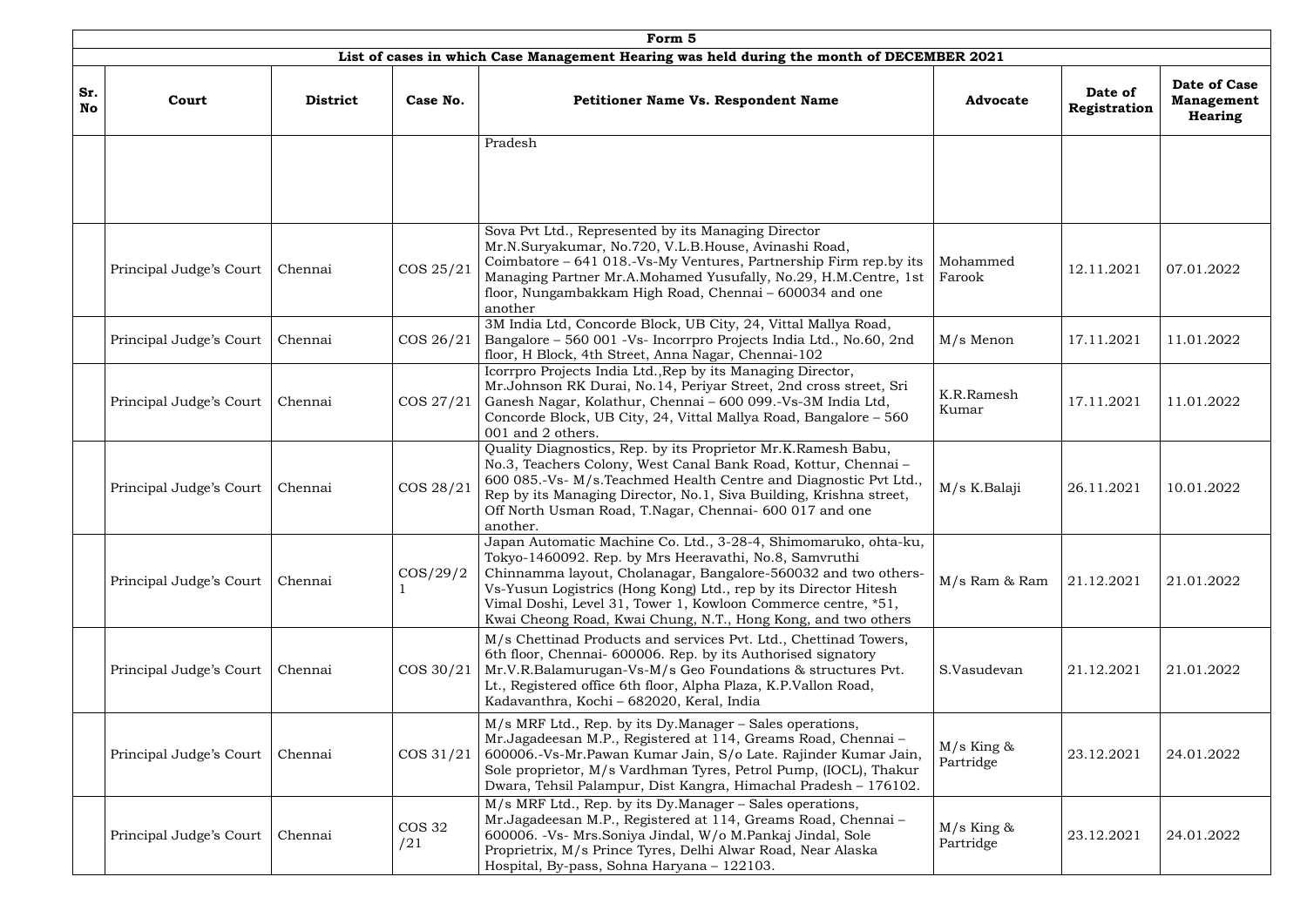| Form 5 | | | | | | | |
|---|---|---|---|---|---|---|---|
| List of cases in which Case Management Hearing was held during the month of DECEMBER 2021 | | | | | | | |
| Sr. No | Court | District | Case No. | Petitioner Name Vs. Respondent Name | Advocate | Date of Registration | Date of Case Management Hearing |
| | | | | Pradesh | | | |
| | Principal Judge's Court | Chennai | COS 25/21 | Sova Pvt Ltd., Represented by its Managing Director Mr.N.Suryakumar, No.720, V.L.B.House, Avinashi Road, Coimbatore – 641 018.-Vs-My Ventures, Partnership Firm rep.by its Managing Partner Mr.A.Mohamed Yusufally, No.29, H.M.Centre, 1st floor, Nungambakkam High Road, Chennai – 600034 and one another | Mohammed Farook | 12.11.2021 | 07.01.2022 |
| | Principal Judge's Court | Chennai | COS 26/21 | 3M India Ltd, Concorde Block, UB City, 24, Vittal Mallya Road, Bangalore – 560 001 -Vs- Incorrpro Projects India Ltd., No.60, 2nd floor, H Block, 4th Street, Anna Nagar, Chennai-102 | M/s Menon | 17.11.2021 | 11.01.2022 |
| | Principal Judge's Court | Chennai | COS 27/21 | Icorrpro Projects India Ltd.,Rep by its Managing Director, Mr.Johnson RK Durai, No.14, Periyar Street, 2nd cross street, Sri Ganesh Nagar, Kolathur, Chennai – 600 099.-Vs-3M India Ltd, Concorde Block, UB City, 24, Vittal Mallya Road, Bangalore – 560 001 and 2 others. | K.R.Ramesh Kumar | 17.11.2021 | 11.01.2022 |
| | Principal Judge's Court | Chennai | COS 28/21 | Quality Diagnostics, Rep. by its Proprietor Mr.K.Ramesh Babu, No.3, Teachers Colony, West Canal Bank Road, Kottur, Chennai – 600 085.-Vs- M/s.Teachmed Health Centre and Diagnostic Pvt Ltd., Rep by its Managing Director, No.1, Siva Building, Krishna street, Off North Usman Road, T.Nagar, Chennai- 600 017 and one another. | M/s K.Balaji | 26.11.2021 | 10.01.2022 |
| | Principal Judge's Court | Chennai | COS/29/21 | Japan Automatic Machine Co. Ltd., 3-28-4, Shimomaruko, ohta-ku, Tokyo-1460092. Rep. by Mrs Heeravathi, No.8, Samvruthi Chinnamma layout, Cholanagar, Bangalore-560032 and two others-Vs-Yusun Logistrics (Hong Kong) Ltd., rep by its Director Hitesh Vimal Doshi, Level 31, Tower 1, Kowloon Commerce centre, *51, Kwai Cheong Road, Kwai Chung, N.T., Hong Kong, and two others | M/s Ram & Ram | 21.12.2021 | 21.01.2022 |
| | Principal Judge's Court | Chennai | COS 30/21 | M/s Chettinad Products and services Pvt. Ltd., Chettinad Towers, 6th floor, Chennai- 600006. Rep. by its Authorised signatory Mr.V.R.Balamurugan-Vs-M/s Geo Foundations & structures Pvt. Lt., Registered office 6th floor, Alpha Plaza, K.P.Vallon Road, Kadavanthra, Kochi – 682020, Keral, India | S.Vasudevan | 21.12.2021 | 21.01.2022 |
| | Principal Judge's Court | Chennai | COS 31/21 | M/s MRF Ltd., Rep. by its Dy.Manager – Sales operations, Mr.Jagadeesan M.P., Registered at 114, Greams Road, Chennai – 600006.-Vs-Mr.Pawan Kumar Jain, S/o Late. Rajinder Kumar Jain, Sole proprietor, M/s Vardhman Tyres, Petrol Pump, (IOCL), Thakur Dwara, Tehsil Palampur, Dist Kangra, Himachal Pradesh – 176102. | M/s King & Partridge | 23.12.2021 | 24.01.2022 |
| | Principal Judge's Court | Chennai | COS 32 /21 | M/s MRF Ltd., Rep. by its Dy.Manager – Sales operations, Mr.Jagadeesan M.P., Registered at 114, Greams Road, Chennai – 600006. -Vs- Mrs.Soniya Jindal, W/o M.Pankaj Jindal, Sole Proprietrix, M/s Prince Tyres, Delhi Alwar Road, Near Alaska Hospital, By-pass, Sohna Haryana – 122103. | M/s King & Partridge | 23.12.2021 | 24.01.2022 |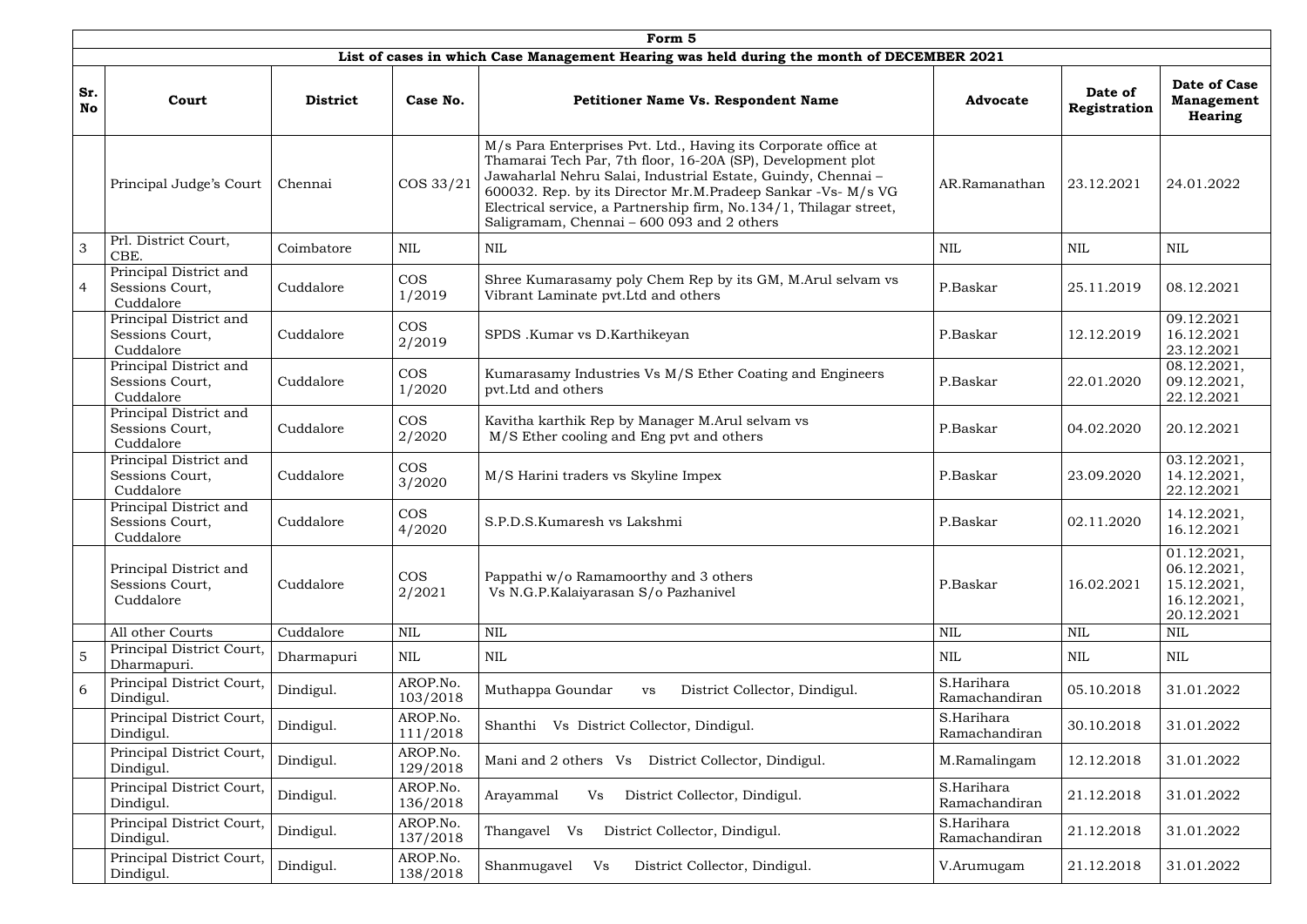| Form 5 | | | | | | | |
|---|---|---|---|---|---|---|---|
| **List of cases in which Case Management Hearing was held during the month of DECEMBER 2021** | | | | | | | |
| **Sr. No** | **Court** | **District** | **Case No.** | **Petitioner Name Vs. Respondent Name** | **Advocate** | **Date of Registration** | **Date of Case Management Hearing** |
| | Principal Judge's Court | Chennai | COS 33/21 | M/s Para Enterprises Pvt. Ltd., Having its Corporate office at Thamarai Tech Par, 7th floor, 16-20A (SP), Development plot Jawaharlal Nehru Salai, Industrial Estate, Guindy, Chennai – 600032. Rep. by its Director Mr.M.Pradeep Sankar -Vs- M/s VG Electrical service, a Partnership firm, No.134/1, Thilagar street, Saligramam, Chennai – 600 093 and 2 others | AR.Ramanathan | 23.12.2021 | 24.01.2022 |
| 3 | Prl. District Court, CBE. | Coimbatore | NIL | NIL | NIL | NIL | NIL |
| 4 | Principal District and Sessions Court, Cuddalore | Cuddalore | COS 1/2019 | Shree Kumarasamy poly Chem Rep by its GM, M.Arul selvam vs Vibrant Laminate pvt.Ltd and others | P.Baskar | 25.11.2019 | 08.12.2021 |
| | Principal District and Sessions Court, Cuddalore | Cuddalore | COS 2/2019 | SPDS .Kumar vs D.Karthikeyan | P.Baskar | 12.12.2019 | 09.12.2021 16.12.2021 23.12.2021 |
| | Principal District and Sessions Court, Cuddalore | Cuddalore | COS 1/2020 | Kumarasamy Industries Vs M/S Ether Coating and Engineers pvt.Ltd and others | P.Baskar | 22.01.2020 | 08.12.2021, 09.12.2021, 22.12.2021 |
| | Principal District and Sessions Court, Cuddalore | Cuddalore | COS 2/2020 | Kavitha karthik Rep by Manager M.Arul selvam vs M/S Ether cooling and Eng pvt and others | P.Baskar | 04.02.2020 | 20.12.2021 |
| | Principal District and Sessions Court, Cuddalore | Cuddalore | COS 3/2020 | M/S Harini traders vs Skyline Impex | P.Baskar | 23.09.2020 | 03.12.2021, 14.12.2021, 22.12.2021 |
| | Principal District and Sessions Court, Cuddalore | Cuddalore | COS 4/2020 | S.P.D.S.Kumaresh vs Lakshmi | P.Baskar | 02.11.2020 | 14.12.2021, 16.12.2021 |
| | Principal District and Sessions Court, Cuddalore | Cuddalore | COS 2/2021 | Pappathi w/o Ramamoorthy and 3 others Vs N.G.P.Kalaiyarasan S/o Pazhanivel | P.Baskar | 16.02.2021 | 01.12.2021, 06.12.2021, 15.12.2021, 16.12.2021, 20.12.2021 |
| | All other Courts | Cuddalore | NIL | NIL | NIL | NIL | NIL |
| 5 | Principal District Court, Dharmapuri. | Dharmapuri | NIL | NIL | NIL | NIL | NIL |
| 6 | Principal District Court, Dindigul. | Dindigul. | AROP.No. 103/2018 | Muthappa Goundar vs District Collector, Dindigul. | S.Harihara Ramachandiran | 05.10.2018 | 31.01.2022 |
| | Principal District Court, Dindigul. | Dindigul. | AROP.No. 111/2018 | Shanthi Vs District Collector, Dindigul. | S.Harihara Ramachandiran | 30.10.2018 | 31.01.2022 |
| | Principal District Court, Dindigul. | Dindigul. | AROP.No. 129/2018 | Mani and 2 others Vs District Collector, Dindigul. | M.Ramalingam | 12.12.2018 | 31.01.2022 |
| | Principal District Court, Dindigul. | Dindigul. | AROP.No. 136/2018 | Arayammal Vs District Collector, Dindigul. | S.Harihara Ramachandiran | 21.12.2018 | 31.01.2022 |
| | Principal District Court, Dindigul. | Dindigul. | AROP.No. 137/2018 | Thangavel Vs District Collector, Dindigul. | S.Harihara Ramachandiran | 21.12.2018 | 31.01.2022 |
| | Principal District Court, Dindigul. | Dindigul. | AROP.No. 138/2018 | Shanmugavel Vs District Collector, Dindigul. | V.Arumugam | 21.12.2018 | 31.01.2022 |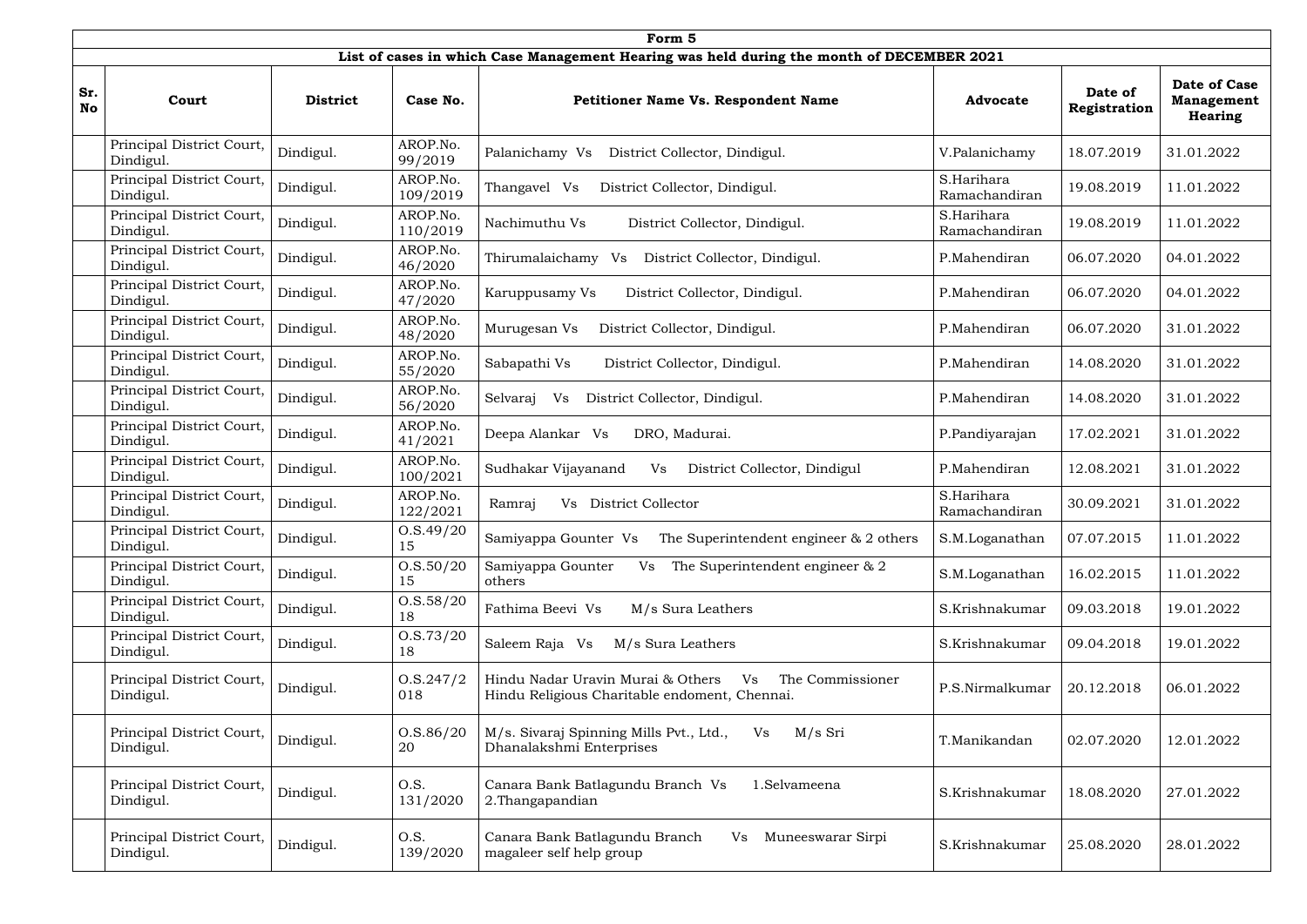**Form 5**

**List of cases in which Case Management Hearing was held during the month of DECEMBER 2021**

| Sr. No | Court | District | Case No. | Petitioner Name Vs. Respondent Name | Advocate | Date of Registration | Date of Case Management Hearing |
|---|---|---|---|---|---|---|---|
| | Principal District Court, Dindigul. | Dindigul. | AROP.No. 99/2019 | Palanichamy Vs District Collector, Dindigul. | V.Palanichamy | 18.07.2019 | 31.01.2022 |
| | Principal District Court, Dindigul. | Dindigul. | AROP.No. 109/2019 | Thangavel Vs District Collector, Dindigul. | S.Harihara Ramachandiran | 19.08.2019 | 11.01.2022 |
| | Principal District Court, Dindigul. | Dindigul. | AROP.No. 110/2019 | Nachimuthu Vs District Collector, Dindigul. | S.Harihara Ramachandiran | 19.08.2019 | 11.01.2022 |
| | Principal District Court, Dindigul. | Dindigul. | AROP.No. 46/2020 | Thirumalaichamy Vs District Collector, Dindigul. | P.Mahendiran | 06.07.2020 | 04.01.2022 |
| | Principal District Court, Dindigul. | Dindigul. | AROP.No. 47/2020 | Karuppusamy Vs District Collector, Dindigul. | P.Mahendiran | 06.07.2020 | 04.01.2022 |
| | Principal District Court, Dindigul. | Dindigul. | AROP.No. 48/2020 | Murugesan Vs District Collector, Dindigul. | P.Mahendiran | 06.07.2020 | 31.01.2022 |
| | Principal District Court, Dindigul. | Dindigul. | AROP.No. 55/2020 | Sabapathi Vs District Collector, Dindigul. | P.Mahendiran | 14.08.2020 | 31.01.2022 |
| | Principal District Court, Dindigul. | Dindigul. | AROP.No. 56/2020 | Selvaraj Vs District Collector, Dindigul. | P.Mahendiran | 14.08.2020 | 31.01.2022 |
| | Principal District Court, Dindigul. | Dindigul. | AROP.No. 41/2021 | Deepa Alankar Vs DRO, Madurai. | P.Pandiyarajan | 17.02.2021 | 31.01.2022 |
| | Principal District Court, Dindigul. | Dindigul. | AROP.No. 100/2021 | Sudhakar Vijayanand Vs District Collector, Dindigul | P.Mahendiran | 12.08.2021 | 31.01.2022 |
| | Principal District Court, Dindigul. | Dindigul. | AROP.No. 122/2021 | Ramraj Vs District Collector | S.Harihara Ramachandiran | 30.09.2021 | 31.01.2022 |
| | Principal District Court, Dindigul. | Dindigul. | O.S.49/2015 | Samiyappa Gounter Vs The Superintendent engineer & 2 others | S.M.Loganathan | 07.07.2015 | 11.01.2022 |
| | Principal District Court, Dindigul. | Dindigul. | O.S.50/2015 | Samiyappa Gounter Vs The Superintendent engineer & 2 others | S.M.Loganathan | 16.02.2015 | 11.01.2022 |
| | Principal District Court, Dindigul. | Dindigul. | O.S.58/2018 | Fathima Beevi Vs M/s Sura Leathers | S.Krishnakumar | 09.03.2018 | 19.01.2022 |
| | Principal District Court, Dindigul. | Dindigul. | O.S.73/2018 | Saleem Raja Vs M/s Sura Leathers | S.Krishnakumar | 09.04.2018 | 19.01.2022 |
| | Principal District Court, Dindigul. | Dindigul. | O.S.247/2018 | Hindu Nadar Uravin Murai & Others Vs The Commissioner Hindu Religious Charitable endoment, Chennai. | P.S.Nirmalkumar | 20.12.2018 | 06.01.2022 |
| | Principal District Court, Dindigul. | Dindigul. | O.S.86/2020 | M/s. Sivaraj Spinning Mills Pvt., Ltd., Vs M/s Sri Dhanalakshmi Enterprises | T.Manikandan | 02.07.2020 | 12.01.2022 |
| | Principal District Court, Dindigul. | Dindigul. | O.S. 131/2020 | Canara Bank Batlagundu Branch Vs 1.Selvameena 2.Thangapandian | S.Krishnakumar | 18.08.2020 | 27.01.2022 |
| | Principal District Court, Dindigul. | Dindigul. | O.S. 139/2020 | Canara Bank Batlagundu Branch Vs Muneeswarar Sirpi magaleer self help group | S.Krishnakumar | 25.08.2020 | 28.01.2022 |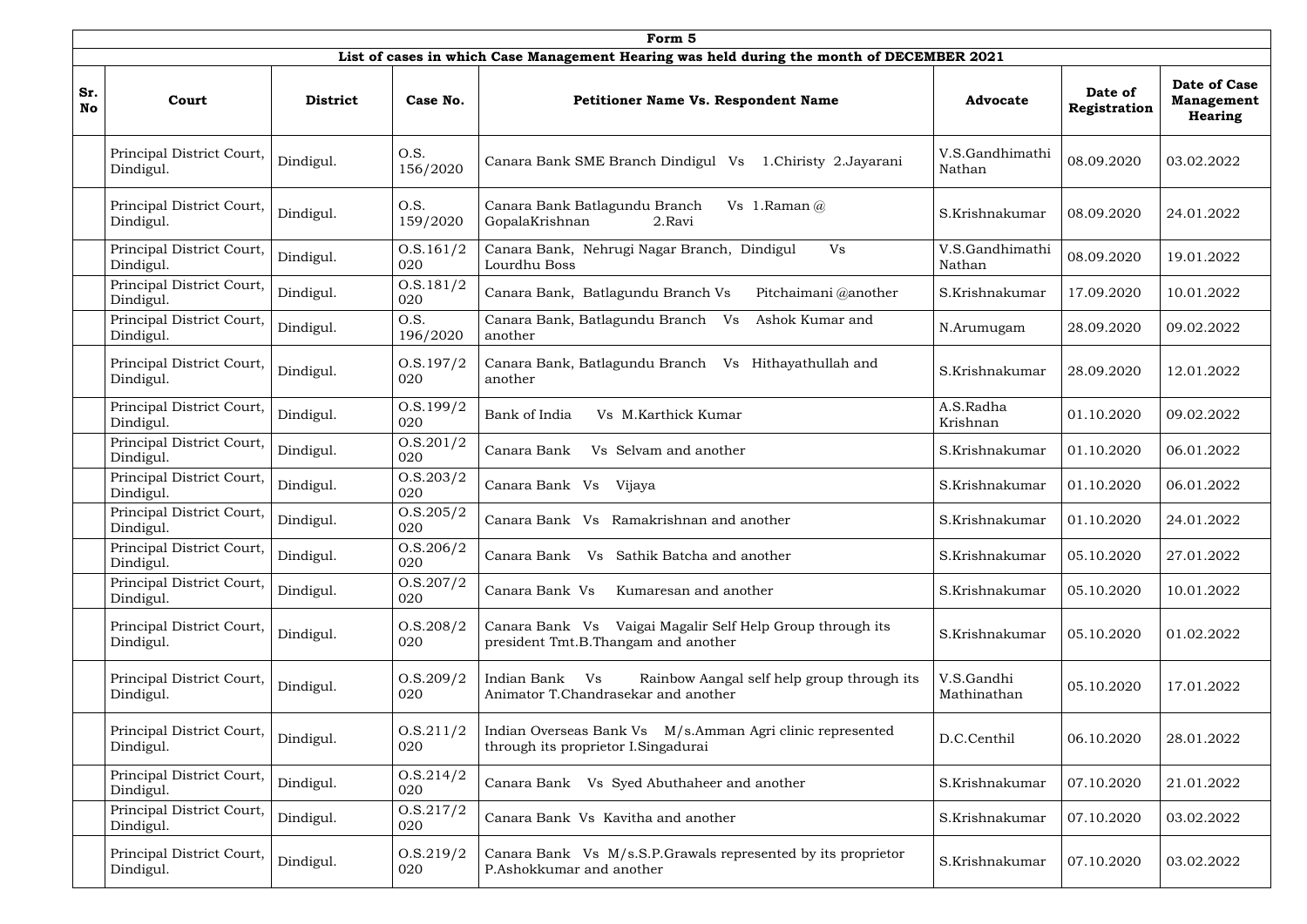| Form 5 | | | | | | | |
|---|---|---|---|---|---|---|---|
| **List of cases in which Case Management Hearing was held during the month of DECEMBER 2021** | | | | | | | |
| **Sr. No** | **Court** | **District** | **Case No.** | **Petitioner Name Vs. Respondent Name** | **Advocate** | **Date of Registration** | **Date of Case Management Hearing** |
| | Principal District Court, Dindigul. | Dindigul. | O.S. 156/2020 | Canara Bank SME Branch Dindigul Vs 1.Chiristy 2.Jayarani | V.S.Gandhimathi Nathan | 08.09.2020 | 03.02.2022 |
| | Principal District Court, Dindigul. | Dindigul. | O.S. 159/2020 | Canara Bank Batlagundu Branch Vs 1.Raman @ GopalaKrishnan 2.Ravi | S.Krishnakumar | 08.09.2020 | 24.01.2022 |
| | Principal District Court, Dindigul. | Dindigul. | O.S.161/2020 | Canara Bank, Nehrugi Nagar Branch, Dindigul Vs Lourdhu Boss | V.S.Gandhimathi Nathan | 08.09.2020 | 19.01.2022 |
| | Principal District Court, Dindigul. | Dindigul. | O.S.181/2020 | Canara Bank, Batlagundu Branch Vs Pitchaimani @another | S.Krishnakumar | 17.09.2020 | 10.01.2022 |
| | Principal District Court, Dindigul. | Dindigul. | O.S. 196/2020 | Canara Bank, Batlagundu Branch Vs Ashok Kumar and another | N.Arumugam | 28.09.2020 | 09.02.2022 |
| | Principal District Court, Dindigul. | Dindigul. | O.S.197/2020 | Canara Bank, Batlagundu Branch Vs Hithayathullah and another | S.Krishnakumar | 28.09.2020 | 12.01.2022 |
| | Principal District Court, Dindigul. | Dindigul. | O.S.199/2020 | Bank of India Vs M.Karthick Kumar | A.S.Radha Krishnan | 01.10.2020 | 09.02.2022 |
| | Principal District Court, Dindigul. | Dindigul. | O.S.201/2020 | Canara Bank Vs Selvam and another | S.Krishnakumar | 01.10.2020 | 06.01.2022 |
| | Principal District Court, Dindigul. | Dindigul. | O.S.203/2020 | Canara Bank Vs Vijaya | S.Krishnakumar | 01.10.2020 | 06.01.2022 |
| | Principal District Court, Dindigul. | Dindigul. | O.S.205/2020 | Canara Bank Vs Ramakrishnan and another | S.Krishnakumar | 01.10.2020 | 24.01.2022 |
| | Principal District Court, Dindigul. | Dindigul. | O.S.206/2020 | Canara Bank Vs Sathik Batcha and another | S.Krishnakumar | 05.10.2020 | 27.01.2022 |
| | Principal District Court, Dindigul. | Dindigul. | O.S.207/2020 | Canara Bank Vs Kumaresan and another | S.Krishnakumar | 05.10.2020 | 10.01.2022 |
| | Principal District Court, Dindigul. | Dindigul. | O.S.208/2020 | Canara Bank Vs Vaigai Magalir Self Help Group through its president Tmt.B.Thangam and another | S.Krishnakumar | 05.10.2020 | 01.02.2022 |
| | Principal District Court, Dindigul. | Dindigul. | O.S.209/2020 | Indian Bank Vs Rainbow Aangal self help group through its Animator T.Chandrasekar and another | V.S.Gandhi Mathinathan | 05.10.2020 | 17.01.2022 |
| | Principal District Court, Dindigul. | Dindigul. | O.S.211/2020 | Indian Overseas Bank Vs M/s.Amman Agri clinic represented through its proprietor I.Singadurai | D.C.Centhil | 06.10.2020 | 28.01.2022 |
| | Principal District Court, Dindigul. | Dindigul. | O.S.214/2020 | Canara Bank Vs Syed Abuthaheer and another | S.Krishnakumar | 07.10.2020 | 21.01.2022 |
| | Principal District Court, Dindigul. | Dindigul. | O.S.217/2020 | Canara Bank Vs Kavitha and another | S.Krishnakumar | 07.10.2020 | 03.02.2022 |
| | Principal District Court, Dindigul. | Dindigul. | O.S.219/2020 | Canara Bank Vs M/s.S.P.Grawals represented by its proprietor P.Ashokkumar and another | S.Krishnakumar | 07.10.2020 | 03.02.2022 |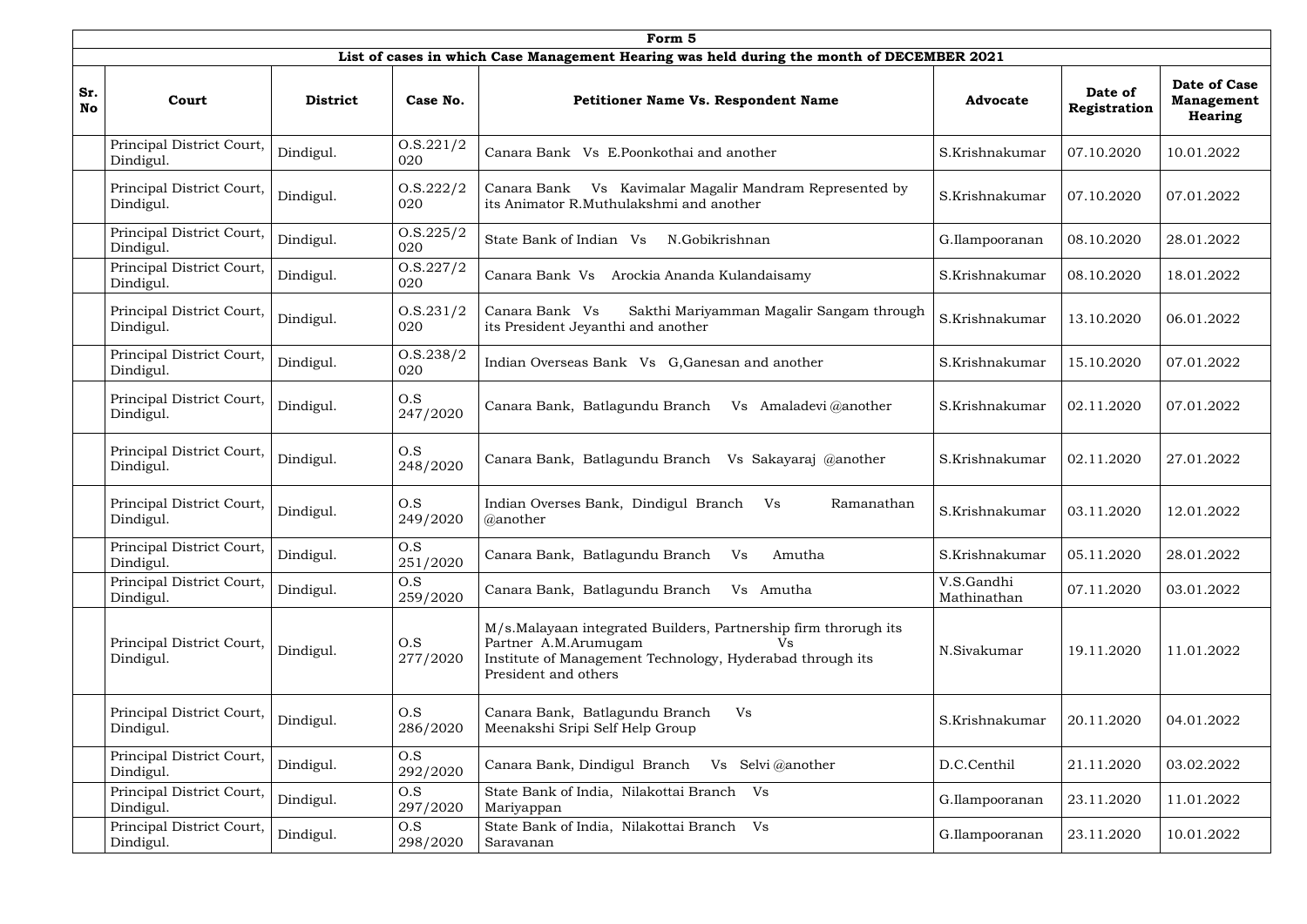**Form 5**

**List of cases in which Case Management Hearing was held during the month of DECEMBER 2021**

| Sr. No | Court | District | Case No. | Petitioner Name Vs. Respondent Name | Advocate | Date of Registration | Date of Case Management Hearing |
|---|---|---|---|---|---|---|---|
| | Principal District Court, Dindigul. | Dindigul. | O.S.221/2020 | Canara Bank Vs E.Poonkothai and another | S.Krishnakumar | 07.10.2020 | 10.01.2022 |
| | Principal District Court, Dindigul. | Dindigul. | O.S.222/2020 | Canara Bank Vs Kavimalar Magalir Mandram Represented by its Animator R.Muthulakshmi and another | S.Krishnakumar | 07.10.2020 | 07.01.2022 |
| | Principal District Court, Dindigul. | Dindigul. | O.S.225/2020 | State Bank of Indian Vs N.Gobikrishnan | G.Ilampooranan | 08.10.2020 | 28.01.2022 |
| | Principal District Court, Dindigul. | Dindigul. | O.S.227/2020 | Canara Bank Vs Arockia Ananda Kulandaisamy | S.Krishnakumar | 08.10.2020 | 18.01.2022 |
| | Principal District Court, Dindigul. | Dindigul. | O.S.231/2020 | Canara Bank Vs Sakthi Mariyamman Magalir Sangam through its President Jeyanthi and another | S.Krishnakumar | 13.10.2020 | 06.01.2022 |
| | Principal District Court, Dindigul. | Dindigul. | O.S.238/2020 | Indian Overseas Bank Vs G,Ganesan and another | S.Krishnakumar | 15.10.2020 | 07.01.2022 |
| | Principal District Court, Dindigul. | Dindigul. | O.S 247/2020 | Canara Bank, Batlagundu Branch Vs Amaladevi @another | S.Krishnakumar | 02.11.2020 | 07.01.2022 |
| | Principal District Court, Dindigul. | Dindigul. | O.S 248/2020 | Canara Bank, Batlagundu Branch Vs Sakayaraj @another | S.Krishnakumar | 02.11.2020 | 27.01.2022 |
| | Principal District Court, Dindigul. | Dindigul. | O.S 249/2020 | Indian Overses Bank, Dindigul Branch Vs Ramanathan @another | S.Krishnakumar | 03.11.2020 | 12.01.2022 |
| | Principal District Court, Dindigul. | Dindigul. | O.S 251/2020 | Canara Bank, Batlagundu Branch Vs Amutha | S.Krishnakumar | 05.11.2020 | 28.01.2022 |
| | Principal District Court, Dindigul. | Dindigul. | O.S 259/2020 | Canara Bank, Batlagundu Branch Vs Amutha | V.S.Gandhi Mathinathan | 07.11.2020 | 03.01.2022 |
| | Principal District Court, Dindigul. | Dindigul. | O.S 277/2020 | M/s.Malayaan integrated Builders, Partnership firm throrugh its Partner A.M.Arumugam Vs Institute of Management Technology, Hyderabad through its President and others | N.Sivakumar | 19.11.2020 | 11.01.2022 |
| | Principal District Court, Dindigul. | Dindigul. | O.S 286/2020 | Canara Bank, Batlagundu Branch Vs Meenakshi Sripi Self Help Group | S.Krishnakumar | 20.11.2020 | 04.01.2022 |
| | Principal District Court, Dindigul. | Dindigul. | O.S 292/2020 | Canara Bank, Dindigul Branch Vs Selvi @another | D.C.Centhil | 21.11.2020 | 03.02.2022 |
| | Principal District Court, Dindigul. | Dindigul. | O.S 297/2020 | State Bank of India, Nilakottai Branch Vs Mariyappan | G.Ilampooranan | 23.11.2020 | 11.01.2022 |
| | Principal District Court, Dindigul. | Dindigul. | O.S 298/2020 | State Bank of India, Nilakottai Branch Vs Saravanan | G.Ilampooranan | 23.11.2020 | 10.01.2022 |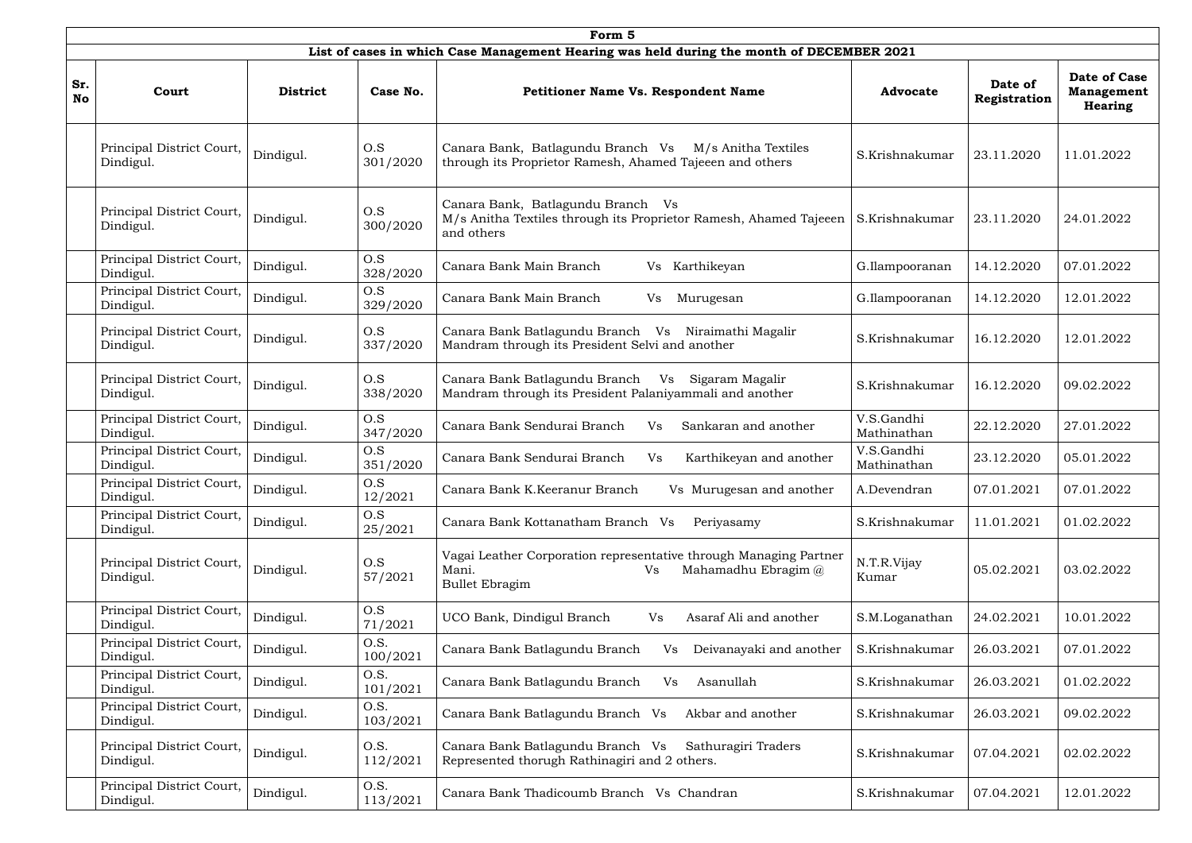| Form 5 | | | | | | | |
|---|---|---|---|---|---|---|---|
| List of cases in which Case Management Hearing was held during the month of DECEMBER 2021 | | | | | | | |
| Sr. No | Court | District | Case No. | Petitioner Name Vs. Respondent Name | Advocate | Date of Registration | Date of Case Management Hearing |
| | Principal District Court, Dindigul. | Dindigul. | O.S 301/2020 | Canara Bank, Batlagundu Branch Vs M/s Anitha Textiles through its Proprietor Ramesh, Ahamed Tajeeen and others | S.Krishnakumar | 23.11.2020 | 11.01.2022 |
| | Principal District Court, Dindigul. | Dindigul. | O.S 300/2020 | Canara Bank, Batlagundu Branch Vs M/s Anitha Textiles through its Proprietor Ramesh, Ahamed Tajeeen and others | S.Krishnakumar | 23.11.2020 | 24.01.2022 |
| | Principal District Court, Dindigul. | Dindigul. | O.S 328/2020 | Canara Bank Main Branch Vs Karthikeyan | G.Ilampooranan | 14.12.2020 | 07.01.2022 |
| | Principal District Court, Dindigul. | Dindigul. | O.S 329/2020 | Canara Bank Main Branch Vs Murugesan | G.Ilampooranan | 14.12.2020 | 12.01.2022 |
| | Principal District Court, Dindigul. | Dindigul. | O.S 337/2020 | Canara Bank Batlagundu Branch Vs Niraimathi Magalir Mandram through its President Selvi and another | S.Krishnakumar | 16.12.2020 | 12.01.2022 |
| | Principal District Court, Dindigul. | Dindigul. | O.S 338/2020 | Canara Bank Batlagundu Branch Vs Sigaram Magalir Mandram through its President Palaniyammali and another | S.Krishnakumar | 16.12.2020 | 09.02.2022 |
| | Principal District Court, Dindigul. | Dindigul. | O.S 347/2020 | Canara Bank Sendurai Branch Vs Sankaran and another | V.S.Gandhi Mathinathan | 22.12.2020 | 27.01.2022 |
| | Principal District Court, Dindigul. | Dindigul. | O.S 351/2020 | Canara Bank Sendurai Branch Vs Karthikeyan and another | V.S.Gandhi Mathinathan | 23.12.2020 | 05.01.2022 |
| | Principal District Court, Dindigul. | Dindigul. | O.S 12/2021 | Canara Bank K.Keeranur Branch Vs Murugesan and another | A.Devendran | 07.01.2021 | 07.01.2022 |
| | Principal District Court, Dindigul. | Dindigul. | O.S 25/2021 | Canara Bank Kottanatham Branch Vs Periyasamy | S.Krishnakumar | 11.01.2021 | 01.02.2022 |
| | Principal District Court, Dindigul. | Dindigul. | O.S 57/2021 | Vagai Leather Corporation representative through Managing Partner Mani. Vs Mahamadhu Ebragim @ Bullet Ebragim | N.T.R.Vijay Kumar | 05.02.2021 | 03.02.2022 |
| | Principal District Court, Dindigul. | Dindigul. | O.S 71/2021 | UCO Bank, Dindigul Branch Vs Asaraf Ali and another | S.M.Loganathan | 24.02.2021 | 10.01.2022 |
| | Principal District Court, Dindigul. | Dindigul. | O.S. 100/2021 | Canara Bank Batlagundu Branch Vs Deivanayaki and another | S.Krishnakumar | 26.03.2021 | 07.01.2022 |
| | Principal District Court, Dindigul. | Dindigul. | O.S. 101/2021 | Canara Bank Batlagundu Branch Vs Asanullah | S.Krishnakumar | 26.03.2021 | 01.02.2022 |
| | Principal District Court, Dindigul. | Dindigul. | O.S. 103/2021 | Canara Bank Batlagundu Branch Vs Akbar and another | S.Krishnakumar | 26.03.2021 | 09.02.2022 |
| | Principal District Court, Dindigul. | Dindigul. | O.S. 112/2021 | Canara Bank Batlagundu Branch Vs Sathuragiri Traders Represented thorugh Rathinagiri and 2 others. | S.Krishnakumar | 07.04.2021 | 02.02.2022 |
| | Principal District Court, Dindigul. | Dindigul. | O.S. 113/2021 | Canara Bank Thadicoumb Branch Vs Chandran | S.Krishnakumar | 07.04.2021 | 12.01.2022 |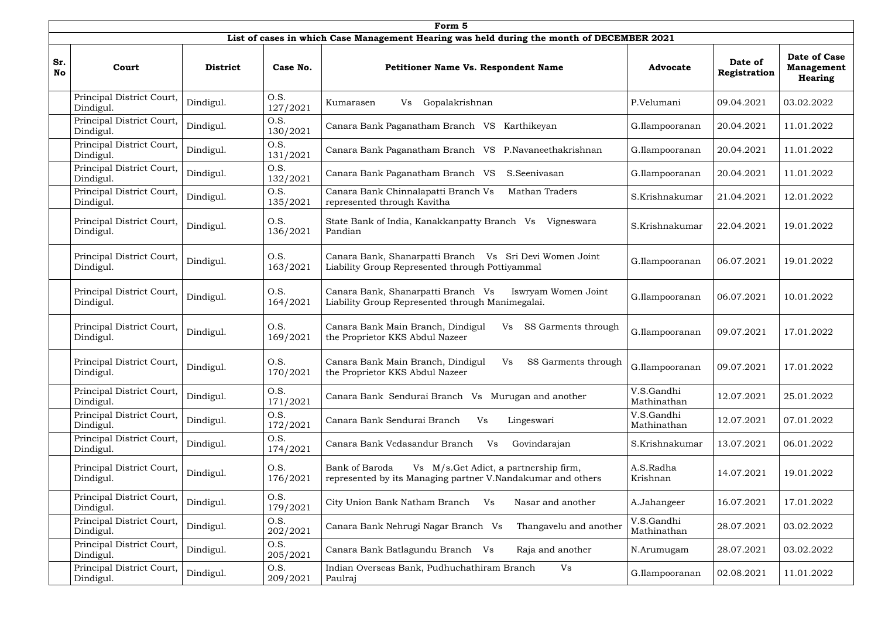| Form 5 | | | | | | | |
|---|---|---|---|---|---|---|---|
| **List of cases in which Case Management Hearing was held during the month of DECEMBER 2021** | | | | | | | |
| **Sr. No** | **Court** | **District** | **Case No.** | **Petitioner Name Vs. Respondent Name** | **Advocate** | **Date of Registration** | **Date of Case Management Hearing** |
| | Principal District Court, Dindigul. | Dindigul. | O.S. 127/2021 | Kumarasen Vs Gopalakrishnan | P.Velumani | 09.04.2021 | 03.02.2022 |
| | Principal District Court, Dindigul. | Dindigul. | O.S. 130/2021 | Canara Bank Paganatham Branch VS Karthikeyan | G.Ilampooranan | 20.04.2021 | 11.01.2022 |
| | Principal District Court, Dindigul. | Dindigul. | O.S. 131/2021 | Canara Bank Paganatham Branch VS P.Navaneethakrishnan | G.Ilampooranan | 20.04.2021 | 11.01.2022 |
| | Principal District Court, Dindigul. | Dindigul. | O.S. 132/2021 | Canara Bank Paganatham Branch VS S.Seenivasan | G.Ilampooranan | 20.04.2021 | 11.01.2022 |
| | Principal District Court, Dindigul. | Dindigul. | O.S. 135/2021 | Canara Bank Chinnalapatti Branch Vs Mathan Traders represented through Kavitha | S.Krishnakumar | 21.04.2021 | 12.01.2022 |
| | Principal District Court, Dindigul. | Dindigul. | O.S. 136/2021 | State Bank of India, Kanakkanpatty Branch Vs Vigneswara Pandian | S.Krishnakumar | 22.04.2021 | 19.01.2022 |
| | Principal District Court, Dindigul. | Dindigul. | O.S. 163/2021 | Canara Bank, Shanarpatti Branch Vs Sri Devi Women Joint Liability Group Represented through Pottiyammal | G.Ilampooranan | 06.07.2021 | 19.01.2022 |
| | Principal District Court, Dindigul. | Dindigul. | O.S. 164/2021 | Canara Bank, Shanarpatti Branch Vs Iswryam Women Joint Liability Group Represented through Manimegalai. | G.Ilampooranan | 06.07.2021 | 10.01.2022 |
| | Principal District Court, Dindigul. | Dindigul. | O.S. 169/2021 | Canara Bank Main Branch, Dindigul Vs SS Garments through the Proprietor KKS Abdul Nazeer | G.Ilampooranan | 09.07.2021 | 17.01.2022 |
| | Principal District Court, Dindigul. | Dindigul. | O.S. 170/2021 | Canara Bank Main Branch, Dindigul Vs SS Garments through the Proprietor KKS Abdul Nazeer | G.Ilampooranan | 09.07.2021 | 17.01.2022 |
| | Principal District Court, Dindigul. | Dindigul. | O.S. 171/2021 | Canara Bank Sendurai Branch Vs Murugan and another | V.S.Gandhi Mathinathan | 12.07.2021 | 25.01.2022 |
| | Principal District Court, Dindigul. | Dindigul. | O.S. 172/2021 | Canara Bank Sendurai Branch Vs Lingeswari | V.S.Gandhi Mathinathan | 12.07.2021 | 07.01.2022 |
| | Principal District Court, Dindigul. | Dindigul. | O.S. 174/2021 | Canara Bank Vedasandur Branch Vs Govindarajan | S.Krishnakumar | 13.07.2021 | 06.01.2022 |
| | Principal District Court, Dindigul. | Dindigul. | O.S. 176/2021 | Bank of Baroda Vs M/s.Get Adict, a partnership firm, represented by its Managing partner V.Nandakumar and others | A.S.Radha Krishnan | 14.07.2021 | 19.01.2022 |
| | Principal District Court, Dindigul. | Dindigul. | O.S. 179/2021 | City Union Bank Natham Branch Vs Nasar and another | A.Jahangeer | 16.07.2021 | 17.01.2022 |
| | Principal District Court, Dindigul. | Dindigul. | O.S. 202/2021 | Canara Bank Nehrugi Nagar Branch Vs Thangavelu and another | V.S.Gandhi Mathinathan | 28.07.2021 | 03.02.2022 |
| | Principal District Court, Dindigul. | Dindigul. | O.S. 205/2021 | Canara Bank Batlagundu Branch Vs Raja and another | N.Arumugam | 28.07.2021 | 03.02.2022 |
| | Principal District Court, Dindigul. | Dindigul. | O.S. 209/2021 | Indian Overseas Bank, Pudhuchathiram Branch Vs Paulraj | G.Ilampooranan | 02.08.2021 | 11.01.2022 |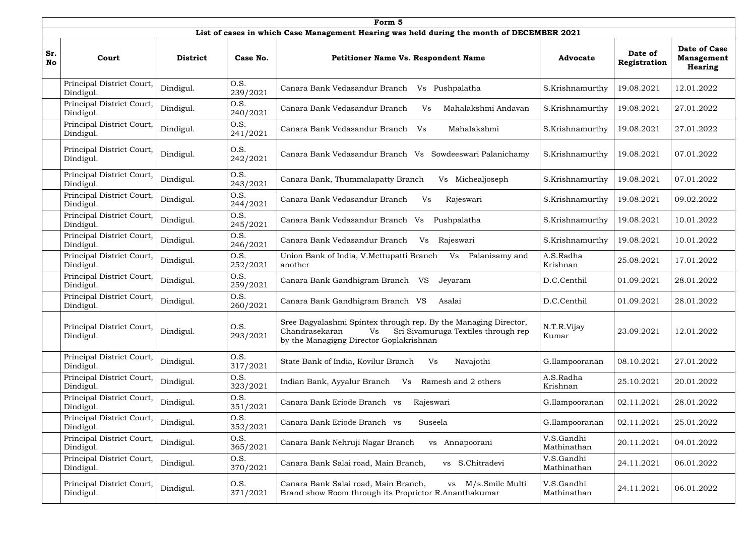| Form 5 | | | | | | | |
|---|---|---|---|---|---|---|---|
| List of cases in which Case Management Hearing was held during the month of DECEMBER 2021 | | | | | | | |
| Sr. No | Court | District | Case No. | Petitioner Name Vs. Respondent Name | Advocate | Date of Registration | Date of Case Management Hearing |
| | Principal District Court, Dindigul. | Dindigul. | O.S. 239/2021 | Canara Bank Vedasandur Branch Vs Pushpalatha | S.Krishnamurthy | 19.08.2021 | 12.01.2022 |
| | Principal District Court, Dindigul. | Dindigul. | O.S. 240/2021 | Canara Bank Vedasandur Branch Vs Mahalakshmi Andavan | S.Krishnamurthy | 19.08.2021 | 27.01.2022 |
| | Principal District Court, Dindigul. | Dindigul. | O.S. 241/2021 | Canara Bank Vedasandur Branch Vs Mahalakshmi | S.Krishnamurthy | 19.08.2021 | 27.01.2022 |
| | Principal District Court, Dindigul. | Dindigul. | O.S. 242/2021 | Canara Bank Vedasandur Branch Vs Sowdeeswari Palanichamy | S.Krishnamurthy | 19.08.2021 | 07.01.2022 |
| | Principal District Court, Dindigul. | Dindigul. | O.S. 243/2021 | Canara Bank, Thummalapatty Branch Vs Michealjoseph | S.Krishnamurthy | 19.08.2021 | 07.01.2022 |
| | Principal District Court, Dindigul. | Dindigul. | O.S. 244/2021 | Canara Bank Vedasandur Branch Vs Rajeswari | S.Krishnamurthy | 19.08.2021 | 09.02.2022 |
| | Principal District Court, Dindigul. | Dindigul. | O.S. 245/2021 | Canara Bank Vedasandur Branch Vs Pushpalatha | S.Krishnamurthy | 19.08.2021 | 10.01.2022 |
| | Principal District Court, Dindigul. | Dindigul. | O.S. 246/2021 | Canara Bank Vedasandur Branch Vs Rajeswari | S.Krishnamurthy | 19.08.2021 | 10.01.2022 |
| | Principal District Court, Dindigul. | Dindigul. | O.S. 252/2021 | Union Bank of India, V.Mettupatti Branch Vs Palanisamy and another | A.S.Radha Krishnan | 25.08.2021 | 17.01.2022 |
| | Principal District Court, Dindigul. | Dindigul. | O.S. 259/2021 | Canara Bank Gandhigram Branch VS Jeyaram | D.C.Centhil | 01.09.2021 | 28.01.2022 |
| | Principal District Court, Dindigul. | Dindigul. | O.S. 260/2021 | Canara Bank Gandhigram Branch VS Asalai | D.C.Centhil | 01.09.2021 | 28.01.2022 |
| | Principal District Court, Dindigul. | Dindigul. | O.S. 293/2021 | Sree Bagyalashmi Spintex through rep. By the Managing Director, Chandrasekaran Vs Sri Sivamuruga Textiles through rep by the Managigng Director Goplakrishnan | N.T.R.Vijay Kumar | 23.09.2021 | 12.01.2022 |
| | Principal District Court, Dindigul. | Dindigul. | O.S. 317/2021 | State Bank of India, Kovilur Branch Vs Navajothi | G.Ilampooranan | 08.10.2021 | 27.01.2022 |
| | Principal District Court, Dindigul. | Dindigul. | O.S. 323/2021 | Indian Bank, Ayyalur Branch Vs Ramesh and 2 others | A.S.Radha Krishnan | 25.10.2021 | 20.01.2022 |
| | Principal District Court, Dindigul. | Dindigul. | O.S. 351/2021 | Canara Bank Eriode Branch vs Rajeswari | G.Ilampooranan | 02.11.2021 | 28.01.2022 |
| | Principal District Court, Dindigul. | Dindigul. | O.S. 352/2021 | Canara Bank Eriode Branch vs Suseela | G.Ilampooranan | 02.11.2021 | 25.01.2022 |
| | Principal District Court, Dindigul. | Dindigul. | O.S. 365/2021 | Canara Bank Nehruji Nagar Branch vs Annapoorani | V.S.Gandhi Mathinathan | 20.11.2021 | 04.01.2022 |
| | Principal District Court, Dindigul. | Dindigul. | O.S. 370/2021 | Canara Bank Salai road, Main Branch, vs S.Chitradevi | V.S.Gandhi Mathinathan | 24.11.2021 | 06.01.2022 |
| | Principal District Court, Dindigul. | Dindigul. | O.S. 371/2021 | Canara Bank Salai road, Main Branch, vs M/s.Smile Multi Brand show Room through its Proprietor R.Ananthakumar | V.S.Gandhi Mathinathan | 24.11.2021 | 06.01.2022 |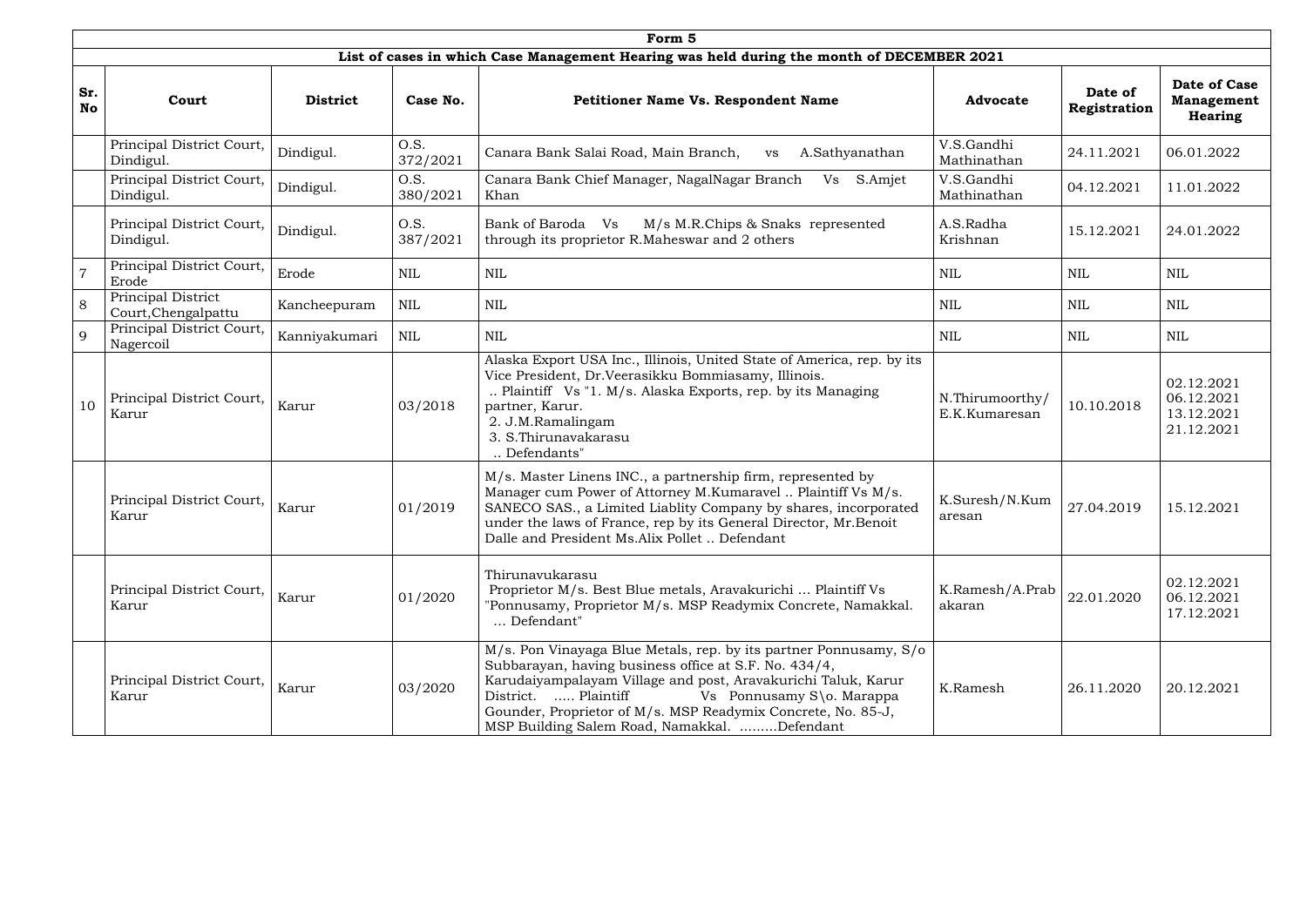| Form 5 | | | | | | | |
|---|---|---|---|---|---|---|---|
| **List of cases in which Case Management Hearing was held during the month of DECEMBER 2021** | | | | | | | |
| **Sr. No** | **Court** | **District** | **Case No.** | **Petitioner Name Vs. Respondent Name** | **Advocate** | **Date of Registration** | **Date of Case Management Hearing** |
| | Principal District Court, Dindigul. | Dindigul. | O.S. 372/2021 | Canara Bank Salai Road, Main Branch, vs A.Sathyanathan | V.S.Gandhi Mathinathan | 24.11.2021 | 06.01.2022 |
| | Principal District Court, Dindigul. | Dindigul. | O.S. 380/2021 | Canara Bank Chief Manager, NagalNagar Branch Vs S.Amjet Khan | V.S.Gandhi Mathinathan | 04.12.2021 | 11.01.2022 |
| | Principal District Court, Dindigul. | Dindigul. | O.S. 387/2021 | Bank of Baroda Vs M/s M.R.Chips & Snaks represented through its proprietor R.Maheswar and 2 others | A.S.Radha Krishnan | 15.12.2021 | 24.01.2022 |
| 7 | Principal District Court, Erode | Erode | NIL | NIL | NIL | NIL | NIL |
| 8 | Principal District Court,Chengalpattu | Kancheepuram | NIL | NIL | NIL | NIL | NIL |
| 9 | Principal District Court, Nagercoil | Kanniyakumari | NIL | NIL | NIL | NIL | NIL |
| 10 | Principal District Court, Karur | Karur | 03/2018 | Alaska Export USA Inc., Illinois, United State of America, rep. by its Vice President, Dr.Veerasikku Bommiasamy, Illinois. .. Plaintiff Vs "1. M/s. Alaska Exports, rep. by its Managing partner, Karur. 2. J.M.Ramalingam 3. S.Thirunavakarasu .. Defendants" | N.Thirumoorthy/ E.K.Kumaresan | 10.10.2018 | 02.12.2021 06.12.2021 13.12.2021 21.12.2021 |
| | Principal District Court, Karur | Karur | 01/2019 | M/s. Master Linens INC., a partnership firm, represented by Manager cum Power of Attorney M.Kumaravel .. Plaintiff Vs M/s. SANECO SAS., a Limited Liablity Company by shares, incorporated under the laws of France, rep by its General Director, Mr.Benoit Dalle and President Ms.Alix Pollet .. Defendant | K.Suresh/N.Kumaresan | 27.04.2019 | 15.12.2021 |
| | Principal District Court, Karur | Karur | 01/2020 | Thirunavukarasu Proprietor M/s. Best Blue metals, Aravakurichi ... Plaintiff Vs "Ponnusamy, Proprietor M/s. MSP Readymix Concrete, Namakkal. ... Defendant" | K.Ramesh/A.Prabakaran | 22.01.2020 | 02.12.2021 06.12.2021 17.12.2021 |
| | Principal District Court, Karur | Karur | 03/2020 | M/s. Pon Vinayaga Blue Metals, rep. by its partner Ponnusamy, S/o Subbarayan, having business office at S.F. No. 434/4, Karudaiyampalayam Village and post, Aravakurichi Taluk, Karur District. ..... Plaintiff Vs Ponnusamy S\o. Marappa Gounder, Proprietor of M/s. MSP Readymix Concrete, No. 85-J, MSP Building Salem Road, Namakkal. .........Defendant | K.Ramesh | 26.11.2020 | 20.12.2021 |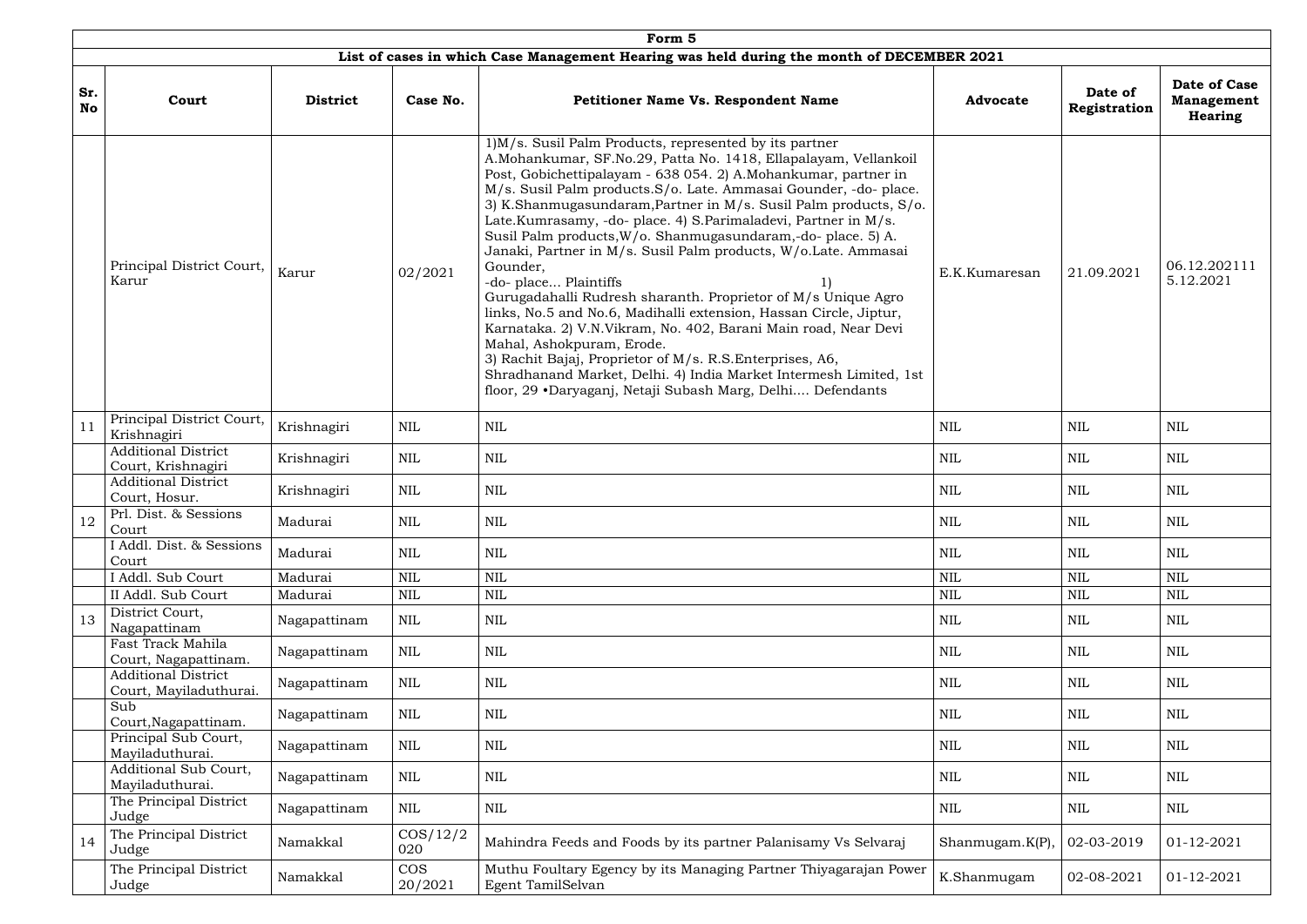| Form 5 | | | | | | | |
|---|---|---|---|---|---|---|---|
| **List of cases in which Case Management Hearing was held during the month of DECEMBER 2021** | | | | | | | |
| **Sr. No** | **Court** | **District** | **Case No.** | **Petitioner Name Vs. Respondent Name** | **Advocate** | **Date of Registration** | **Date of Case Management Hearing** |
| | Principal District Court, Karur | Karur | 02/2021 | 1)M/s. Susil Palm Products, represented by its partner A.Mohankumar, SF.No.29, Patta No. 1418, Ellapalayam, Vellankoil Post, Gobichettipalayam - 638 054. 2) A.Mohankumar, partner in M/s. Susil Palm products.S/o. Late. Ammasai Gounder, -do- place. 3) K.Shanmugasundaram,Partner in M/s. Susil Palm products, S/o. Late.Kumrasamy, -do- place. 4) S.Parimaladevi, Partner in M/s. Susil Palm products,W/o. Shanmugasundaram,-do- place. 5) A. Janaki, Partner in M/s. Susil Palm products, W/o.Late. Ammasai Gounder, -do- place... Plaintiffs 1) Gurugadahalli Rudresh sharanth. Proprietor of M/s Unique Agro links, No.5 and No.6, Madihalli extension, Hassan Circle, Jiptur, Karnataka. 2) V.N.Vikram, No. 402, Barani Main road, Near Devi Mahal, Ashokpuram, Erode. 3) Rachit Bajaj, Proprietor of M/s. R.S.Enterprises, A6, Shradhanand Market, Delhi. 4) India Market Intermesh Limited, 1st floor, 29 •Daryaganj, Netaji Subash Marg, Delhi.... Defendants | E.K.Kumaresan | 21.09.2021 | 06.12.202111 5.12.2021 |
| 11 | Principal District Court, Krishnagiri | Krishnagiri | NIL | NIL | NIL | NIL | NIL |
| | Additional District Court, Krishnagiri | Krishnagiri | NIL | NIL | NIL | NIL | NIL |
| | Additional District Court, Hosur. | Krishnagiri | NIL | NIL | NIL | NIL | NIL |
| 12 | Prl. Dist. & Sessions Court | Madurai | NIL | NIL | NIL | NIL | NIL |
| | I Addl. Dist. & Sessions Court | Madurai | NIL | NIL | NIL | NIL | NIL |
| | I Addl. Sub Court | Madurai | NIL | NIL | NIL | NIL | NIL |
| | II Addl. Sub Court | Madurai | NIL | NIL | NIL | NIL | NIL |
| 13 | District Court, Nagapattinam | Nagapattinam | NIL | NIL | NIL | NIL | NIL |
| | Fast Track Mahila Court, Nagapattinam. | Nagapattinam | NIL | NIL | NIL | NIL | NIL |
| | Additional District Court, Mayiladuthurai. | Nagapattinam | NIL | NIL | NIL | NIL | NIL |
| | Sub Court,Nagapattinam. | Nagapattinam | NIL | NIL | NIL | NIL | NIL |
| | Principal Sub Court, Mayiladuthurai. | Nagapattinam | NIL | NIL | NIL | NIL | NIL |
| | Additional Sub Court, Mayiladuthurai. | Nagapattinam | NIL | NIL | NIL | NIL | NIL |
| | The Principal District Judge | Nagapattinam | NIL | NIL | NIL | NIL | NIL |
| 14 | The Principal District Judge | Namakkal | COS/12/2020 | Mahindra Feeds and Foods by its partner Palanisamy Vs Selvaraj | Shanmugam.K(P), | 02-03-2019 | 01-12-2021 |
| | The Principal District Judge | Namakkal | COS 20/2021 | Muthu Foultary Egency by its Managing Partner Thiyagarajan Power Egent TamilSelvan | K.Shanmugam | 02-08-2021 | 01-12-2021 |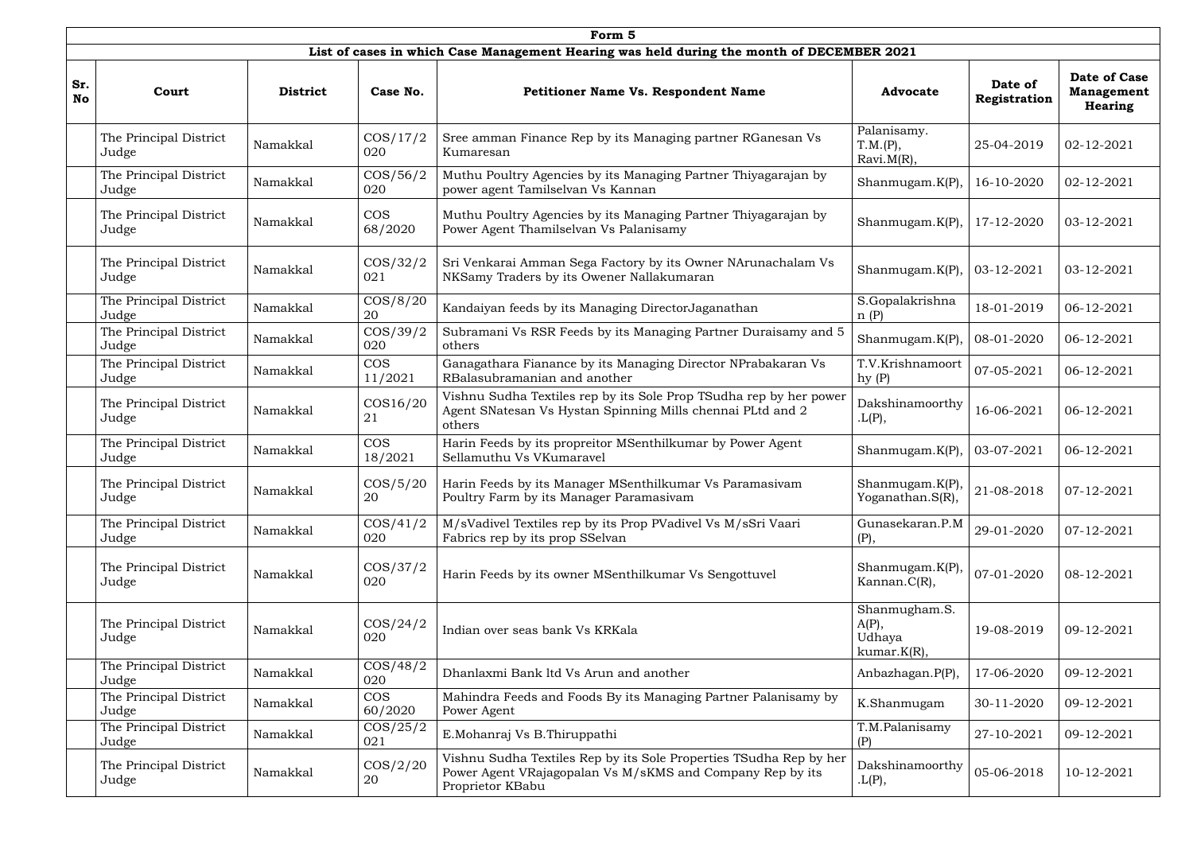# Form 5

## List of cases in which Case Management Hearing was held during the month of DECEMBER 2021

| Sr. No | Court | District | Case No. | Petitioner Name Vs. Respondent Name | Advocate | Date of Registration | Date of Case Management Hearing |
|---|---|---|---|---|---|---|---|
| | The Principal District Judge | Namakkal | COS/17/2020 | Sree amman Finance Rep by its Managing partner RGanesan Vs Kumaresan | Palanisamy. T.M.(P), Ravi.M(R), | 25-04-2019 | 02-12-2021 |
| | The Principal District Judge | Namakkal | COS/56/2020 | Muthu Poultry Agencies by its Managing Partner Thiyagarajan by power agent Tamilselvan Vs Kannan | Shanmugam.K(P), | 16-10-2020 | 02-12-2021 |
| | The Principal District Judge | Namakkal | COS 68/2020 | Muthu Poultry Agencies by its Managing Partner Thiyagarajan by Power Agent Thamilselvan Vs Palanisamy | Shanmugam.K(P), | 17-12-2020 | 03-12-2021 |
| | The Principal District Judge | Namakkal | COS/32/2021 | Sri Venkarai Amman Sega Factory by its Owner NArunachalam Vs NKSamy Traders by its Owener Nallakumaran | Shanmugam.K(P), | 03-12-2021 | 03-12-2021 |
| | The Principal District Judge | Namakkal | COS/8/2020 | Kandaiyan feeds by its Managing DirectorJaganathan | S.Gopalakrishnan (P) | 18-01-2019 | 06-12-2021 |
| | The Principal District Judge | Namakkal | COS/39/2020 | Subramani Vs RSR Feeds by its Managing Partner Duraisamy and 5 others | Shanmugam.K(P), | 08-01-2020 | 06-12-2021 |
| | The Principal District Judge | Namakkal | COS 11/2021 | Ganagathara Fianance by its Managing Director NPrabakaran Vs RBalasubramanian and another | T.V.Krishnamoorthy (P) | 07-05-2021 | 06-12-2021 |
| | The Principal District Judge | Namakkal | COS16/2021 | Vishnu Sudha Textiles rep by its Sole Prop TSudha rep by her power Agent SNatesan Vs Hystan Spinning Mills chennai PLtd and 2 others | Dakshinamoorthy.L(P), | 16-06-2021 | 06-12-2021 |
| | The Principal District Judge | Namakkal | COS 18/2021 | Harin Feeds by its propreitor MSenthilkumar by Power Agent Sellamuthu Vs VKumaravel | Shanmugam.K(P), | 03-07-2021 | 06-12-2021 |
| | The Principal District Judge | Namakkal | COS/5/2020 | Harin Feeds by its Manager MSenthilkumar Vs Paramasivam Poultry Farm by its Manager Paramasivam | Shanmugam.K(P), Yoganathan.S(R), | 21-08-2018 | 07-12-2021 |
| | The Principal District Judge | Namakkal | COS/41/2020 | M/sVadivel Textiles rep by its Prop PVadivel Vs M/sSri Vaari Fabrics rep by its prop SSelvan | Gunasekaran.P.M (P), | 29-01-2020 | 07-12-2021 |
| | The Principal District Judge | Namakkal | COS/37/2020 | Harin Feeds by its owner MSenthilkumar Vs Sengottuvel | Shanmugam.K(P), Kannan.C(R), | 07-01-2020 | 08-12-2021 |
| | The Principal District Judge | Namakkal | COS/24/2020 | Indian over seas bank Vs KRKala | Shanmugham.S. A(P), Udhaya kumar.K(R), | 19-08-2019 | 09-12-2021 |
| | The Principal District Judge | Namakkal | COS/48/2020 | Dhanlaxmi Bank ltd Vs Arun and another | Anbazhagan.P(P), | 17-06-2020 | 09-12-2021 |
| | The Principal District Judge | Namakkal | COS 60/2020 | Mahindra Feeds and Foods By its Managing Partner Palanisamy by Power Agent | K.Shanmugam | 30-11-2020 | 09-12-2021 |
| | The Principal District Judge | Namakkal | COS/25/2021 | E.Mohanraj Vs B.Thiruppathi | T.M.Palanisamy (P) | 27-10-2021 | 09-12-2021 |
| | The Principal District Judge | Namakkal | COS/2/2020 | Vishnu Sudha Textiles Rep by its Sole Properties TSudha Rep by her Power Agent VRajagopalan Vs M/sKMS and Company Rep by its Proprietor KBabu | Dakshinamoorthy.L(P), | 05-06-2018 | 10-12-2021 |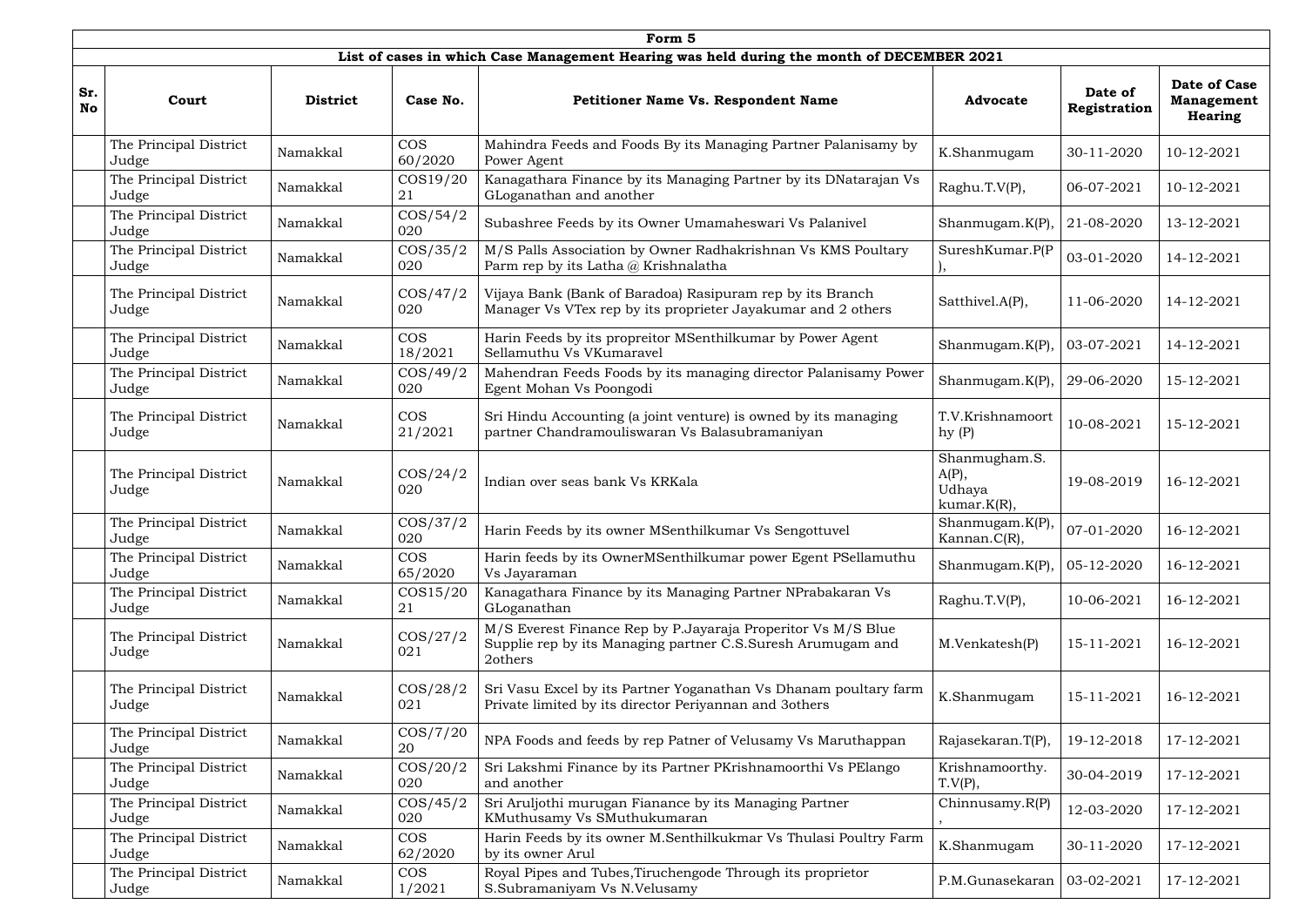**Form 5**

**List of cases in which Case Management Hearing was held during the month of DECEMBER 2021**

| Sr. No | Court | District | Case No. | Petitioner Name Vs. Respondent Name | Advocate | Date of Registration | Date of Case Management Hearing |
|---|---|---|---|---|---|---|---|
| | The Principal District Judge | Namakkal | COS 60/2020 | Mahindra Feeds and Foods By its Managing Partner Palanisamy by Power Agent | K.Shanmugam | 30-11-2020 | 10-12-2021 |
| | The Principal District Judge | Namakkal | COS19/2021 | Kanagathara Finance by its Managing Partner by its DNatarajan Vs GLoganathan and another | Raghu.T.V(P), | 06-07-2021 | 10-12-2021 |
| | The Principal District Judge | Namakkal | COS/54/2020 | Subashree Feeds by its Owner Umamaheswari Vs Palanivel | Shanmugam.K(P), | 21-08-2020 | 13-12-2021 |
| | The Principal District Judge | Namakkal | COS/35/2020 | M/S Palls Association by Owner Radhakrishnan Vs KMS Poultary Parm rep by its Latha @ Krishnalatha | SureshKumar.P(P), | 03-01-2020 | 14-12-2021 |
| | The Principal District Judge | Namakkal | COS/47/2020 | Vijaya Bank (Bank of Baradoa) Rasipuram rep by its Branch Manager Vs VTex rep by its proprieter Jayakumar and 2 others | Satthivel.A(P), | 11-06-2020 | 14-12-2021 |
| | The Principal District Judge | Namakkal | COS 18/2021 | Harin Feeds by its propreitor MSenthilkumar by Power Agent Sellamuthu Vs VKumaravel | Shanmugam.K(P), | 03-07-2021 | 14-12-2021 |
| | The Principal District Judge | Namakkal | COS/49/2020 | Mahendran Feeds Foods by its managing director Palanisamy Power Egent Mohan Vs Poongodi | Shanmugam.K(P), | 29-06-2020 | 15-12-2021 |
| | The Principal District Judge | Namakkal | COS 21/2021 | Sri Hindu Accounting (a joint venture) is owned by its managing partner Chandramouliswaran Vs Balasubramaniyan | T.V.Krishnamoorthy (P) | 10-08-2021 | 15-12-2021 |
| | The Principal District Judge | Namakkal | COS/24/2020 | Indian over seas bank Vs KRKala | Shanmugham.S.A(P), Udhaya kumar.K(R), | 19-08-2019 | 16-12-2021 |
| | The Principal District Judge | Namakkal | COS/37/2020 | Harin Feeds by its owner MSenthilkumar Vs Sengottuvel | Shanmugam.K(P), Kannan.C(R), | 07-01-2020 | 16-12-2021 |
| | The Principal District Judge | Namakkal | COS 65/2020 | Harin feeds by its OwnerMSenthilkumar power Egent PSellamuthu Vs Jayaraman | Shanmugam.K(P), | 05-12-2020 | 16-12-2021 |
| | The Principal District Judge | Namakkal | COS15/2021 | Kanagathara Finance by its Managing Partner NPrabakaran Vs GLoganathan | Raghu.T.V(P), | 10-06-2021 | 16-12-2021 |
| | The Principal District Judge | Namakkal | COS/27/2021 | M/S Everest Finance Rep by P.Jayaraja Properitor Vs M/S Blue Supplie rep by its Managing partner C.S.Suresh Arumugam and 2others | M.Venkatesh(P) | 15-11-2021 | 16-12-2021 |
| | The Principal District Judge | Namakkal | COS/28/2021 | Sri Vasu Excel by its Partner Yoganathan Vs Dhanam poultary farm Private limited by its director Periyannan and 3others | K.Shanmugam | 15-11-2021 | 16-12-2021 |
| | The Principal District Judge | Namakkal | COS/7/2020 | NPA Foods and feeds by rep Patner of Velusamy Vs Maruthappan | Rajasekaran.T(P), | 19-12-2018 | 17-12-2021 |
| | The Principal District Judge | Namakkal | COS/20/2020 | Sri Lakshmi Finance by its Partner PKrishnamoorthi Vs PElango and another | Krishnamoorthy.T.V(P), | 30-04-2019 | 17-12-2021 |
| | The Principal District Judge | Namakkal | COS/45/2020 | Sri Aruljothi murugan Fianance by its Managing Partner KMuthusamy Vs SMuthukumaran | Chinnusamy.R(P), | 12-03-2020 | 17-12-2021 |
| | The Principal District Judge | Namakkal | COS 62/2020 | Harin Feeds by its owner M.Senthilkukmar Vs Thulasi Poultry Farm by its owner Arul | K.Shanmugam | 30-11-2020 | 17-12-2021 |
| | The Principal District Judge | Namakkal | COS 1/2021 | Royal Pipes and Tubes,Tiruchengode Through its proprietor S.Subramaniyam Vs N.Velusamy | P.M.Gunasekaran | 03-02-2021 | 17-12-2021 |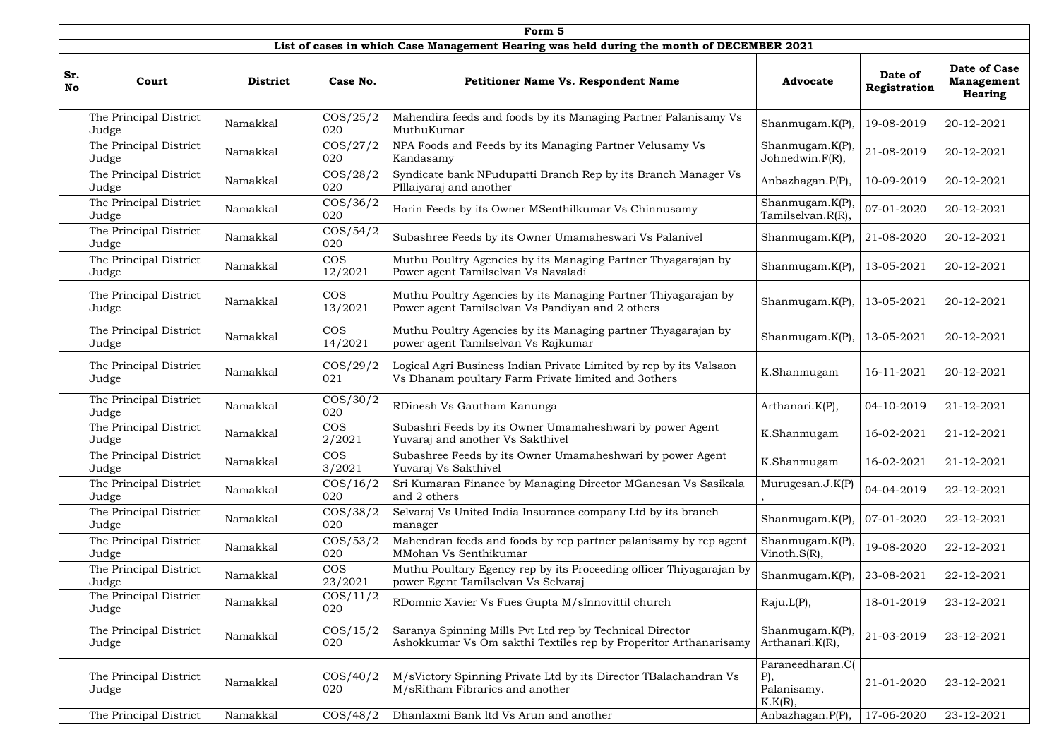| Form 5 | | | | | | | |
|---|---|---|---|---|---|---|---|
| List of cases in which Case Management Hearing was held during the month of DECEMBER 2021 | | | | | | | |
| Sr. No | Court | District | Case No. | Petitioner Name Vs. Respondent Name | Advocate | Date of Registration | Date of Case Management Hearing |
| | The Principal District Judge | Namakkal | COS/25/2020 | Mahendira feeds and foods by its Managing Partner Palanisamy Vs MuthuKumar | Shanmugam.K(P), | 19-08-2019 | 20-12-2021 |
| | The Principal District Judge | Namakkal | COS/27/2020 | NPA Foods and Feeds by its Managing Partner Velusamy Vs Kandasamy | Shanmugam.K(P), Johnedwin.F(R), | 21-08-2019 | 20-12-2021 |
| | The Principal District Judge | Namakkal | COS/28/2020 | Syndicate bank NPudupatti Branch Rep by its Branch Manager Vs PIllaiyaraj and another | Anbazhagan.P(P), | 10-09-2019 | 20-12-2021 |
| | The Principal District Judge | Namakkal | COS/36/2020 | Harin Feeds by its Owner MSenthilkumar Vs Chinnusamy | Shanmugam.K(P), Tamilselvan.R(R), | 07-01-2020 | 20-12-2021 |
| | The Principal District Judge | Namakkal | COS/54/2020 | Subashree Feeds by its Owner Umamaheswari Vs Palanivel | Shanmugam.K(P), | 21-08-2020 | 20-12-2021 |
| | The Principal District Judge | Namakkal | COS 12/2021 | Muthu Poultry Agencies by its Managing Partner Thyagarajan by Power agent Tamilselvan Vs Navaladi | Shanmugam.K(P), | 13-05-2021 | 20-12-2021 |
| | The Principal District Judge | Namakkal | COS 13/2021 | Muthu Poultry Agencies by its Managing Partner Thiyagarajan by Power agent Tamilselvan Vs Pandiyan and 2 others | Shanmugam.K(P), | 13-05-2021 | 20-12-2021 |
| | The Principal District Judge | Namakkal | COS 14/2021 | Muthu Poultry Agencies by its Managing partner Thyagarajan by power agent Tamilselvan Vs Rajkumar | Shanmugam.K(P), | 13-05-2021 | 20-12-2021 |
| | The Principal District Judge | Namakkal | COS/29/2021 | Logical Agri Business Indian Private Limited by rep by its Valsaon Vs Dhanam poultary Farm Private limited and 3others | K.Shanmugam | 16-11-2021 | 20-12-2021 |
| | The Principal District Judge | Namakkal | COS/30/2020 | RDinesh Vs Gautham Kanunga | Arthanari.K(P), | 04-10-2019 | 21-12-2021 |
| | The Principal District Judge | Namakkal | COS 2/2021 | Subashri Feeds by its Owner Umamaheshwari by power Agent Yuvaraj and another Vs Sakthivel | K.Shanmugam | 16-02-2021 | 21-12-2021 |
| | The Principal District Judge | Namakkal | COS 3/2021 | Subashree Feeds by its Owner Umamaheshwari by power Agent Yuvaraj Vs Sakthivel | K.Shanmugam | 16-02-2021 | 21-12-2021 |
| | The Principal District Judge | Namakkal | COS/16/2020 | Sri Kumaran Finance by Managing Director MGanesan Vs Sasikala and 2 others | Murugesan.J.K(P), | 04-04-2019 | 22-12-2021 |
| | The Principal District Judge | Namakkal | COS/38/2020 | Selvaraj Vs United India Insurance company Ltd by its branch manager | Shanmugam.K(P), | 07-01-2020 | 22-12-2021 |
| | The Principal District Judge | Namakkal | COS/53/2020 | Mahendran feeds and foods by rep partner palanisamy by rep agent MMohan Vs Senthikumar | Shanmugam.K(P), Vinoth.S(R), | 19-08-2020 | 22-12-2021 |
| | The Principal District Judge | Namakkal | COS 23/2021 | Muthu Poultary Egency rep by its Proceeding officer Thiyagarajan by power Egent Tamilselvan Vs Selvaraj | Shanmugam.K(P), | 23-08-2021 | 22-12-2021 |
| | The Principal District Judge | Namakkal | COS/11/2020 | RDomnic Xavier Vs Fues Gupta M/sInnovittil church | Raju.L(P), | 18-01-2019 | 23-12-2021 |
| | The Principal District Judge | Namakkal | COS/15/2020 | Saranya Spinning Mills Pvt Ltd rep by Technical Director Ashokkumar Vs Om sakthi Textiles rep by Properitor Arthanarisamy | Shanmugam.K(P), Arthanari.K(R), | 21-03-2019 | 23-12-2021 |
| | The Principal District Judge | Namakkal | COS/40/2020 | M/sVictory Spinning Private Ltd by its Director TBalachandran Vs M/sRitham Fibrarics and another | Paraneedharan.C(P), Palanisamy.K.K(R), | 21-01-2020 | 23-12-2021 |
| | The Principal District | Namakkal | COS/48/2 | Dhanlaxmi Bank ltd Vs Arun and another | Anbazhagan.P(P), | 17-06-2020 | 23-12-2021 |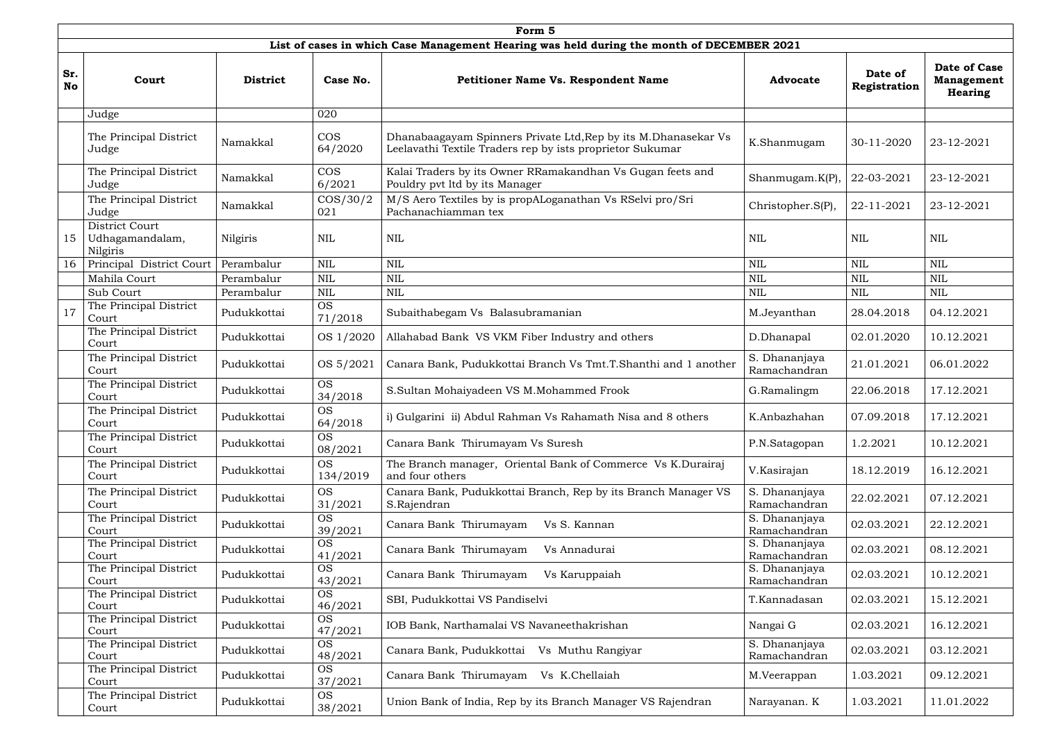| Form 5 | | | | | | | |
|---|---|---|---|---|---|---|---|
| List of cases in which Case Management Hearing was held during the month of DECEMBER 2021 | | | | | | | |
| **Sr. No** | **Court** | **District** | **Case No.** | **Petitioner Name Vs. Respondent Name** | **Advocate** | **Date of Registration** | **Date of Case Management Hearing** |
| | Judge | | 020 | | | | |
| | The Principal District Judge | Namakkal | COS 64/2020 | Dhanabaagayam Spinners Private Ltd,Rep by its M.Dhanasekar Vs Leelavathi Textile Traders rep by ists proprietor Sukumar | K.Shanmugam | 30-11-2020 | 23-12-2021 |
| | The Principal District Judge | Namakkal | COS 6/2021 | Kalai Traders by its Owner RRamakandhan Vs Gugan feets and Pouldry pvt ltd by its Manager | Shanmugam.K(P), | 22-03-2021 | 23-12-2021 |
| | The Principal District Judge | Namakkal | COS/30/2021 | M/S Aero Textiles by is propALoganathan Vs RSelvi pro/Sri Pachanachiamman tex | Christopher.S(P), | 22-11-2021 | 23-12-2021 |
| 15 | District Court Udhagamandalam, Nilgiris | Nilgiris | NIL | NIL | NIL | NIL | NIL |
| 16 | Principal District Court | Perambalur | NIL | NIL | NIL | NIL | NIL |
| | Mahila Court | Perambalur | NIL | NIL | NIL | NIL | NIL |
| | Sub Court | Perambalur | NIL | NIL | NIL | NIL | NIL |
| 17 | The Principal District Court | Pudukkottai | OS 71/2018 | Subaithabegam Vs Balasubramanian | M.Jeyanthan | 28.04.2018 | 04.12.2021 |
| | The Principal District Court | Pudukkottai | OS 1/2020 | Allahabad Bank VS VKM Fiber Industry and others | D.Dhanapal | 02.01.2020 | 10.12.2021 |
| | The Principal District Court | Pudukkottai | OS 5/2021 | Canara Bank, Pudukkottai Branch Vs Tmt.T.Shanthi and 1 another | S. Dhananjaya Ramachandran | 21.01.2021 | 06.01.2022 |
| | The Principal District Court | Pudukkottai | OS 34/2018 | S.Sultan Mohaiyadeen VS M.Mohammed Frook | G.Ramalingm | 22.06.2018 | 17.12.2021 |
| | The Principal District Court | Pudukkottai | OS 64/2018 | i) Gulgarini ii) Abdul Rahman Vs Rahamath Nisa and 8 others | K.Anbazhahan | 07.09.2018 | 17.12.2021 |
| | The Principal District Court | Pudukkottai | OS 08/2021 | Canara Bank Thirumayam Vs Suresh | P.N.Satagopan | 1.2.2021 | 10.12.2021 |
| | The Principal District Court | Pudukkottai | OS 134/2019 | The Branch manager, Oriental Bank of Commerce Vs K.Durairaj and four others | V.Kasirajan | 18.12.2019 | 16.12.2021 |
| | The Principal District Court | Pudukkottai | OS 31/2021 | Canara Bank, Pudukkottai Branch, Rep by its Branch Manager VS S.Rajendran | S. Dhananjaya Ramachandran | 22.02.2021 | 07.12.2021 |
| | The Principal District Court | Pudukkottai | OS 39/2021 | Canara Bank Thirumayam Vs S. Kannan | S. Dhananjaya Ramachandran | 02.03.2021 | 22.12.2021 |
| | The Principal District Court | Pudukkottai | OS 41/2021 | Canara Bank Thirumayam Vs Annadurai | S. Dhananjaya Ramachandran | 02.03.2021 | 08.12.2021 |
| | The Principal District Court | Pudukkottai | OS 43/2021 | Canara Bank Thirumayam Vs Karuppaiah | S. Dhananjaya Ramachandran | 02.03.2021 | 10.12.2021 |
| | The Principal District Court | Pudukkottai | OS 46/2021 | SBI, Pudukkottai VS Pandiselvi | T.Kannadasan | 02.03.2021 | 15.12.2021 |
| | The Principal District Court | Pudukkottai | OS 47/2021 | IOB Bank, Narthamalai VS Navaneethakrishan | Nangai G | 02.03.2021 | 16.12.2021 |
| | The Principal District Court | Pudukkottai | OS 48/2021 | Canara Bank, Pudukkottai Vs Muthu Rangiyar | S. Dhananjaya Ramachandran | 02.03.2021 | 03.12.2021 |
| | The Principal District Court | Pudukkottai | OS 37/2021 | Canara Bank Thirumayam Vs K.Chellaiah | M.Veerappan | 1.03.2021 | 09.12.2021 |
| | The Principal District Court | Pudukkottai | OS 38/2021 | Union Bank of India, Rep by its Branch Manager VS Rajendran | Narayanan. K | 1.03.2021 | 11.01.2022 |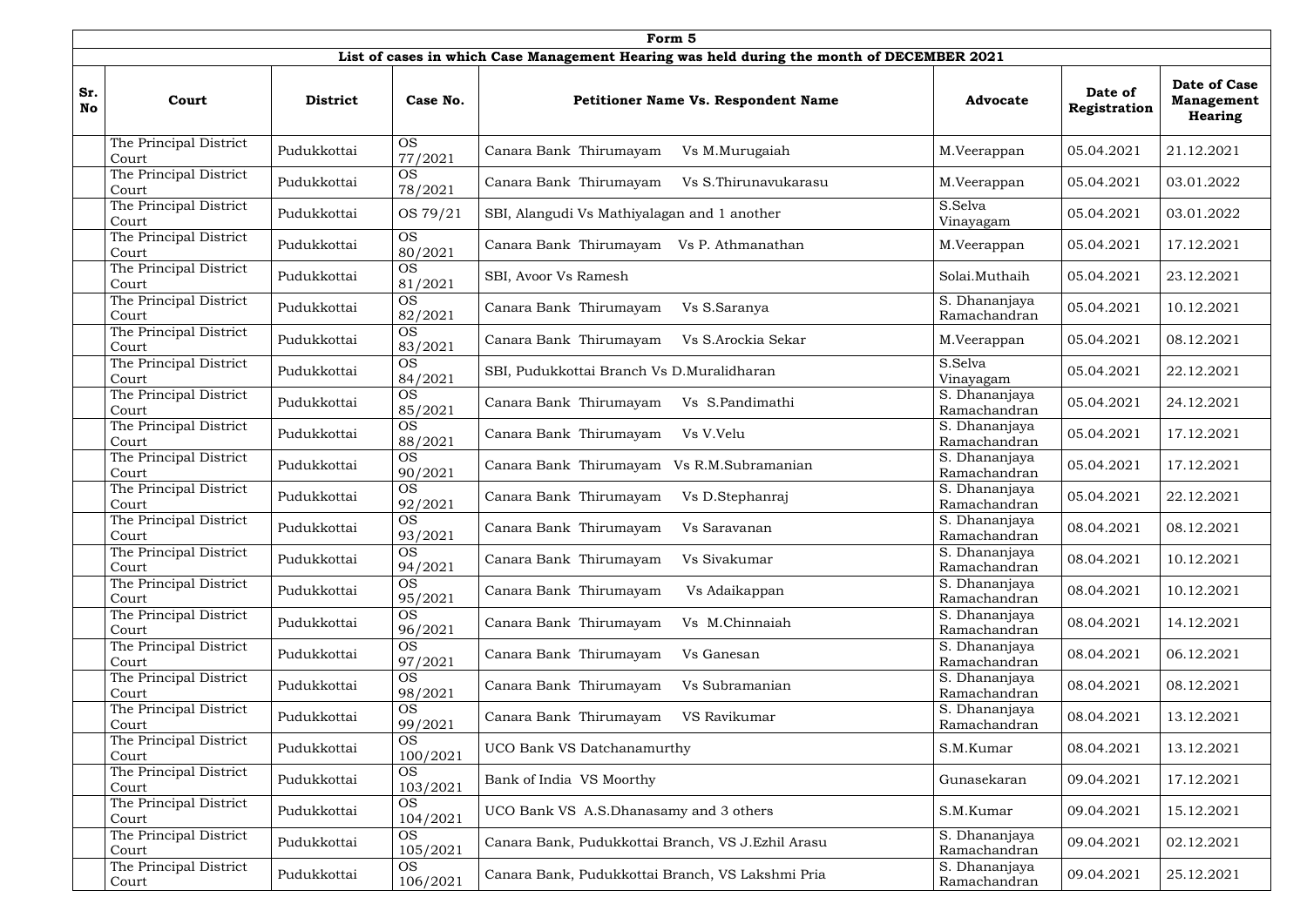| Form 5 | | | | | | | |
|---|---|---|---|---|---|---|---|
| **List of cases in which Case Management Hearing was held during the month of DECEMBER 2021** | | | | | | | |
| **Sr. No** | **Court** | **District** | **Case No.** | **Petitioner Name Vs. Respondent Name** | **Advocate** | **Date of Registration** | **Date of Case Management Hearing** |
| | The Principal District Court | Pudukkottai | OS 77/2021 | Canara Bank Thirumayam Vs M.Murugaiah | M.Veerappan | 05.04.2021 | 21.12.2021 |
| | The Principal District Court | Pudukkottai | OS 78/2021 | Canara Bank Thirumayam Vs S.Thirunavukarasu | M.Veerappan | 05.04.2021 | 03.01.2022 |
| | The Principal District Court | Pudukkottai | OS 79/21 | SBI, Alangudi Vs Mathiyalagan and 1 another | S.Selva Vinayagam | 05.04.2021 | 03.01.2022 |
| | The Principal District Court | Pudukkottai | OS 80/2021 | Canara Bank Thirumayam Vs P. Athmanathan | M.Veerappan | 05.04.2021 | 17.12.2021 |
| | The Principal District Court | Pudukkottai | OS 81/2021 | SBI, Avoor Vs Ramesh | Solai.Muthaih | 05.04.2021 | 23.12.2021 |
| | The Principal District Court | Pudukkottai | OS 82/2021 | Canara Bank Thirumayam Vs S.Saranya | S. Dhananjaya Ramachandran | 05.04.2021 | 10.12.2021 |
| | The Principal District Court | Pudukkottai | OS 83/2021 | Canara Bank Thirumayam Vs S.Arockia Sekar | M.Veerappan | 05.04.2021 | 08.12.2021 |
| | The Principal District Court | Pudukkottai | OS 84/2021 | SBI, Pudukkottai Branch Vs D.Muralidharan | S.Selva Vinayagam | 05.04.2021 | 22.12.2021 |
| | The Principal District Court | Pudukkottai | OS 85/2021 | Canara Bank Thirumayam Vs S.Pandimathi | S. Dhananjaya Ramachandran | 05.04.2021 | 24.12.2021 |
| | The Principal District Court | Pudukkottai | OS 88/2021 | Canara Bank Thirumayam Vs V.Velu | S. Dhananjaya Ramachandran | 05.04.2021 | 17.12.2021 |
| | The Principal District Court | Pudukkottai | OS 90/2021 | Canara Bank Thirumayam Vs R.M.Subramanian | S. Dhananjaya Ramachandran | 05.04.2021 | 17.12.2021 |
| | The Principal District Court | Pudukkottai | OS 92/2021 | Canara Bank Thirumayam Vs D.Stephanraj | S. Dhananjaya Ramachandran | 05.04.2021 | 22.12.2021 |
| | The Principal District Court | Pudukkottai | OS 93/2021 | Canara Bank Thirumayam Vs Saravanan | S. Dhananjaya Ramachandran | 08.04.2021 | 08.12.2021 |
| | The Principal District Court | Pudukkottai | OS 94/2021 | Canara Bank Thirumayam Vs Sivakumar | S. Dhananjaya Ramachandran | 08.04.2021 | 10.12.2021 |
| | The Principal District Court | Pudukkottai | OS 95/2021 | Canara Bank Thirumayam Vs Adaikappan | S. Dhananjaya Ramachandran | 08.04.2021 | 10.12.2021 |
| | The Principal District Court | Pudukkottai | OS 96/2021 | Canara Bank Thirumayam Vs M.Chinnaiah | S. Dhananjaya Ramachandran | 08.04.2021 | 14.12.2021 |
| | The Principal District Court | Pudukkottai | OS 97/2021 | Canara Bank Thirumayam Vs Ganesan | S. Dhananjaya Ramachandran | 08.04.2021 | 06.12.2021 |
| | The Principal District Court | Pudukkottai | OS 98/2021 | Canara Bank Thirumayam Vs Subramanian | S. Dhananjaya Ramachandran | 08.04.2021 | 08.12.2021 |
| | The Principal District Court | Pudukkottai | OS 99/2021 | Canara Bank Thirumayam VS Ravikumar | S. Dhananjaya Ramachandran | 08.04.2021 | 13.12.2021 |
| | The Principal District Court | Pudukkottai | OS 100/2021 | UCO Bank VS Datchanamurthy | S.M.Kumar | 08.04.2021 | 13.12.2021 |
| | The Principal District Court | Pudukkottai | OS 103/2021 | Bank of India VS Moorthy | Gunasekaran | 09.04.2021 | 17.12.2021 |
| | The Principal District Court | Pudukkottai | OS 104/2021 | UCO Bank VS A.S.Dhanasamy and 3 others | S.M.Kumar | 09.04.2021 | 15.12.2021 |
| | The Principal District Court | Pudukkottai | OS 105/2021 | Canara Bank, Pudukkottai Branch, VS J.Ezhil Arasu | S. Dhananjaya Ramachandran | 09.04.2021 | 02.12.2021 |
| | The Principal District Court | Pudukkottai | OS 106/2021 | Canara Bank, Pudukkottai Branch, VS Lakshmi Pria | S. Dhananjaya Ramachandran | 09.04.2021 | 25.12.2021 |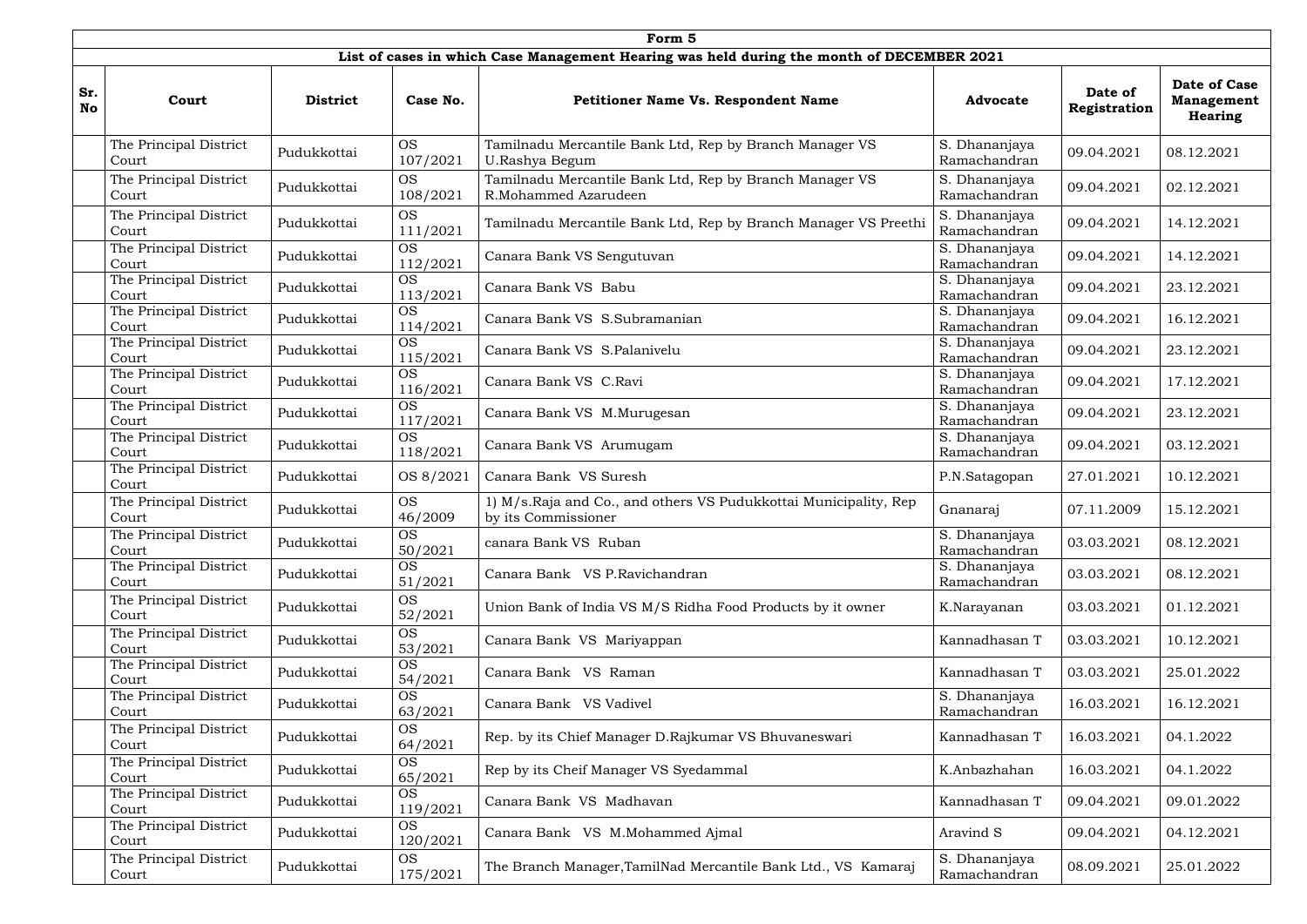| Form 5 | | | | | | | |
|---|---|---|---|---|---|---|---|
| **List of cases in which Case Management Hearing was held during the month of DECEMBER 2021** | | | | | | | |
| **Sr. No** | **Court** | **District** | **Case No.** | **Petitioner Name Vs. Respondent Name** | **Advocate** | **Date of Registration** | **Date of Case Management Hearing** |
| | The Principal District Court | Pudukkottai | OS 107/2021 | Tamilnadu Mercantile Bank Ltd, Rep by Branch Manager VS U.Rashya Begum | S. Dhananjaya Ramachandran | 09.04.2021 | 08.12.2021 |
| | The Principal District Court | Pudukkottai | OS 108/2021 | Tamilnadu Mercantile Bank Ltd, Rep by Branch Manager VS R.Mohammed Azarudeen | S. Dhananjaya Ramachandran | 09.04.2021 | 02.12.2021 |
| | The Principal District Court | Pudukkottai | OS 111/2021 | Tamilnadu Mercantile Bank Ltd, Rep by Branch Manager VS Preethi | S. Dhananjaya Ramachandran | 09.04.2021 | 14.12.2021 |
| | The Principal District Court | Pudukkottai | OS 112/2021 | Canara Bank VS Sengutuvan | S. Dhananjaya Ramachandran | 09.04.2021 | 14.12.2021 |
| | The Principal District Court | Pudukkottai | OS 113/2021 | Canara Bank VS Babu | S. Dhananjaya Ramachandran | 09.04.2021 | 23.12.2021 |
| | The Principal District Court | Pudukkottai | OS 114/2021 | Canara Bank VS S.Subramanian | S. Dhananjaya Ramachandran | 09.04.2021 | 16.12.2021 |
| | The Principal District Court | Pudukkottai | OS 115/2021 | Canara Bank VS S.Palanivelu | S. Dhananjaya Ramachandran | 09.04.2021 | 23.12.2021 |
| | The Principal District Court | Pudukkottai | OS 116/2021 | Canara Bank VS C.Ravi | S. Dhananjaya Ramachandran | 09.04.2021 | 17.12.2021 |
| | The Principal District Court | Pudukkottai | OS 117/2021 | Canara Bank VS M.Murugesan | S. Dhananjaya Ramachandran | 09.04.2021 | 23.12.2021 |
| | The Principal District Court | Pudukkottai | OS 118/2021 | Canara Bank VS Arumugam | S. Dhananjaya Ramachandran | 09.04.2021 | 03.12.2021 |
| | The Principal District Court | Pudukkottai | OS 8/2021 | Canara Bank VS Suresh | P.N.Satagopan | 27.01.2021 | 10.12.2021 |
| | The Principal District Court | Pudukkottai | OS 46/2009 | 1) M/s.Raja and Co., and others VS Pudukkottai Municipality, Rep by its Commissioner | Gnanaraj | 07.11.2009 | 15.12.2021 |
| | The Principal District Court | Pudukkottai | OS 50/2021 | canara Bank VS Ruban | S. Dhananjaya Ramachandran | 03.03.2021 | 08.12.2021 |
| | The Principal District Court | Pudukkottai | OS 51/2021 | Canara Bank VS P.Ravichandran | S. Dhananjaya Ramachandran | 03.03.2021 | 08.12.2021 |
| | The Principal District Court | Pudukkottai | OS 52/2021 | Union Bank of India VS M/S Ridha Food Products by it owner | K.Narayanan | 03.03.2021 | 01.12.2021 |
| | The Principal District Court | Pudukkottai | OS 53/2021 | Canara Bank VS Mariyappan | Kannadhasan T | 03.03.2021 | 10.12.2021 |
| | The Principal District Court | Pudukkottai | OS 54/2021 | Canara Bank VS Raman | Kannadhasan T | 03.03.2021 | 25.01.2022 |
| | The Principal District Court | Pudukkottai | OS 63/2021 | Canara Bank VS Vadivel | S. Dhananjaya Ramachandran | 16.03.2021 | 16.12.2021 |
| | The Principal District Court | Pudukkottai | OS 64/2021 | Rep. by its Chief Manager D.Rajkumar VS Bhuvaneswari | Kannadhasan T | 16.03.2021 | 04.1.2022 |
| | The Principal District Court | Pudukkottai | OS 65/2021 | Rep by its Cheif Manager VS Syedammal | K.Anbazhahan | 16.03.2021 | 04.1.2022 |
| | The Principal District Court | Pudukkottai | OS 119/2021 | Canara Bank VS Madhavan | Kannadhasan T | 09.04.2021 | 09.01.2022 |
| | The Principal District Court | Pudukkottai | OS 120/2021 | Canara Bank VS M.Mohammed Ajmal | Aravind S | 09.04.2021 | 04.12.2021 |
| | The Principal District Court | Pudukkottai | OS 175/2021 | The Branch Manager,TamilNad Mercantile Bank Ltd., VS Kamaraj | S. Dhananjaya Ramachandran | 08.09.2021 | 25.01.2022 |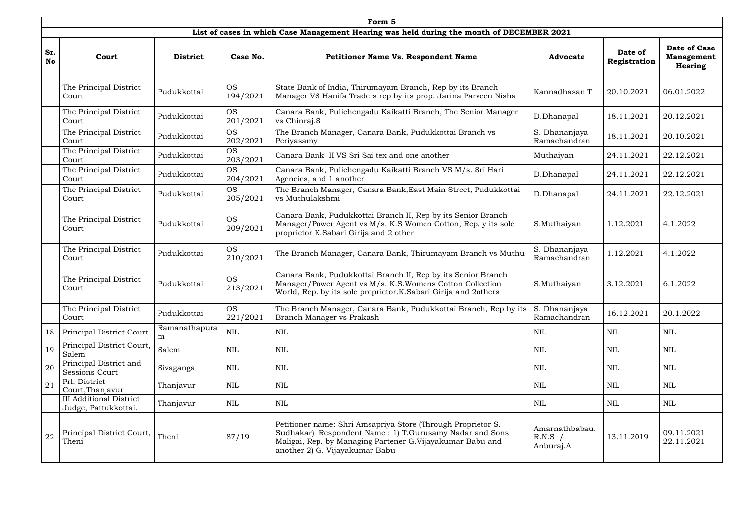| Form 5 | | | | | | | |
|---|---|---|---|---|---|---|---|
| List of cases in which Case Management Hearing was held during the month of DECEMBER 2021 | | | | | | | |
| **Sr. No** | **Court** | **District** | **Case No.** | **Petitioner Name Vs. Respondent Name** | **Advocate** | **Date of Registration** | **Date of Case Management Hearing** |
| | The Principal District Court | Pudukkottai | OS 194/2021 | State Bank of India, Thirumayam Branch, Rep by its Branch Manager VS Hanifa Traders rep by its prop. Jarina Parveen Nisha | Kannadhasan T | 20.10.2021 | 06.01.2022 |
| | The Principal District Court | Pudukkottai | OS 201/2021 | Canara Bank, Pulichengadu Kaikatti Branch, The Senior Manager vs Chinraj.S | D.Dhanapal | 18.11.2021 | 20.12.2021 |
| | The Principal District Court | Pudukkottai | OS 202/2021 | The Branch Manager, Canara Bank, Pudukkottai Branch vs Periyasamy | S. Dhananjaya Ramachandran | 18.11.2021 | 20.10.2021 |
| | The Principal District Court | Pudukkottai | OS 203/2021 | Canara Bank II VS Sri Sai tex and one another | Muthaiyan | 24.11.2021 | 22.12.2021 |
| | The Principal District Court | Pudukkottai | OS 204/2021 | Canara Bank, Pulichengadu Kaikatti Branch VS M/s. Sri Hari Agencies, and 1 another | D.Dhanapal | 24.11.2021 | 22.12.2021 |
| | The Principal District Court | Pudukkottai | OS 205/2021 | The Branch Manager, Canara Bank,East Main Street, Pudukkottai vs Muthulakshmi | D.Dhanapal | 24.11.2021 | 22.12.2021 |
| | The Principal District Court | Pudukkottai | OS 209/2021 | Canara Bank, Pudukkottai Branch II, Rep by its Senior Branch Manager/Power Agent vs M/s. K.S Women Cotton, Rep. y its sole proprietor K.Sabari Girija and 2 other | S.Muthaiyan | 1.12.2021 | 4.1.2022 |
| | The Principal District Court | Pudukkottai | OS 210/2021 | The Branch Manager, Canara Bank, Thirumayam Branch vs Muthu | S. Dhananjaya Ramachandran | 1.12.2021 | 4.1.2022 |
| | The Principal District Court | Pudukkottai | OS 213/2021 | Canara Bank, Pudukkottai Branch II, Rep by its Senior Branch Manager/Power Agent vs M/s. K.S.Womens Cotton Collection World, Rep. by its sole proprietor.K.Sabari Girija and 2others | S.Muthaiyan | 3.12.2021 | 6.1.2022 |
| | The Principal District Court | Pudukkottai | OS 221/2021 | The Branch Manager, Canara Bank, Pudukkottai Branch, Rep by its Branch Manager vs Prakash | S. Dhananjaya Ramachandran | 16.12.2021 | 20.1.2022 |
| 18 | Principal District Court | Ramanathapuram | NIL | NIL | NIL | NIL | NIL |
| 19 | Principal District Court, Salem | Salem | NIL | NIL | NIL | NIL | NIL |
| 20 | Principal District and Sessions Court | Sivaganga | NIL | NIL | NIL | NIL | NIL |
| 21 | Prl. District Court,Thanjavur | Thanjavur | NIL | NIL | NIL | NIL | NIL |
| | III Additional District Judge, Pattukkottai. | Thanjavur | NIL | NIL | NIL | NIL | NIL |
| 22 | Principal District Court, Theni | Theni | 87/19 | Petitioner name: Shri Amsapriya Store (Through Proprietor S. Sudhakar) Respondent Name : 1) T.Gurusamy Nadar and Sons Maligai, Rep. by Managing Partener G.Vijayakumar Babu and another 2) G. Vijayakumar Babu | Amarnathbabau. R.N.S / Anburaj.A | 13.11.2019 | 09.11.2021 22.11.2021 |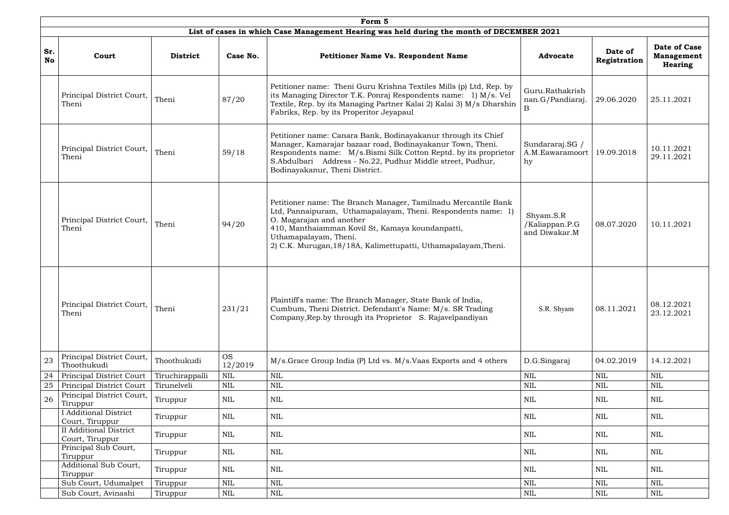| Form 5 | | | | | | | |
|---|---|---|---|---|---|---|---|
| List of cases in which Case Management Hearing was held during the month of DECEMBER 2021 | | | | | | | |
| **Sr. No** | **Court** | **District** | **Case No.** | **Petitioner Name Vs. Respondent Name** | **Advocate** | **Date of Registration** | **Date of Case Management Hearing** |
| | Principal District Court, Theni | Theni | 87/20 | Petitioner name: Theni Guru Krishna Textiles Mills (p) Ltd, Rep. by its Managing Director T.K. Ponraj Respondents name: 1) M/s. Vel Textile, Rep. by its Managing Partner Kalai 2) Kalai 3) M/s Dharshin Fabriks, Rep. by its Properitor Jeyapaul | Guru.Rathakrishnan.G/Pandiaraj.B | 29.06.2020 | 25.11.2021 |
| | Principal District Court, Theni | Theni | 59/18 | Petitioner name: Canara Bank, Bodinayakanur through its Chief Manager, Kamarajar bazaar road, Bodinayakanur Town, Theni. Respondents name: M/s.Bismi Silk Cotton Reptd. by its proprietor S.Abdulbari Address - No.22, Pudhur Middle street, Pudhur, Bodinayakanur, Theni District. | Sundararaj.SG / A.M.Eawaramoorthy | 19.09.2018 | 10.11.2021 29.11.2021 |
| | Principal District Court, Theni | Theni | 94/20 | Petitioner name: The Branch Manager, Tamilnadu Mercantile Bank Ltd, Pannaipuram, Uthamapalayam, Theni. Respondents name: 1) O. Magarajan and another 410, Manthaiamman Kovil St, Kamaya koundanpatti, Uthamapalayam, Theni. 2) C.K. Murugan,18/18A, Kalimettupatti, Uthamapalayam,Theni. | Shyam.S.R /Kaliappan.P.G and Diwakar.M | 08.07.2020 | 10.11.2021 |
| | Principal District Court, Theni | Theni | 231/21 | Plaintiff's name: The Branch Manager, State Bank of India, Cumbum, Theni District. Defendant's Name: M/s. SR Trading Company,Rep.by through its Proprietor S. Rajavelpandiyan | S.R. Shyam | 08.11.2021 | 08.12.2021 23.12.2021 |
| 23 | Principal District Court, Thoothukudi | Thoothukudi | OS 12/2019 | M/s.Grace Group India (P) Ltd vs. M/s.Vaas Exports and 4 others | D.G.Singaraj | 04.02.2019 | 14.12.2021 |
| 24 | Principal District Court | Tiruchirappalli | NIL | NIL | NIL | NIL | NIL |
| 25 | Principal District Court | Tirunelveli | NIL | NIL | NIL | NIL | NIL |
| 26 | Principal District Court, Tiruppur | Tiruppur | NIL | NIL | NIL | NIL | NIL |
| | I Additional District Court, Tiruppur | Tiruppur | NIL | NIL | NIL | NIL | NIL |
| | II Additional District Court, Tiruppur | Tiruppur | NIL | NIL | NIL | NIL | NIL |
| | Principal Sub Court, Tiruppur | Tiruppur | NIL | NIL | NIL | NIL | NIL |
| | Additional Sub Court, Tiruppur | Tiruppur | NIL | NIL | NIL | NIL | NIL |
| | Sub Court, Udumalpet | Tiruppur | NIL | NIL | NIL | NIL | NIL |
| | Sub Court, Avinashi | Tiruppur | NIL | NIL | NIL | NIL | NIL |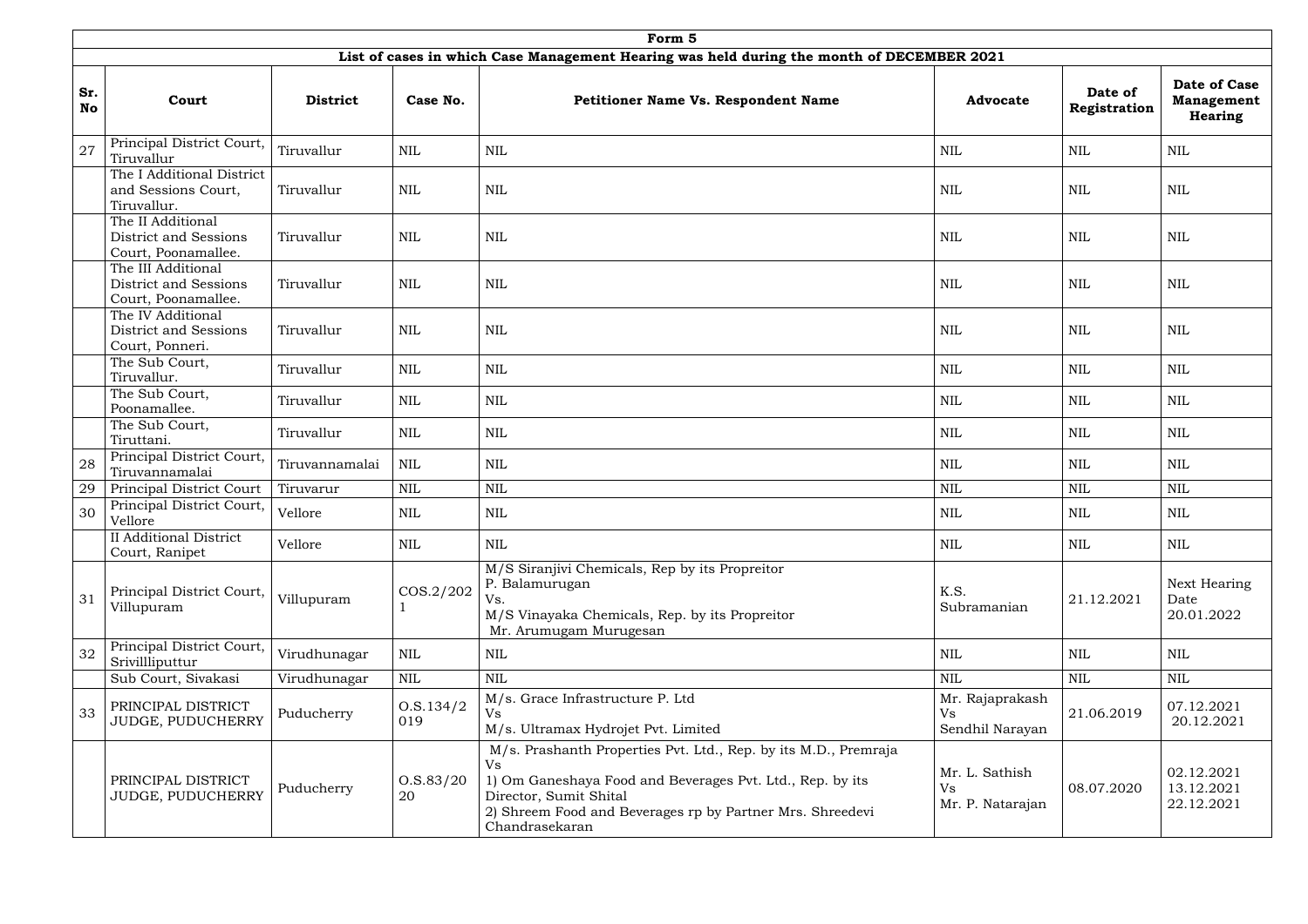**Form 5**

**List of cases in which Case Management Hearing was held during the month of DECEMBER 2021**

| Sr. No | Court | District | Case No. | Petitioner Name Vs. Respondent Name | Advocate | Date of Registration | Date of Case Management Hearing |
|---|---|---|---|---|---|---|---|
| 27 | Principal District Court, Tiruvallur | Tiruvallur | NIL | NIL | NIL | NIL | NIL |
| | The I Additional District and Sessions Court, Tiruvallur. | Tiruvallur | NIL | NIL | NIL | NIL | NIL |
| | The II Additional District and Sessions Court, Poonamallee. | Tiruvallur | NIL | NIL | NIL | NIL | NIL |
| | The III Additional District and Sessions Court, Poonamallee. | Tiruvallur | NIL | NIL | NIL | NIL | NIL |
| | The IV Additional District and Sessions Court, Ponneri. | Tiruvallur | NIL | NIL | NIL | NIL | NIL |
| | The Sub Court, Tiruvallur. | Tiruvallur | NIL | NIL | NIL | NIL | NIL |
| | The Sub Court, Poonamallee. | Tiruvallur | NIL | NIL | NIL | NIL | NIL |
| | The Sub Court, Tiruttani. | Tiruvallur | NIL | NIL | NIL | NIL | NIL |
| 28 | Principal District Court, Tiruvannamalai | Tiruvannamalai | NIL | NIL | NIL | NIL | NIL |
| 29 | Principal District Court | Tiruvarur | NIL | NIL | NIL | NIL | NIL |
| 30 | Principal District Court, Vellore | Vellore | NIL | NIL | NIL | NIL | NIL |
| | II Additional District Court, Ranipet | Vellore | NIL | NIL | NIL | NIL | NIL |
| 31 | Principal District Court, Villupuram | Villupuram | COS.2/2021 | M/S Siranjivi Chemicals, Rep by its Propreitor P. Balamurugan Vs. M/S Vinayaka Chemicals, Rep. by its Propreitor Mr. Arumugam Murugesan | K.S. Subramanian | 21.12.2021 | Next Hearing Date 20.01.2022 |
| 32 | Principal District Court, Srivillliputtur | Virudhunagar | NIL | NIL | NIL | NIL | NIL |
| | Sub Court, Sivakasi | Virudhunagar | NIL | NIL | NIL | NIL | NIL |
| 33 | PRINCIPAL DISTRICT JUDGE, PUDUCHERRY | Puducherry | O.S.134/2019 | M/s. Grace Infrastructure P. Ltd Vs M/s. Ultramax Hydrojet Pvt. Limited | Mr. Rajaprakash Vs Sendhil Narayan | 21.06.2019 | 07.12.2021 20.12.2021 |
| | PRINCIPAL DISTRICT JUDGE, PUDUCHERRY | Puducherry | O.S.83/2020 | M/s. Prashanth Properties Pvt. Ltd., Rep. by its M.D., Premraja Vs 1) Om Ganeshaya Food and Beverages Pvt. Ltd., Rep. by its Director, Sumit Shital 2) Shreem Food and Beverages rp by Partner Mrs. Shreedevi Chandrasekaran | Mr. L. Sathish Vs Mr. P. Natarajan | 08.07.2020 | 02.12.2021 13.12.2021 22.12.2021 |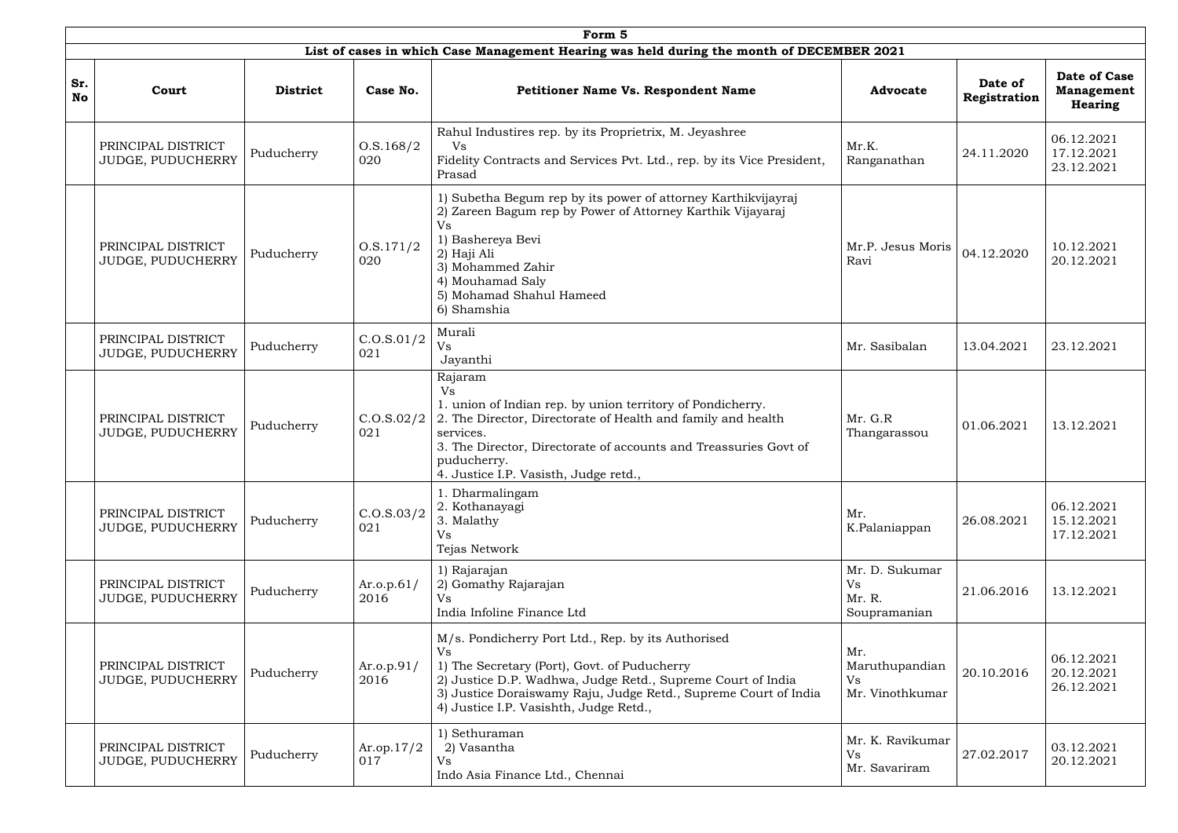| Form 5 | | | | | | | |
|---|---|---|---|---|---|---|---|
| List of cases in which Case Management Hearing was held during the month of DECEMBER 2021 | | | | | | | |
| **Sr. No** | **Court** | **District** | **Case No.** | **Petitioner Name Vs. Respondent Name** | **Advocate** | **Date of Registration** | **Date of Case Management Hearing** |
| | PRINCIPAL DISTRICT JUDGE, PUDUCHERRY | Puducherry | O.S.168/2020 | Rahul Industires rep. by its Proprietrix, M. Jeyashree<br>Vs<br>Fidelity Contracts and Services Pvt. Ltd., rep. by its Vice President, Prasad | Mr.K. Ranganathan | 24.11.2020 | 06.12.2021<br>17.12.2021<br>23.12.2021 |
| | PRINCIPAL DISTRICT JUDGE, PUDUCHERRY | Puducherry | O.S.171/2020 | 1) Subetha Begum rep by its power of attorney Karthikvijayraj<br>2) Zareen Bagum rep by Power of Attorney Karthik Vijayaraj<br>Vs<br>1) Bashereya Bevi<br>2) Haji Ali<br>3) Mohammed Zahir<br>4) Mouhamad Saly<br>5) Mohamad Shahul Hameed<br>6) Shamshia | Mr.P. Jesus Moris Ravi | 04.12.2020 | 10.12.2021<br>20.12.2021 |
| | PRINCIPAL DISTRICT JUDGE, PUDUCHERRY | Puducherry | C.O.S.01/2021 | Murali<br>Vs<br>Jayanthi | Mr. Sasibalan | 13.04.2021 | 23.12.2021 |
| | PRINCIPAL DISTRICT JUDGE, PUDUCHERRY | Puducherry | C.O.S.02/2021 | Rajaram<br>Vs<br>1. union of Indian rep. by union territory of Pondicherry.<br>2. The Director, Directorate of Health and family and health services.<br>3. The Director, Directorate of accounts and Treassuries Govt of puducherry.<br>4. Justice I.P. Vasisth, Judge retd., | Mr. G.R Thangarassou | 01.06.2021 | 13.12.2021 |
| | PRINCIPAL DISTRICT JUDGE, PUDUCHERRY | Puducherry | C.O.S.03/2021 | 1. Dharmalingam<br>2. Kothanayagi<br>3. Malathy<br>Vs<br>Tejas Network | Mr. K.Palaniappan | 26.08.2021 | 06.12.2021<br>15.12.2021<br>17.12.2021 |
| | PRINCIPAL DISTRICT JUDGE, PUDUCHERRY | Puducherry | Ar.o.p.61/2016 | 1) Rajarajan<br>2) Gomathy Rajarajan<br>Vs<br>India Infoline Finance Ltd | Mr. D. Sukumar<br>Vs<br>Mr. R. Soupramanian | 21.06.2016 | 13.12.2021 |
| | PRINCIPAL DISTRICT JUDGE, PUDUCHERRY | Puducherry | Ar.o.p.91/2016 | M/s. Pondicherry Port Ltd., Rep. by its Authorised<br>Vs<br>1) The Secretary (Port), Govt. of Puducherry<br>2) Justice D.P. Wadhwa, Judge Retd., Supreme Court of India<br>3) Justice Doraiswamy Raju, Judge Retd., Supreme Court of India<br>4) Justice I.P. Vasishth, Judge Retd., | Mr. Maruthupandian<br>Vs<br>Mr. Vinothkumar | 20.10.2016 | 06.12.2021<br>20.12.2021<br>26.12.2021 |
| | PRINCIPAL DISTRICT JUDGE, PUDUCHERRY | Puducherry | Ar.op.17/2017 | 1) Sethuraman<br>2) Vasantha<br>Vs<br>Indo Asia Finance Ltd., Chennai | Mr. K. Ravikumar<br>Vs<br>Mr. Savariram | 27.02.2017 | 03.12.2021<br>20.12.2021 |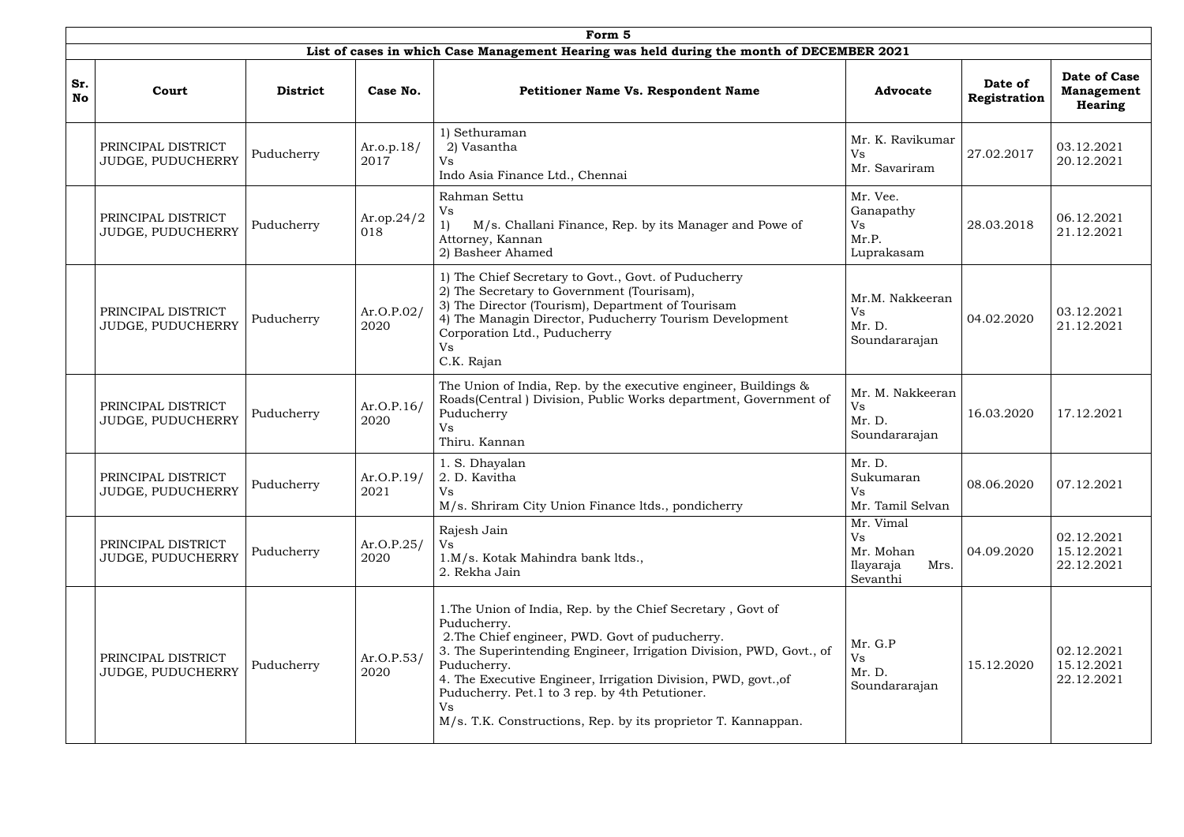## Form 5

### List of cases in which Case Management Hearing was held during the month of DECEMBER 2021

| Sr. No | Court | District | Case No. | Petitioner Name Vs. Respondent Name | Advocate | Date of Registration | Date of Case Management Hearing |
|---|---|---|---|---|---|---|---|
| | PRINCIPAL DISTRICT JUDGE, PUDUCHERRY | Puducherry | Ar.o.p.18/ 2017 | 1) Sethuraman<br>2) Vasantha<br>Vs<br>Indo Asia Finance Ltd., Chennai | Mr. K. Ravikumar<br>Vs<br>Mr. Savariram | 27.02.2017 | 03.12.2021<br>20.12.2021 |
| | PRINCIPAL DISTRICT JUDGE, PUDUCHERRY | Puducherry | Ar.op.24/2 018 | Rahman Settu<br>Vs<br>1) M/s. Challani Finance, Rep. by its Manager and Powe of Attorney, Kannan<br>2) Basheer Ahamed | Mr. Vee. Ganapathy<br>Vs<br>Mr.P. Luprakasam | 28.03.2018 | 06.12.2021<br>21.12.2021 |
| | PRINCIPAL DISTRICT JUDGE, PUDUCHERRY | Puducherry | Ar.O.P.02/ 2020 | 1) The Chief Secretary to Govt., Govt. of Puducherry<br>2) The Secretary to Government (Tourisam),<br>3) The Director (Tourism), Department of Tourisam<br>4) The Managin Director, Puducherry Tourism Development Corporation Ltd., Puducherry<br>Vs<br>C.K. Rajan | Mr.M. Nakkeeran<br>Vs<br>Mr. D. Soundararajan | 04.02.2020 | 03.12.2021<br>21.12.2021 |
| | PRINCIPAL DISTRICT JUDGE, PUDUCHERRY | Puducherry | Ar.O.P.16/ 2020 | The Union of India, Rep. by the executive engineer, Buildings & Roads(Central ) Division, Public Works department, Government of Puducherry<br>Vs<br>Thiru. Kannan | Mr. M. Nakkeeran<br>Vs<br>Mr. D. Soundararajan | 16.03.2020 | 17.12.2021 |
| | PRINCIPAL DISTRICT JUDGE, PUDUCHERRY | Puducherry | Ar.O.P.19/ 2021 | 1. S. Dhayalan<br>2. D. Kavitha<br>Vs<br>M/s. Shriram City Union Finance ltds., pondicherry | Mr. D. Sukumaran<br>Vs<br>Mr. Tamil Selvan | 08.06.2020 | 07.12.2021 |
| | PRINCIPAL DISTRICT JUDGE, PUDUCHERRY | Puducherry | Ar.O.P.25/ 2020 | Rajesh Jain<br>Vs<br>1.M/s. Kotak Mahindra bank ltds.,<br>2. Rekha Jain | Mr. Vimal<br>Vs<br>Mr. Mohan Ilayaraja Mrs. Sevanthi | 04.09.2020 | 02.12.2021<br>15.12.2021<br>22.12.2021 |
| | PRINCIPAL DISTRICT JUDGE, PUDUCHERRY | Puducherry | Ar.O.P.53/ 2020 | 1.The Union of India, Rep. by the Chief Secretary , Govt of Puducherry.<br>2.The Chief engineer, PWD. Govt of puducherry.<br>3. The Superintending Engineer, Irrigation Division, PWD, Govt., of Puducherry.<br>4. The Executive Engineer, Irrigation Division, PWD, govt.,of Puducherry. Pet.1 to 3 rep. by 4th Petutioner.<br>Vs<br>M/s. T.K. Constructions, Rep. by its proprietor T. Kannappan. | Mr. G.P<br>Vs<br>Mr. D. Soundararajan | 15.12.2020 | 02.12.2021<br>15.12.2021<br>22.12.2021 |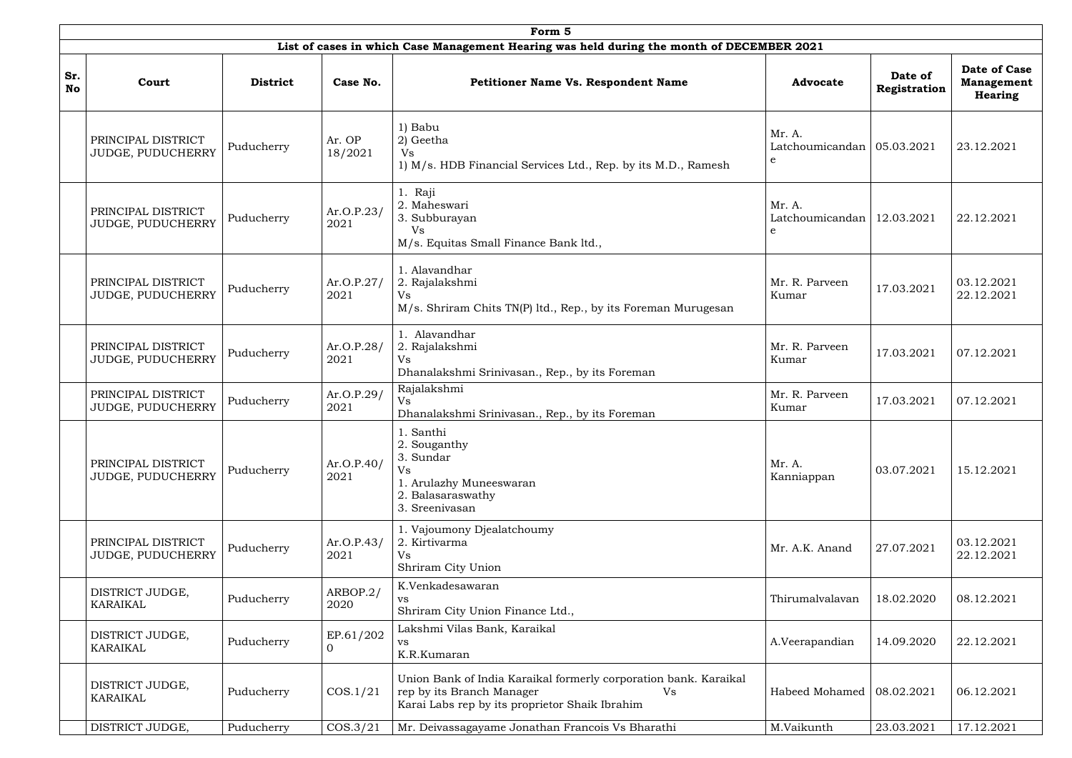| Form 5 | | | | | | | |
|---|---|---|---|---|---|---|---|
| List of cases in which Case Management Hearing was held during the month of DECEMBER 2021 | | | | | | | |
| **Sr. No** | **Court** | **District** | **Case No.** | **Petitioner Name Vs. Respondent Name** | **Advocate** | **Date of Registration** | **Date of Case Management Hearing** |
| | PRINCIPAL DISTRICT JUDGE, PUDUCHERRY | Puducherry | Ar. OP 18/2021 | 1) Babu<br>2) Geetha<br>Vs<br>1) M/s. HDB Financial Services Ltd., Rep. by its M.D., Ramesh | Mr. A. Latchoumicandane | 05.03.2021 | 23.12.2021 |
| | PRINCIPAL DISTRICT JUDGE, PUDUCHERRY | Puducherry | Ar.O.P.23/2021 | 1. Raji<br>2. Maheswari<br>3. Subburayan<br>Vs<br>M/s. Equitas Small Finance Bank ltd., | Mr. A. Latchoumicandane | 12.03.2021 | 22.12.2021 |
| | PRINCIPAL DISTRICT JUDGE, PUDUCHERRY | Puducherry | Ar.O.P.27/2021 | 1. Alavandhar<br>2. Rajalakshmi<br>Vs<br>M/s. Shriram Chits TN(P) ltd., Rep., by its Foreman Murugesan | Mr. R. Parveen Kumar | 17.03.2021 | 03.12.2021<br>22.12.2021 |
| | PRINCIPAL DISTRICT JUDGE, PUDUCHERRY | Puducherry | Ar.O.P.28/2021 | 1. Alavandhar<br>2. Rajalakshmi<br>Vs<br>Dhanalakshmi Srinivasan., Rep., by its Foreman | Mr. R. Parveen Kumar | 17.03.2021 | 07.12.2021 |
| | PRINCIPAL DISTRICT JUDGE, PUDUCHERRY | Puducherry | Ar.O.P.29/2021 | Rajalakshmi<br>Vs<br>Dhanalakshmi Srinivasan., Rep., by its Foreman | Mr. R. Parveen Kumar | 17.03.2021 | 07.12.2021 |
| | PRINCIPAL DISTRICT JUDGE, PUDUCHERRY | Puducherry | Ar.O.P.40/2021 | 1. Santhi<br>2. Souganthy<br>3. Sundar<br>Vs<br>1. Arulazhy Muneeswaran<br>2. Balasaraswathy<br>3. Sreenivasan | Mr. A. Kanniappan | 03.07.2021 | 15.12.2021 |
| | PRINCIPAL DISTRICT JUDGE, PUDUCHERRY | Puducherry | Ar.O.P.43/2021 | 1. Vajoumony Djealatchoumy<br>2. Kirtivarma<br>Vs<br>Shriram City Union | Mr. A.K. Anand | 27.07.2021 | 03.12.2021<br>22.12.2021 |
| | DISTRICT JUDGE, KARAIKAL | Puducherry | ARBOP.2/2020 | K.Venkadesawaran<br>vs<br>Shriram City Union Finance Ltd., | Thirumalvalavan | 18.02.2020 | 08.12.2021 |
| | DISTRICT JUDGE, KARAIKAL | Puducherry | EP.61/2020 | Lakshmi Vilas Bank, Karaikal<br>vs<br>K.R.Kumaran | A.Veerapandian | 14.09.2020 | 22.12.2021 |
| | DISTRICT JUDGE, KARAIKAL | Puducherry | COS.1/21 | Union Bank of India Karaikal formerly corporation bank. Karaikal rep by its Branch Manager Vs<br>Karai Labs rep by its proprietor Shaik Ibrahim | Habeed Mohamed | 08.02.2021 | 06.12.2021 |
| | DISTRICT JUDGE, | Puducherry | COS.3/21 | Mr. Deivassagayame Jonathan Francois Vs Bharathi | M.Vaikunth | 23.03.2021 | 17.12.2021 |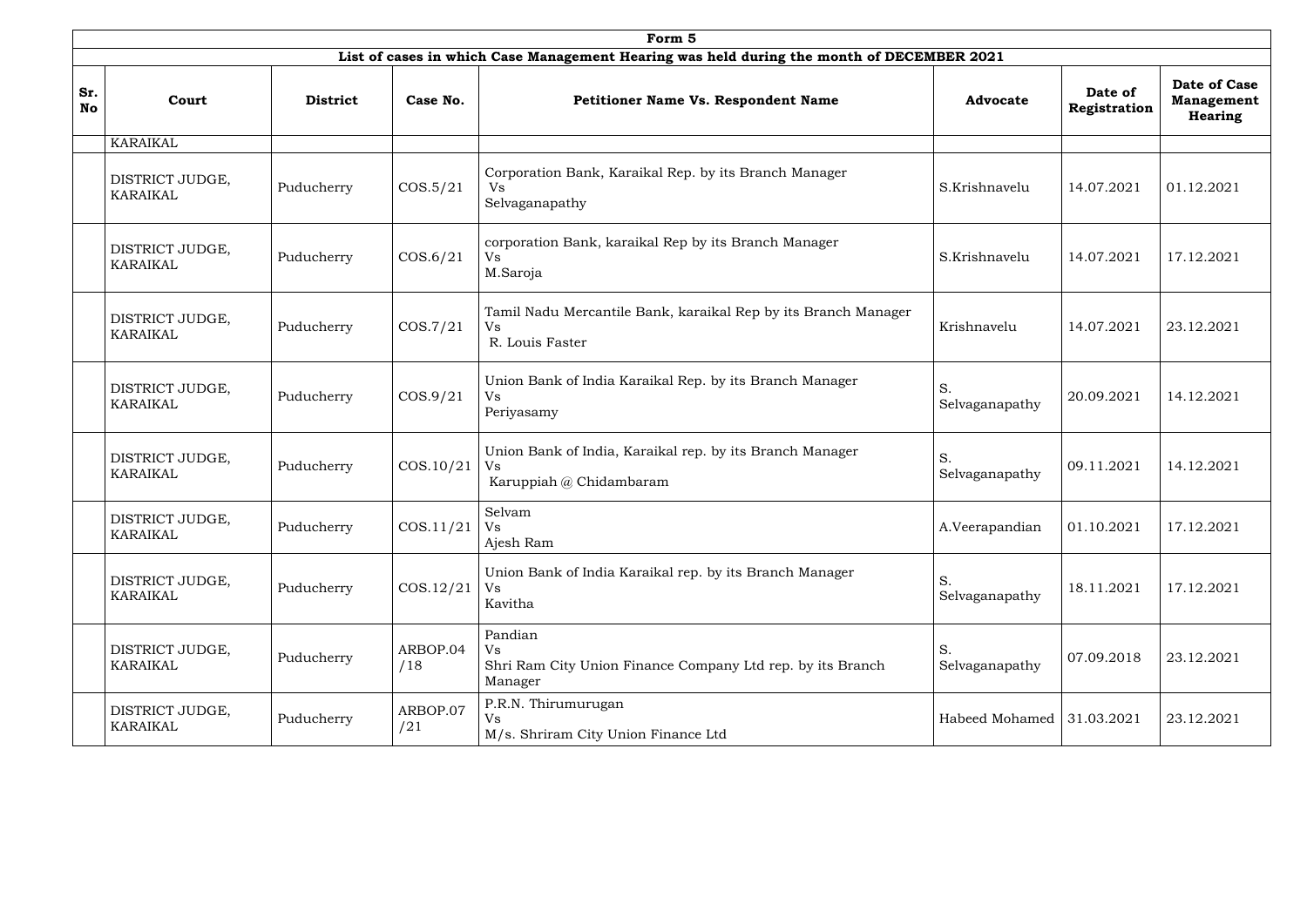| Form 5 | | | | | | | |
|---|---|---|---|---|---|---|---|
| **List of cases in which Case Management Hearing was held during the month of DECEMBER 2021** | | | | | | | |
| **Sr. No** | **Court** | **District** | **Case No.** | **Petitioner Name Vs. Respondent Name** | **Advocate** | **Date of Registration** | **Date of Case Management Hearing** |
| | KARAIKAL | | | | | | |
| | DISTRICT JUDGE, KARAIKAL | Puducherry | COS.5/21 | Corporation Bank, Karaikal Rep. by its Branch Manager Vs Selvaganapathy | S.Krishnavelu | 14.07.2021 | 01.12.2021 |
| | DISTRICT JUDGE, KARAIKAL | Puducherry | COS.6/21 | corporation Bank, karaikal Rep by its Branch Manager Vs M.Saroja | S.Krishnavelu | 14.07.2021 | 17.12.2021 |
| | DISTRICT JUDGE, KARAIKAL | Puducherry | COS.7/21 | Tamil Nadu Mercantile Bank, karaikal Rep by its Branch Manager Vs R. Louis Faster | Krishnavelu | 14.07.2021 | 23.12.2021 |
| | DISTRICT JUDGE, KARAIKAL | Puducherry | COS.9/21 | Union Bank of India Karaikal Rep. by its Branch Manager Vs Periyasamy | S. Selvaganapathy | 20.09.2021 | 14.12.2021 |
| | DISTRICT JUDGE, KARAIKAL | Puducherry | COS.10/21 | Union Bank of India, Karaikal rep. by its Branch Manager Vs Karuppiah @ Chidambaram | S. Selvaganapathy | 09.11.2021 | 14.12.2021 |
| | DISTRICT JUDGE, KARAIKAL | Puducherry | COS.11/21 | Selvam Vs Ajesh Ram | A.Veerapandian | 01.10.2021 | 17.12.2021 |
| | DISTRICT JUDGE, KARAIKAL | Puducherry | COS.12/21 | Union Bank of India Karaikal rep. by its Branch Manager Vs Kavitha | S. Selvaganapathy | 18.11.2021 | 17.12.2021 |
| | DISTRICT JUDGE, KARAIKAL | Puducherry | ARBOP.04/18 | Pandian Vs Shri Ram City Union Finance Company Ltd rep. by its Branch Manager | S. Selvaganapathy | 07.09.2018 | 23.12.2021 |
| | DISTRICT JUDGE, KARAIKAL | Puducherry | ARBOP.07/21 | P.R.N. Thirumurugan Vs M/s. Shriram City Union Finance Ltd | Habeed Mohamed | 31.03.2021 | 23.12.2021 |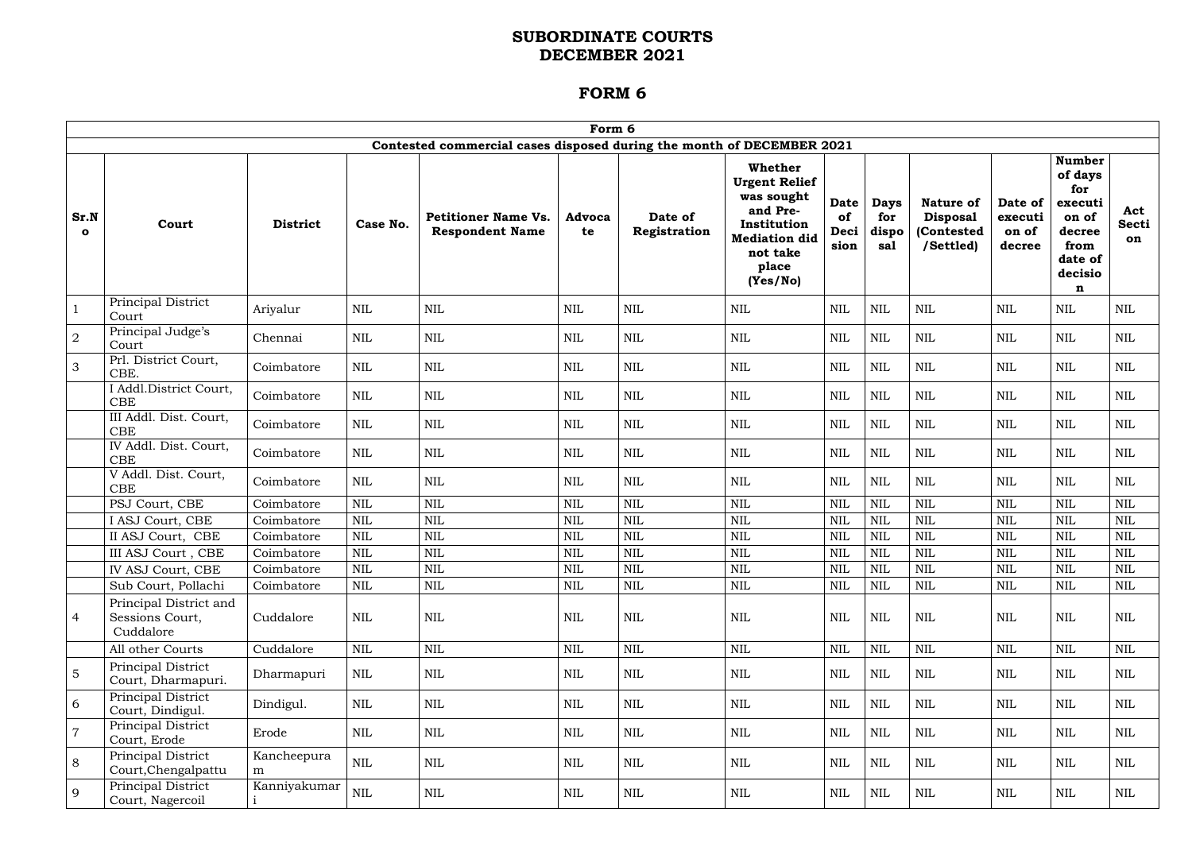# SUBORDINATE COURTS
# DECEMBER 2021

## FORM 6

| Form 6 | | | | | | | | | | | | | |
|---|---|---|---|---|---|---|---|---|---|---|---|---|---|
| **Contested commercial cases disposed during the month of DECEMBER 2021** | | | | | | | | | | | | | |
| **Sr.No** | **Court** | **District** | **Case No.** | **Petitioner Name Vs. Respondent Name** | **Advocate** | **Date of Registration** | **Whether Urgent Relief was sought and Pre-Institution Mediation did not take place (Yes/No)** | **Date of Decision** | **Days for disposal** | **Nature of Disposal (Contested /Settled)** | **Date of execution of decree** | **Number of days for execution of decree from date of decision** | **Act Section** |
| 1 | Principal District Court | Ariyalur | NIL | NIL | NIL | NIL | NIL | NIL | NIL | NIL | NIL | NIL | NIL |
| 2 | Principal Judge's Court | Chennai | NIL | NIL | NIL | NIL | NIL | NIL | NIL | NIL | NIL | NIL | NIL |
| 3 | Prl. District Court, CBE. | Coimbatore | NIL | NIL | NIL | NIL | NIL | NIL | NIL | NIL | NIL | NIL | NIL |
| | I Addl.District Court, CBE | Coimbatore | NIL | NIL | NIL | NIL | NIL | NIL | NIL | NIL | NIL | NIL | NIL |
| | III Addl. Dist. Court, CBE | Coimbatore | NIL | NIL | NIL | NIL | NIL | NIL | NIL | NIL | NIL | NIL | NIL |
| | IV Addl. Dist. Court, CBE | Coimbatore | NIL | NIL | NIL | NIL | NIL | NIL | NIL | NIL | NIL | NIL | NIL |
| | V Addl. Dist. Court, CBE | Coimbatore | NIL | NIL | NIL | NIL | NIL | NIL | NIL | NIL | NIL | NIL | NIL |
| | PSJ Court, CBE | Coimbatore | NIL | NIL | NIL | NIL | NIL | NIL | NIL | NIL | NIL | NIL | NIL |
| | I ASJ Court, CBE | Coimbatore | NIL | NIL | NIL | NIL | NIL | NIL | NIL | NIL | NIL | NIL | NIL |
| | II ASJ Court, CBE | Coimbatore | NIL | NIL | NIL | NIL | NIL | NIL | NIL | NIL | NIL | NIL | NIL |
| | III ASJ Court , CBE | Coimbatore | NIL | NIL | NIL | NIL | NIL | NIL | NIL | NIL | NIL | NIL | NIL |
| | IV ASJ Court, CBE | Coimbatore | NIL | NIL | NIL | NIL | NIL | NIL | NIL | NIL | NIL | NIL | NIL |
| | Sub Court, Pollachi | Coimbatore | NIL | NIL | NIL | NIL | NIL | NIL | NIL | NIL | NIL | NIL | NIL |
| 4 | Principal District and Sessions Court, Cuddalore | Cuddalore | NIL | NIL | NIL | NIL | NIL | NIL | NIL | NIL | NIL | NIL | NIL |
| | All other Courts | Cuddalore | NIL | NIL | NIL | NIL | NIL | NIL | NIL | NIL | NIL | NIL | NIL |
| 5 | Principal District Court, Dharmapuri. | Dharmapuri | NIL | NIL | NIL | NIL | NIL | NIL | NIL | NIL | NIL | NIL | NIL |
| 6 | Principal District Court, Dindigul. | Dindigul. | NIL | NIL | NIL | NIL | NIL | NIL | NIL | NIL | NIL | NIL | NIL |
| 7 | Principal District Court, Erode | Erode | NIL | NIL | NIL | NIL | NIL | NIL | NIL | NIL | NIL | NIL | NIL |
| 8 | Principal District Court,Chengalpattu | Kancheepuram | NIL | NIL | NIL | NIL | NIL | NIL | NIL | NIL | NIL | NIL | NIL |
| 9 | Principal District Court, Nagercoil | Kanniyakumari | NIL | NIL | NIL | NIL | NIL | NIL | NIL | NIL | NIL | NIL | NIL |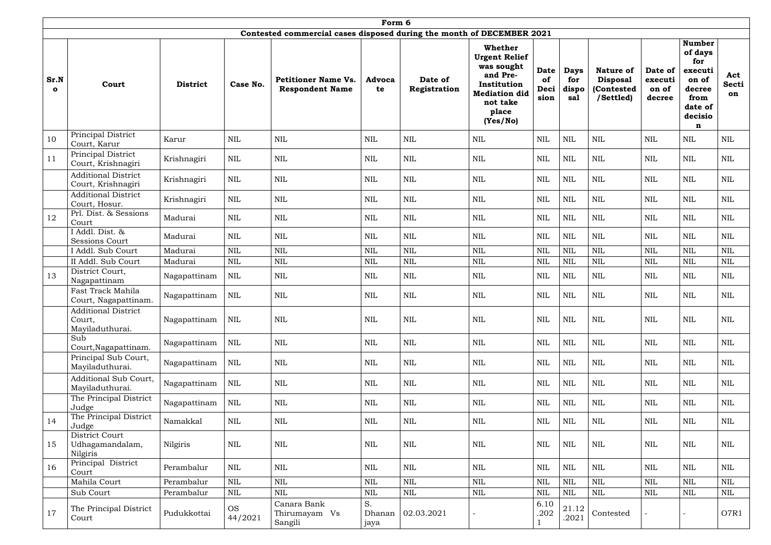| Form 6 | | | | | | | | | | | | | |
|---|---|---|---|---|---|---|---|---|---|---|---|---|---|
| **Contested commercial cases disposed during the month of DECEMBER 2021** | | | | | | | | | | | | | |
| **Sr.No** | **Court** | **District** | **Case No.** | **Petitioner Name Vs. Respondent Name** | **Advocate** | **Date of Registration** | **Whether Urgent Relief was sought and Pre-Institution Mediation did not take place (Yes/No)** | **Date of Decision** | **Days for disposal** | **Nature of Disposal (Contested /Settled)** | **Date of execution of decree** | **Number of days for execution of decree from date of decision** | **Act Section** |
| 10 | Principal District Court, Karur | Karur | NIL | NIL | NIL | NIL | NIL | NIL | NIL | NIL | NIL | NIL | NIL |
| 11 | Principal District Court, Krishnagiri | Krishnagiri | NIL | NIL | NIL | NIL | NIL | NIL | NIL | NIL | NIL | NIL | NIL |
| | Additional District Court, Krishnagiri | Krishnagiri | NIL | NIL | NIL | NIL | NIL | NIL | NIL | NIL | NIL | NIL | NIL |
| | Additional District Court, Hosur. | Krishnagiri | NIL | NIL | NIL | NIL | NIL | NIL | NIL | NIL | NIL | NIL | NIL |
| 12 | Prl. Dist. & Sessions Court | Madurai | NIL | NIL | NIL | NIL | NIL | NIL | NIL | NIL | NIL | NIL | NIL |
| | I Addl. Dist. & Sessions Court | Madurai | NIL | NIL | NIL | NIL | NIL | NIL | NIL | NIL | NIL | NIL | NIL |
| | I Addl. Sub Court | Madurai | NIL | NIL | NIL | NIL | NIL | NIL | NIL | NIL | NIL | NIL | NIL |
| | II Addl. Sub Court | Madurai | NIL | NIL | NIL | NIL | NIL | NIL | NIL | NIL | NIL | NIL | NIL |
| 13 | District Court, Nagapattinam | Nagapattinam | NIL | NIL | NIL | NIL | NIL | NIL | NIL | NIL | NIL | NIL | NIL |
| | Fast Track Mahila Court, Nagapattinam. | Nagapattinam | NIL | NIL | NIL | NIL | NIL | NIL | NIL | NIL | NIL | NIL | NIL |
| | Additional District Court, Mayiladuthurai. | Nagapattinam | NIL | NIL | NIL | NIL | NIL | NIL | NIL | NIL | NIL | NIL | NIL |
| | Sub Court,Nagapattinam. | Nagapattinam | NIL | NIL | NIL | NIL | NIL | NIL | NIL | NIL | NIL | NIL | NIL |
| | Principal Sub Court, Mayiladuthurai. | Nagapattinam | NIL | NIL | NIL | NIL | NIL | NIL | NIL | NIL | NIL | NIL | NIL |
| | Additional Sub Court, Mayiladuthurai. | Nagapattinam | NIL | NIL | NIL | NIL | NIL | NIL | NIL | NIL | NIL | NIL | NIL |
| | The Principal District Judge | Nagapattinam | NIL | NIL | NIL | NIL | NIL | NIL | NIL | NIL | NIL | NIL | NIL |
| 14 | The Principal District Judge | Namakkal | NIL | NIL | NIL | NIL | NIL | NIL | NIL | NIL | NIL | NIL | NIL |
| 15 | District Court Udhagamandalam, Nilgiris | Nilgiris | NIL | NIL | NIL | NIL | NIL | NIL | NIL | NIL | NIL | NIL | NIL |
| 16 | Principal District Court | Perambalur | NIL | NIL | NIL | NIL | NIL | NIL | NIL | NIL | NIL | NIL | NIL |
| | Mahila Court | Perambalur | NIL | NIL | NIL | NIL | NIL | NIL | NIL | NIL | NIL | NIL | NIL |
| | Sub Court | Perambalur | NIL | NIL | NIL | NIL | NIL | NIL | NIL | NIL | NIL | NIL | NIL |
| 17 | The Principal District Court | Pudukkottai | OS 44/2021 | Canara Bank Thirumayam Vs Sangili | S. Dhananjaya | 02.03.2021 | - | 6.10.2021 | 21.12.2021 | Contested | - | - | O7R1 |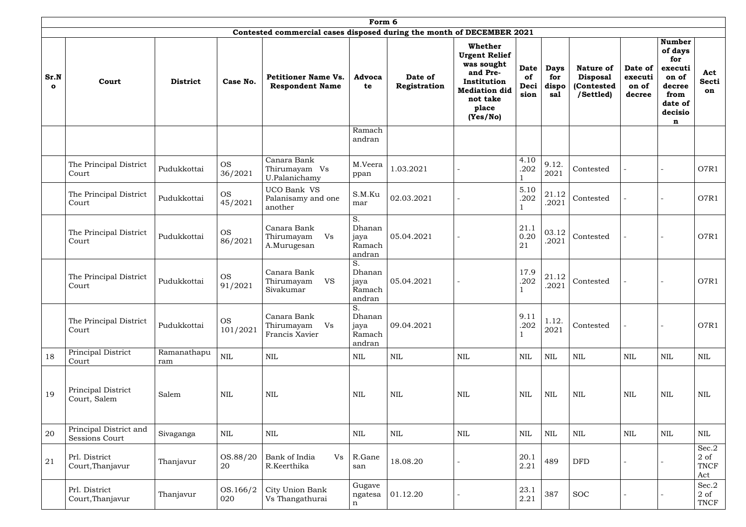| Form 6 | | | | | | | | | | | | | |
|---|---|---|---|---|---|---|---|---|---|---|---|---|---|
| Contested commercial cases disposed during the month of DECEMBER 2021 | | | | | | | | | | | | | |
| Sr.No | Court | District | Case No. | Petitioner Name Vs. Respondent Name | Advocate | Date of Registration | Whether Urgent Relief was sought and Pre-Institution Mediation did not take place (Yes/No) | Date of Decision | Days for disposal | Nature of Disposal (Contested /Settled) | Date of execution of decree | Number of days for execution of decree from date of decision | Act Section |
| | | | | | Ramachandran | | | | | | | | |
| | The Principal District Court | Pudukkottai | OS 36/2021 | Canara Bank Thirumayam Vs U.Palanichamy | M.Veerappan | 1.03.2021 | - | 4.10.2021 | 9.12.2021 | Contested | - | - | O7R1 |
| | The Principal District Court | Pudukkottai | OS 45/2021 | UCO Bank VS Palanisamy and one another | S.M.Kumar | 02.03.2021 | - | 5.10.2021 | 21.12.2021 | Contested | - | - | O7R1 |
| | The Principal District Court | Pudukkottai | OS 86/2021 | Canara Bank Thirumayam Vs A.Murugesan | S. Dhananjaya Ramachandran | 05.04.2021 | - | 21.10.2021 | 03.12.2021 | Contested | - | - | O7R1 |
| | The Principal District Court | Pudukkottai | OS 91/2021 | Canara Bank Thirumayam VS Sivakumar | S. Dhananjaya Ramachandran | 05.04.2021 | - | 17.9.2021 | 21.12.2021 | Contested | - | - | O7R1 |
| | The Principal District Court | Pudukkottai | OS 101/2021 | Canara Bank Thirumayam Vs Francis Xavier | S. Dhananjaya Ramachandran | 09.04.2021 | | 9.11.2021 | 1.12.2021 | Contested | - | - | O7R1 |
| 18 | Principal District Court | Ramanathapuram | NIL | NIL | NIL | NIL | NIL | NIL | NIL | NIL | NIL | NIL | NIL |
| 19 | Principal District Court, Salem | Salem | NIL | NIL | NIL | NIL | NIL | NIL | NIL | NIL | NIL | NIL | NIL |
| 20 | Principal District and Sessions Court | Sivaganga | NIL | NIL | NIL | NIL | NIL | NIL | NIL | NIL | NIL | NIL | NIL |
| 21 | Prl. District Court,Thanjavur | Thanjavur | OS.88/2020 | Bank of India Vs R.Keerthika | R.Ganesan | 18.08.20 | - | 20.12.21 | 489 | DFD | - | - | Sec.22 of TNCF Act |
| | Prl. District Court,Thanjavur | Thanjavur | OS.166/2020 | City Union Bank Vs Thangathurai | Gugavengatesan | 01.12.20 | - | 23.12.21 | 387 | SOC | - | - | Sec.22 of TNCF |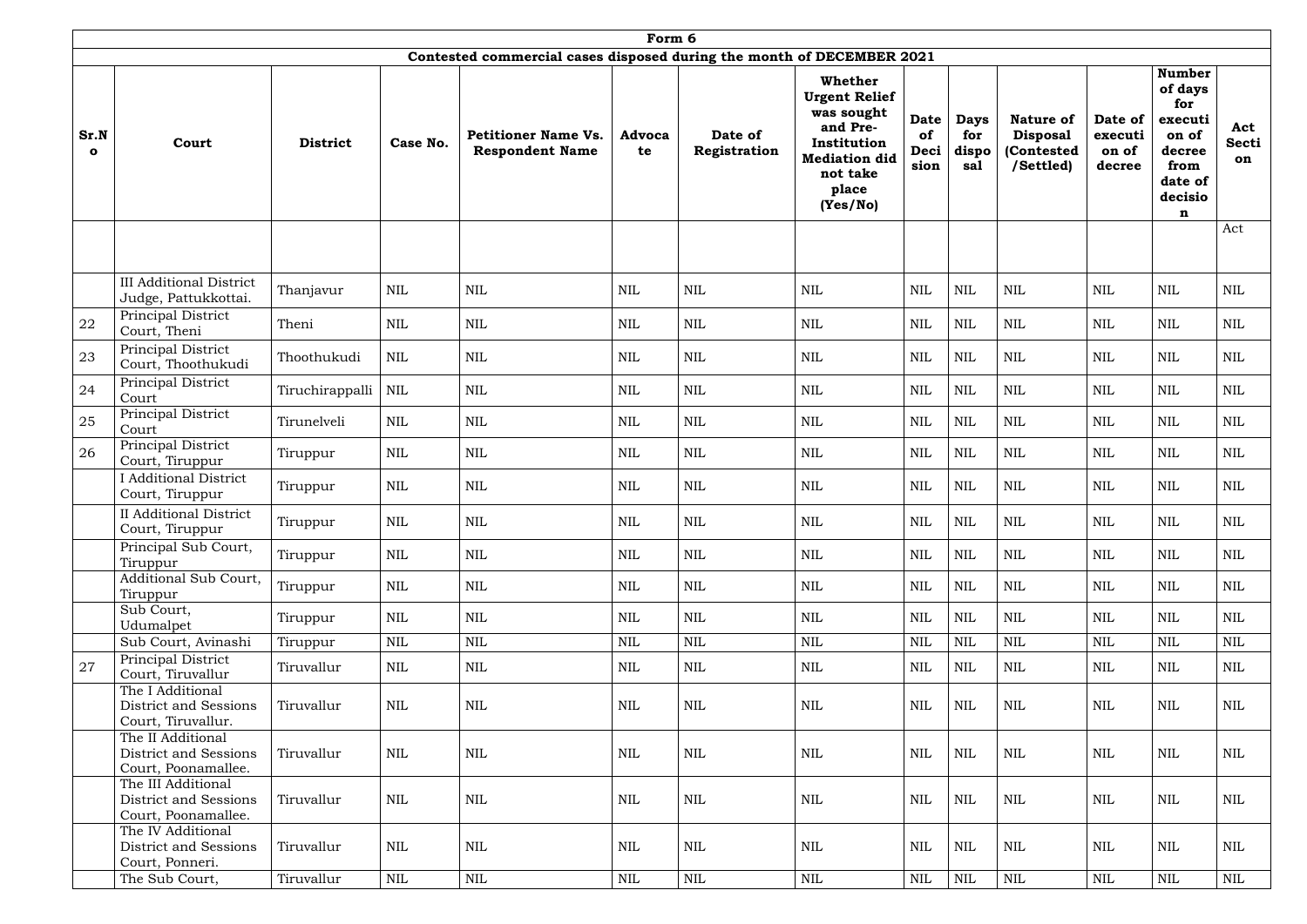| Form 6 | | | | | | | | | | | | | |
|---|---|---|---|---|---|---|---|---|---|---|---|---|---|
| Contested commercial cases disposed during the month of DECEMBER 2021 | | | | | | | | | | | | | |
| **Sr.No** | **Court** | **District** | **Case No.** | **Petitioner Name Vs. Respondent Name** | **Advocate** | **Date of Registration** | **Whether Urgent Relief was sought and Pre-Institution Mediation did not take place (Yes/No)** | **Date of Decision** | **Days for disposal** | **Nature of Disposal (Contested /Settled)** | **Date of execution of decree** | **Number of days for execution of decree from date of decision** | **Act Section** |
| | | | | | | | | | | | | | Act |
| | III Additional District Judge, Pattukkottai. | Thanjavur | NIL | NIL | NIL | NIL | NIL | NIL | NIL | NIL | NIL | NIL | NIL |
| 22 | Principal District Court, Theni | Theni | NIL | NIL | NIL | NIL | NIL | NIL | NIL | NIL | NIL | NIL | NIL |
| 23 | Principal District Court, Thoothukudi | Thoothukudi | NIL | NIL | NIL | NIL | NIL | NIL | NIL | NIL | NIL | NIL | NIL |
| 24 | Principal District Court | Tiruchirappalli | NIL | NIL | NIL | NIL | NIL | NIL | NIL | NIL | NIL | NIL | NIL |
| 25 | Principal District Court | Tirunelveli | NIL | NIL | NIL | NIL | NIL | NIL | NIL | NIL | NIL | NIL | NIL |
| 26 | Principal District Court, Tiruppur | Tiruppur | NIL | NIL | NIL | NIL | NIL | NIL | NIL | NIL | NIL | NIL | NIL |
| | I Additional District Court, Tiruppur | Tiruppur | NIL | NIL | NIL | NIL | NIL | NIL | NIL | NIL | NIL | NIL | NIL |
| | II Additional District Court, Tiruppur | Tiruppur | NIL | NIL | NIL | NIL | NIL | NIL | NIL | NIL | NIL | NIL | NIL |
| | Principal Sub Court, Tiruppur | Tiruppur | NIL | NIL | NIL | NIL | NIL | NIL | NIL | NIL | NIL | NIL | NIL |
| | Additional Sub Court, Tiruppur | Tiruppur | NIL | NIL | NIL | NIL | NIL | NIL | NIL | NIL | NIL | NIL | NIL |
| | Sub Court, Udumalpet | Tiruppur | NIL | NIL | NIL | NIL | NIL | NIL | NIL | NIL | NIL | NIL | NIL |
| | Sub Court, Avinashi | Tiruppur | NIL | NIL | NIL | NIL | NIL | NIL | NIL | NIL | NIL | NIL | NIL |
| 27 | Principal District Court, Tiruvallur | Tiruvallur | NIL | NIL | NIL | NIL | NIL | NIL | NIL | NIL | NIL | NIL | NIL |
| | The I Additional District and Sessions Court, Tiruvallur. | Tiruvallur | NIL | NIL | NIL | NIL | NIL | NIL | NIL | NIL | NIL | NIL | NIL |
| | The II Additional District and Sessions Court, Poonamallee. | Tiruvallur | NIL | NIL | NIL | NIL | NIL | NIL | NIL | NIL | NIL | NIL | NIL |
| | The III Additional District and Sessions Court, Poonamallee. | Tiruvallur | NIL | NIL | NIL | NIL | NIL | NIL | NIL | NIL | NIL | NIL | NIL |
| | The IV Additional District and Sessions Court, Ponneri. | Tiruvallur | NIL | NIL | NIL | NIL | NIL | NIL | NIL | NIL | NIL | NIL | NIL |
| | The Sub Court, | Tiruvallur | NIL | NIL | NIL | NIL | NIL | NIL | NIL | NIL | NIL | NIL | NIL |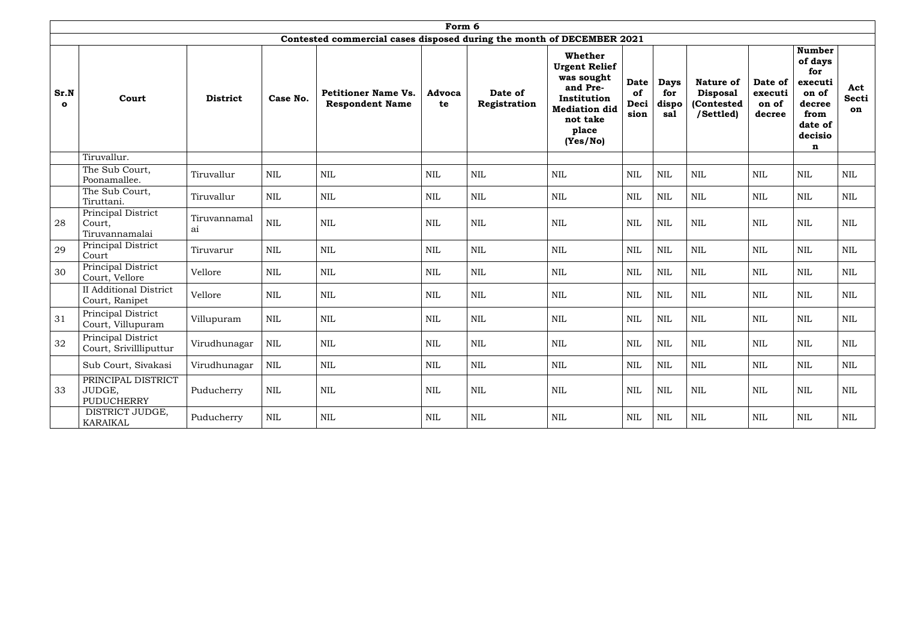| Form 6 | | | | | | | | | | | | | |
|---|---|---|---|---|---|---|---|---|---|---|---|---|---|
| Contested commercial cases disposed during the month of DECEMBER 2021 | | | | | | | | | | | | | |
| **Sr.No** | **Court** | **District** | **Case No.** | **Petitioner Name Vs. Respondent Name** | **Advocate** | **Date of Registration** | **Whether Urgent Relief was sought and Pre-Institution Mediation did not take place (Yes/No)** | **Date of Decision** | **Days for disposal** | **Nature of Disposal (Contested /Settled)** | **Date of execution of decree** | **Number of days for execution of decree from date of decision** | **Act Section** |
| | Tiruvallur. | | | | | | | | | | | | |
| | The Sub Court, Poonamallee. | Tiruvallur | NIL | NIL | NIL | NIL | NIL | NIL | NIL | NIL | NIL | NIL | NIL |
| | The Sub Court, Tiruttani. | Tiruvallur | NIL | NIL | NIL | NIL | NIL | NIL | NIL | NIL | NIL | NIL | NIL |
| 28 | Principal District Court, Tiruvannamalai | Tiruvannamalai | NIL | NIL | NIL | NIL | NIL | NIL | NIL | NIL | NIL | NIL | NIL |
| 29 | Principal District Court | Tiruvarur | NIL | NIL | NIL | NIL | NIL | NIL | NIL | NIL | NIL | NIL | NIL |
| 30 | Principal District Court, Vellore | Vellore | NIL | NIL | NIL | NIL | NIL | NIL | NIL | NIL | NIL | NIL | NIL |
| | II Additional District Court, Ranipet | Vellore | NIL | NIL | NIL | NIL | NIL | NIL | NIL | NIL | NIL | NIL | NIL |
| 31 | Principal District Court, Villupuram | Villupuram | NIL | NIL | NIL | NIL | NIL | NIL | NIL | NIL | NIL | NIL | NIL |
| 32 | Principal District Court, Srivillliputtur | Virudhunagar | NIL | NIL | NIL | NIL | NIL | NIL | NIL | NIL | NIL | NIL | NIL |
| | Sub Court, Sivakasi | Virudhunagar | NIL | NIL | NIL | NIL | NIL | NIL | NIL | NIL | NIL | NIL | NIL |
| 33 | PRINCIPAL DISTRICT JUDGE, PUDUCHERRY | Puducherry | NIL | NIL | NIL | NIL | NIL | NIL | NIL | NIL | NIL | NIL | NIL |
| | DISTRICT JUDGE, KARAIKAL | Puducherry | NIL | NIL | NIL | NIL | NIL | NIL | NIL | NIL | NIL | NIL | NIL |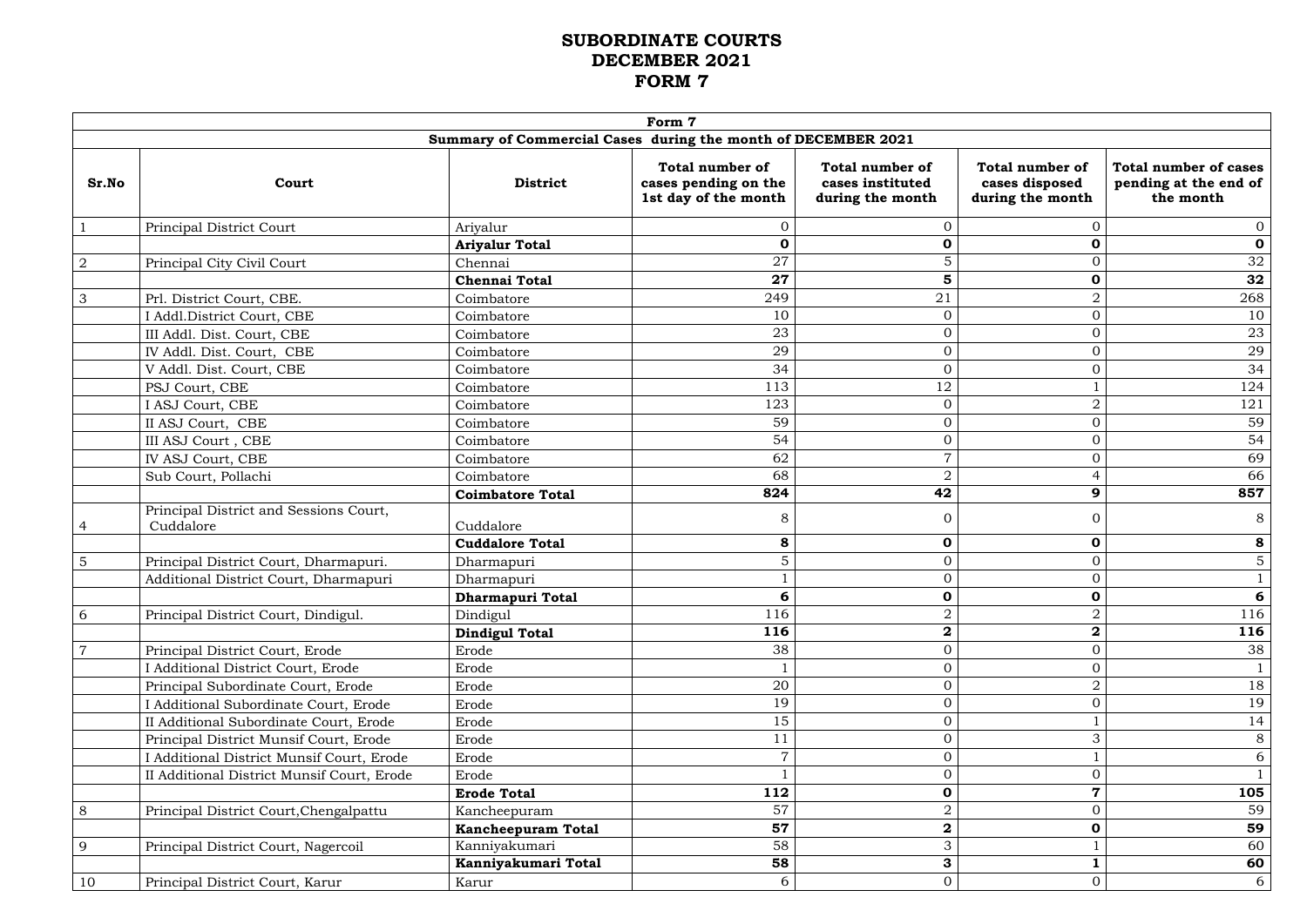# SUBORDINATE COURTS
# DECEMBER 2021
# FORM 7

| Form 7 | | | | | | |
|---|---|---|---|---|---|---|
| **Summary of Commercial Cases during the month of DECEMBER 2021** | | | | | | |
| **Sr.No** | **Court** | **District** | **Total number of cases pending on the 1st day of the month** | **Total number of cases instituted during the month** | **Total number of cases disposed during the month** | **Total number of cases pending at the end of the month** |
| 1 | Principal District Court | Ariyalur | 0 | 0 | 0 | 0 |
| | | **Ariyalur Total** | **0** | **0** | **0** | **0** |
| 2 | Principal City Civil Court | Chennai | 27 | 5 | 0 | 32 |
| | | **Chennai Total** | **27** | **5** | **0** | **32** |
| 3 | Prl. District Court, CBE. | Coimbatore | 249 | 21 | 2 | 268 |
| | I Addl.District Court, CBE | Coimbatore | 10 | 0 | 0 | 10 |
| | III Addl. Dist. Court, CBE | Coimbatore | 23 | 0 | 0 | 23 |
| | IV Addl. Dist. Court, CBE | Coimbatore | 29 | 0 | 0 | 29 |
| | V Addl. Dist. Court, CBE | Coimbatore | 34 | 0 | 0 | 34 |
| | PSJ Court, CBE | Coimbatore | 113 | 12 | 1 | 124 |
| | I ASJ Court, CBE | Coimbatore | 123 | 0 | 2 | 121 |
| | II ASJ Court, CBE | Coimbatore | 59 | 0 | 0 | 59 |
| | III ASJ Court , CBE | Coimbatore | 54 | 0 | 0 | 54 |
| | IV ASJ Court, CBE | Coimbatore | 62 | 7 | 0 | 69 |
| | Sub Court, Pollachi | Coimbatore | 68 | 2 | 4 | 66 |
| | | **Coimbatore Total** | **824** | **42** | **9** | **857** |
| 4 | Principal District and Sessions Court, Cuddalore | Cuddalore | 8 | 0 | 0 | 8 |
| | | **Cuddalore Total** | **8** | **0** | **0** | **8** |
| 5 | Principal District Court, Dharmapuri. | Dharmapuri | 5 | 0 | 0 | 5 |
| | Additional District Court, Dharmapuri | Dharmapuri | 1 | 0 | 0 | 1 |
| | | **Dharmapuri Total** | **6** | **0** | **0** | **6** |
| 6 | Principal District Court, Dindigul. | Dindigul | 116 | 2 | 2 | 116 |
| | | **Dindigul Total** | **116** | **2** | **2** | **116** |
| 7 | Principal District Court, Erode | Erode | 38 | 0 | 0 | 38 |
| | I Additional District Court, Erode | Erode | 1 | 0 | 0 | 1 |
| | Principal Subordinate Court, Erode | Erode | 20 | 0 | 2 | 18 |
| | I Additional Subordinate Court, Erode | Erode | 19 | 0 | 0 | 19 |
| | II Additional Subordinate Court, Erode | Erode | 15 | 0 | 1 | 14 |
| | Principal District Munsif Court, Erode | Erode | 11 | 0 | 3 | 8 |
| | I Additional District Munsif Court, Erode | Erode | 7 | 0 | 1 | 6 |
| | II Additional District Munsif Court, Erode | Erode | 1 | 0 | 0 | 1 |
| | | **Erode Total** | **112** | **0** | **7** | **105** |
| 8 | Principal District Court,Chengalpattu | Kancheepuram | 57 | 2 | 0 | 59 |
| | | **Kancheepuram Total** | **57** | **2** | **0** | **59** |
| 9 | Principal District Court, Nagercoil | Kanniyakumari | 58 | 3 | 1 | 60 |
| | | **Kanniyakumari Total** | **58** | **3** | **1** | **60** |
| 10 | Principal District Court, Karur | Karur | 6 | 0 | 0 | 6 |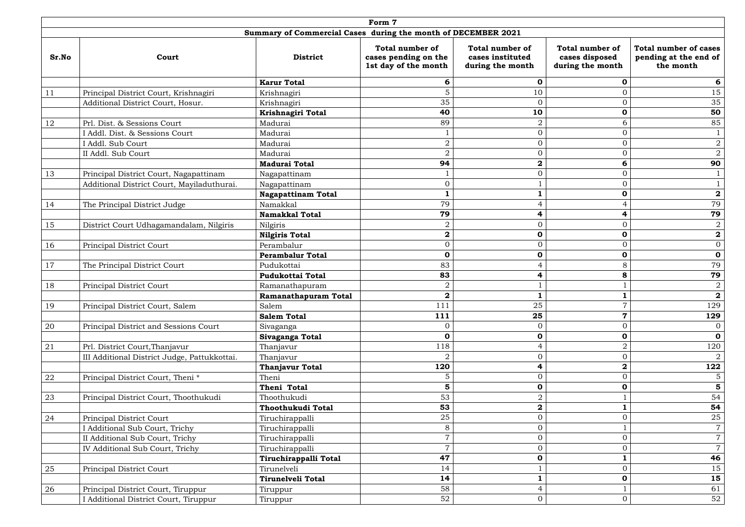**Form 7**

**Summary of Commercial Cases during the month of DECEMBER 2021**

| Sr.No | Court | District | Total number of cases pending on the 1st day of the month | Total number of cases instituted during the month | Total number of cases disposed during the month | Total number of cases pending at the end of the month |
|---|---|---|---|---|---|---|
| | | **Karur Total** | **6** | **0** | **0** | **6** |
| 11 | Principal District Court, Krishnagiri | Krishnagiri | 5 | 10 | 0 | 15 |
| | Additional District Court, Hosur. | Krishnagiri | 35 | 0 | 0 | 35 |
| | | **Krishnagiri Total** | **40** | **10** | **0** | **50** |
| 12 | Prl. Dist. & Sessions Court | Madurai | 89 | 2 | 6 | 85 |
| | I Addl. Dist. & Sessions Court | Madurai | 1 | 0 | 0 | 1 |
| | I Addl. Sub Court | Madurai | 2 | 0 | 0 | 2 |
| | II Addl. Sub Court | Madurai | 2 | 0 | 0 | 2 |
| | | **Madurai Total** | **94** | **2** | **6** | **90** |
| 13 | Principal District Court, Nagapattinam | Nagapattinam | 1 | 0 | 0 | 1 |
| | Additional District Court, Mayiladuthurai. | Nagapattinam | 0 | 1 | 0 | 1 |
| | | **Nagapattinam Total** | **1** | **1** | **0** | **2** |
| 14 | The Principal District Judge | Namakkal | 79 | 4 | 4 | 79 |
| | | **Namakkal Total** | **79** | **4** | **4** | **79** |
| 15 | District Court Udhagamandalam, Nilgiris | Nilgiris | 2 | 0 | 0 | 2 |
| | | **Nilgiris Total** | **2** | **0** | **0** | **2** |
| 16 | Principal District Court | Perambalur | 0 | 0 | 0 | 0 |
| | | **Perambalur Total** | **0** | **0** | **0** | **0** |
| 17 | The Principal District Court | Pudukottai | 83 | 4 | 8 | 79 |
| | | **Pudukottai Total** | **83** | **4** | **8** | **79** |
| 18 | Principal District Court | Ramanathapuram | 2 | 1 | 1 | 2 |
| | | **Ramanathapuram Total** | **2** | **1** | **1** | **2** |
| 19 | Principal District Court, Salem | Salem | 111 | 25 | 7 | 129 |
| | | **Salem Total** | **111** | **25** | **7** | **129** |
| 20 | Principal District and Sessions Court | Sivaganga | 0 | 0 | 0 | 0 |
| | | **Sivaganga Total** | **0** | **0** | **0** | **0** |
| 21 | Prl. District Court,Thanjavur | Thanjavur | 118 | 4 | 2 | 120 |
| | III Additional District Judge, Pattukkottai. | Thanjavur | 2 | 0 | 0 | 2 |
| | | **Thanjavur Total** | **120** | **4** | **2** | **122** |
| 22 | Principal District Court, Theni * | Theni | 5 | 0 | 0 | 5 |
| | | **Theni Total** | **5** | **0** | **0** | **5** |
| 23 | Principal District Court, Thoothukudi | Thoothukudi | 53 | 2 | 1 | 54 |
| | | **Thoothukudi Total** | **53** | **2** | **1** | **54** |
| 24 | Principal District Court | Tiruchirappalli | 25 | 0 | 0 | 25 |
| | I Additional Sub Court, Trichy | Tiruchirappalli | 8 | 0 | 1 | 7 |
| | II Additional Sub Court, Trichy | Tiruchirappalli | 7 | 0 | 0 | 7 |
| | IV Additional Sub Court, Trichy | Tiruchirappalli | 7 | 0 | 0 | 7 |
| | | **Tiruchirappalli Total** | **47** | **0** | **1** | **46** |
| 25 | Principal District Court | Tirunelveli | 14 | 1 | 0 | 15 |
| | | **Tirunelveli Total** | **14** | **1** | **0** | **15** |
| 26 | Principal District Court, Tiruppur | Tiruppur | 58 | 4 | 1 | 61 |
| | I Additional District Court, Tiruppur | Tiruppur | 52 | 0 | 0 | 52 |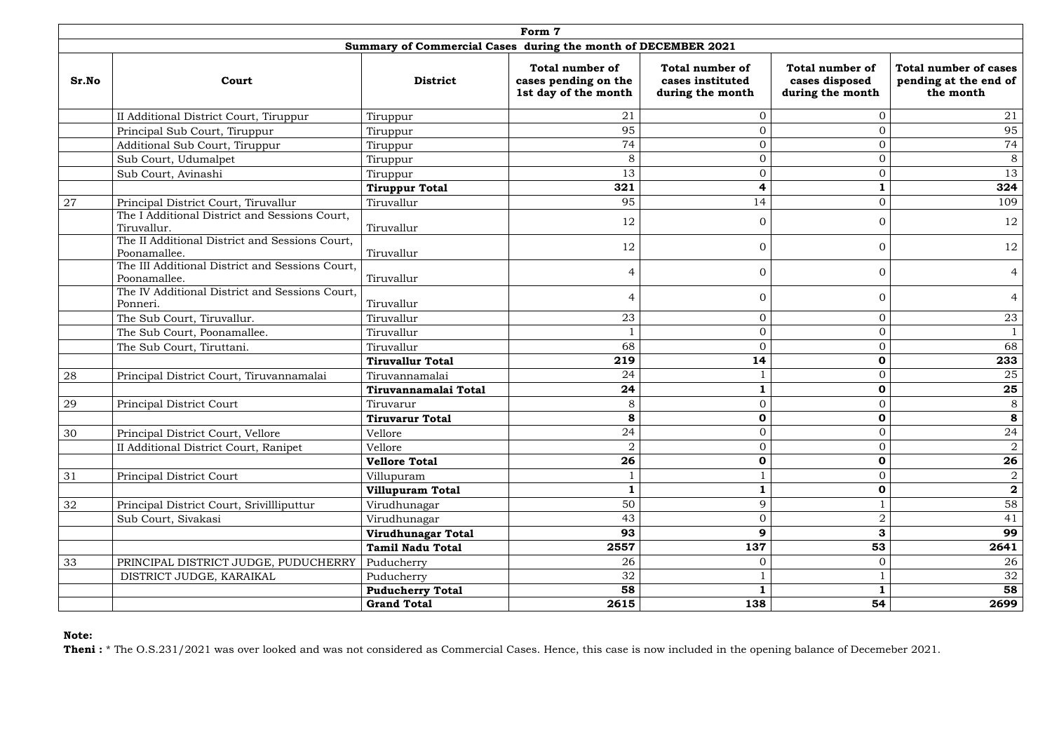| Form 7 | | | | | | |
|---|---|---|---|---|---|---|
| **Summary of Commercial Cases during the month of DECEMBER 2021** | | | | | | |
| **Sr.No** | **Court** | **District** | **Total number of cases pending on the 1st day of the month** | **Total number of cases instituted during the month** | **Total number of cases disposed during the month** | **Total number of cases pending at the end of the month** |
| | II Additional District Court, Tiruppur | Tiruppur | 21 | 0 | 0 | 21 |
| | Principal Sub Court, Tiruppur | Tiruppur | 95 | 0 | 0 | 95 |
| | Additional Sub Court, Tiruppur | Tiruppur | 74 | 0 | 0 | 74 |
| | Sub Court, Udumalpet | Tiruppur | 8 | 0 | 0 | 8 |
| | Sub Court, Avinashi | Tiruppur | 13 | 0 | 0 | 13 |
| | | **Tiruppur Total** | **321** | **4** | **1** | **324** |
| 27 | Principal District Court, Tiruvallur | Tiruvallur | 95 | 14 | 0 | 109 |
| | The I Additional District and Sessions Court, Tiruvallur. | Tiruvallur | 12 | 0 | 0 | 12 |
| | The II Additional District and Sessions Court, Poonamallee. | Tiruvallur | 12 | 0 | 0 | 12 |
| | The III Additional District and Sessions Court, Poonamallee. | Tiruvallur | 4 | 0 | 0 | 4 |
| | The IV Additional District and Sessions Court, Ponneri. | Tiruvallur | 4 | 0 | 0 | 4 |
| | The Sub Court, Tiruvallur. | Tiruvallur | 23 | 0 | 0 | 23 |
| | The Sub Court, Poonamallee. | Tiruvallur | 1 | 0 | 0 | 1 |
| | The Sub Court, Tiruttani. | Tiruvallur | 68 | 0 | 0 | 68 |
| | | **Tiruvallur Total** | **219** | **14** | **0** | **233** |
| 28 | Principal District Court, Tiruvannamalai | Tiruvannamalai | 24 | 1 | 0 | 25 |
| | | **Tiruvannamalai Total** | **24** | **1** | **0** | **25** |
| 29 | Principal District Court | Tiruvarur | 8 | 0 | 0 | 8 |
| | | **Tiruvarur Total** | **8** | **0** | **0** | **8** |
| 30 | Principal District Court, Vellore | Vellore | 24 | 0 | 0 | 24 |
| | II Additional District Court, Ranipet | Vellore | 2 | 0 | 0 | 2 |
| | | **Vellore Total** | **26** | **0** | **0** | **26** |
| 31 | Principal District Court | Villupuram | 1 | 1 | 0 | 2 |
| | | **Villupuram Total** | **1** | **1** | **0** | **2** |
| 32 | Principal District Court, Srivillliputtur | Virudhunagar | 50 | 9 | 1 | 58 |
| | Sub Court, Sivakasi | Virudhunagar | 43 | 0 | 2 | 41 |
| | | **Virudhunagar Total** | **93** | **9** | **3** | **99** |
| | | **Tamil Nadu Total** | **2557** | **137** | **53** | **2641** |
| 33 | PRINCIPAL DISTRICT JUDGE, PUDUCHERRY | Puducherry | 26 | 0 | 0 | 26 |
| | DISTRICT JUDGE, KARAIKAL | Puducherry | 32 | 1 | 1 | 32 |
| | | **Puducherry Total** | **58** | **1** | **1** | **58** |
| | | **Grand Total** | **2615** | **138** | **54** | **2699** |

**Note:**

**Theni :** * The O.S.231/2021 was over looked and was not considered as Commercial Cases. Hence, this case is now included in the opening balance of Decemeber 2021.